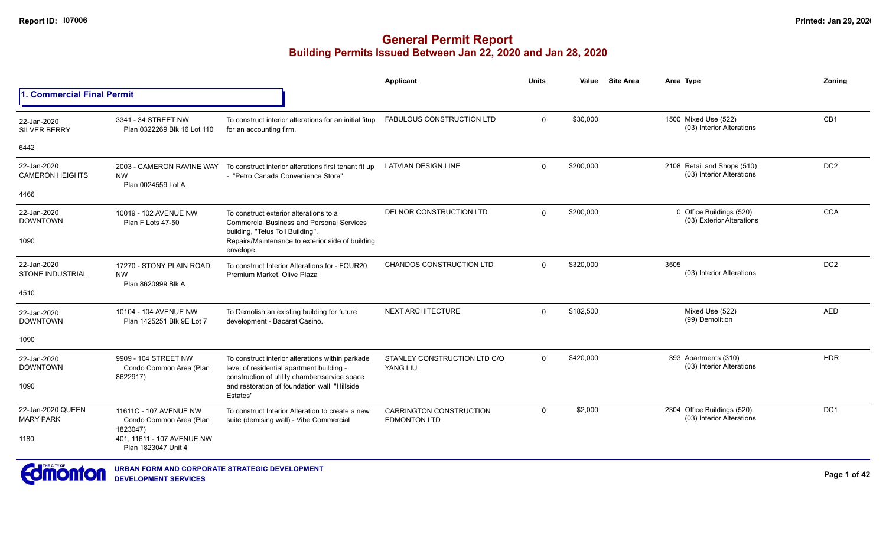# General Permit Report

## Building Permits Issued Between Jan 22, 2020 and Jan 28, 2020

### 1. Commercial Final Permit

| Date / Neighbourhood | Address | Description | Applicant | Units | Value | Site Area | Area | Type | Zoning |
|---|---|---|---|---|---|---|---|---|---|
| 22-Jan-2020 SILVER BERRY 6442 | 3341 - 34 STREET NW Plan 0322269 Blk 16 Lot 110 | To construct interior alterations for an initial fitup for an accounting firm. | FABULOUS CONSTRUCTION LTD | 0 | $30,000 | | 1500 | Mixed Use (522) (03) Interior Alterations | CB1 |
| 22-Jan-2020 CAMERON HEIGHTS 4466 | 2003 - CAMERON RAVINE WAY NW Plan 0024559 Lot A | To construct interior alterations first tenant fit up - "Petro Canada Convenience Store" | LATVIAN DESIGN LINE | 0 | $200,000 | | 2108 | Retail and Shops (510) (03) Interior Alterations | DC2 |
| 22-Jan-2020 DOWNTOWN 1090 | 10019 - 102 AVENUE NW Plan F Lots 47-50 | To construct exterior alterations to a Commercial Business and Personal Services building, "Telus Toll Building". Repairs/Maintenance to exterior side of building envelope. | DELNOR CONSTRUCTION LTD | 0 | $200,000 | | 0 | Office Buildings (520) (03) Exterior Alterations | CCA |
| 22-Jan-2020 STONE INDUSTRIAL 4510 | 17270 - STONY PLAIN ROAD NW Plan 8620999 Blk A | To construct Interior Alterations for - FOUR20 Premium Market, Olive Plaza | CHANDOS CONSTRUCTION LTD | 0 | $320,000 | | 3505 | (03) Interior Alterations | DC2 |
| 22-Jan-2020 DOWNTOWN 1090 | 10104 - 104 AVENUE NW Plan 1425251 Blk 9E Lot 7 | To Demolish an existing building for future development - Bacarat Casino. | NEXT ARCHITECTURE | 0 | $182,500 | | | Mixed Use (522) (99) Demolition | AED |
| 22-Jan-2020 DOWNTOWN 1090 | 9909 - 104 STREET NW Condo Common Area (Plan 8622917) | To construct interior alterations within parkade level of residential apartment building - construction of utility chamber/service space and restoration of foundation wall "Hillside Estates" | STANLEY CONSTRUCTION LTD C/O YANG LIU | 0 | $420,000 | | 393 | Apartments (310) (03) Interior Alterations | HDR |
| 22-Jan-2020 QUEEN MARY PARK 1180 | 11611C - 107 AVENUE NW Condo Common Area (Plan 1823047) 401, 11611 - 107 AVENUE NW Plan 1823047 Unit 4 | To construct Interior Alteration to create a new suite (demising wall) - Vibe Commercial | CARRINGTON CONSTRUCTION EDMONTON LTD | 0 | $2,000 | | 2304 | Office Buildings (520) (03) Interior Alterations | DC1 |

URBAN FORM AND CORPORATE STRATEGIC DEVELOPMENT
DEVELOPMENT SERVICES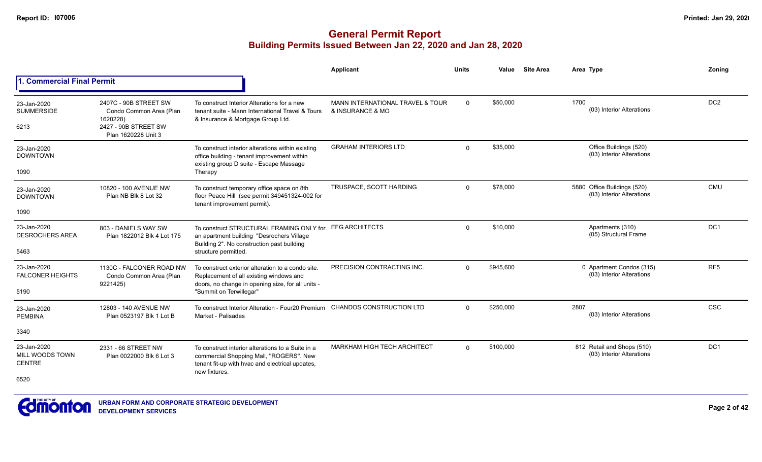# General Permit Report
## Building Permits Issued Between Jan 22, 2020 and Jan 28, 2020

### 1. Commercial Final Permit

| Date / Neighbourhood | Address | Description | Applicant | Units | Value | Site Area | Area | Type | Zoning |
|---|---|---|---|---|---|---|---|---|---|
| 23-Jan-2020 SUMMERSIDE 6213 | 2407C - 90B STREET SW Condo Common Area (Plan 1620228) 2427 - 90B STREET SW Plan 1620228 Unit 3 | To construct Interior Alterations for a new tenant suite - Mann International Travel & Tours & Insurance & Mortgage Group Ltd. | MANN INTERNATIONAL TRAVEL & TOUR & INSURANCE & MO | 0 | $50,000 | | 1700 | (03) Interior Alterations | DC2 |
| 23-Jan-2020 DOWNTOWN 1090 | | To construct interior alterations within existing office building - tenant improvement within existing group D suite - Escape Massage Therapy | GRAHAM INTERIORS LTD | 0 | $35,000 | | | Office Buildings (520) (03) Interior Alterations | |
| 23-Jan-2020 DOWNTOWN 1090 | 10820 - 100 AVENUE NW Plan NB Blk 8 Lot 32 | To construct temporary office space on 8th floor Peace Hill (see permit 349451324-002 for tenant improvement permit). | TRUSPACE, SCOTT HARDING | 0 | $78,000 | | 5880 | Office Buildings (520) (03) Interior Alterations | CMU |
| 23-Jan-2020 DESROCHERS AREA 5463 | 803 - DANIELS WAY SW Plan 1822012 Blk 4 Lot 175 | To construct STRUCTURAL FRAMING ONLY for an apartment building "Desrochers Village Building 2". No construction past building structure permitted. | EFG ARCHITECTS | 0 | $10,000 | | | Apartments (310) (05) Structural Frame | DC1 |
| 23-Jan-2020 FALCONER HEIGHTS 5190 | 1130C - FALCONER ROAD NW Condo Common Area (Plan 9221425) | To construct exterior alteration to a condo site. Replacement of all existing windows and doors, no change in opening size, for all units - "Summit on Terwillegar" | PRECISION CONTRACTING INC. | 0 | $945,600 | | 0 | Apartment Condos (315) (03) Interior Alterations | RF5 |
| 23-Jan-2020 PEMBINA 3340 | 12803 - 140 AVENUE NW Plan 0523197 Blk 1 Lot B | To construct Interior Alteration - Four20 Premium Market - Palisades | CHANDOS CONSTRUCTION LTD | 0 | $250,000 | | 2807 | (03) Interior Alterations | CSC |
| 23-Jan-2020 MILL WOODS TOWN CENTRE 6520 | 2331 - 66 STREET NW Plan 0022000 Blk 6 Lot 3 | To construct interior alterations to a Suite in a commercial Shopping Mall, "ROGERS". New tenant fit-up with hvac and electrical updates, new fixtures. | MARKHAM HIGH TECH ARCHITECT | 0 | $100,000 | | 812 | Retail and Shops (510) (03) Interior Alterations | DC1 |

URBAN FORM AND CORPORATE STRATEGIC DEVELOPMENT
DEVELOPMENT SERVICES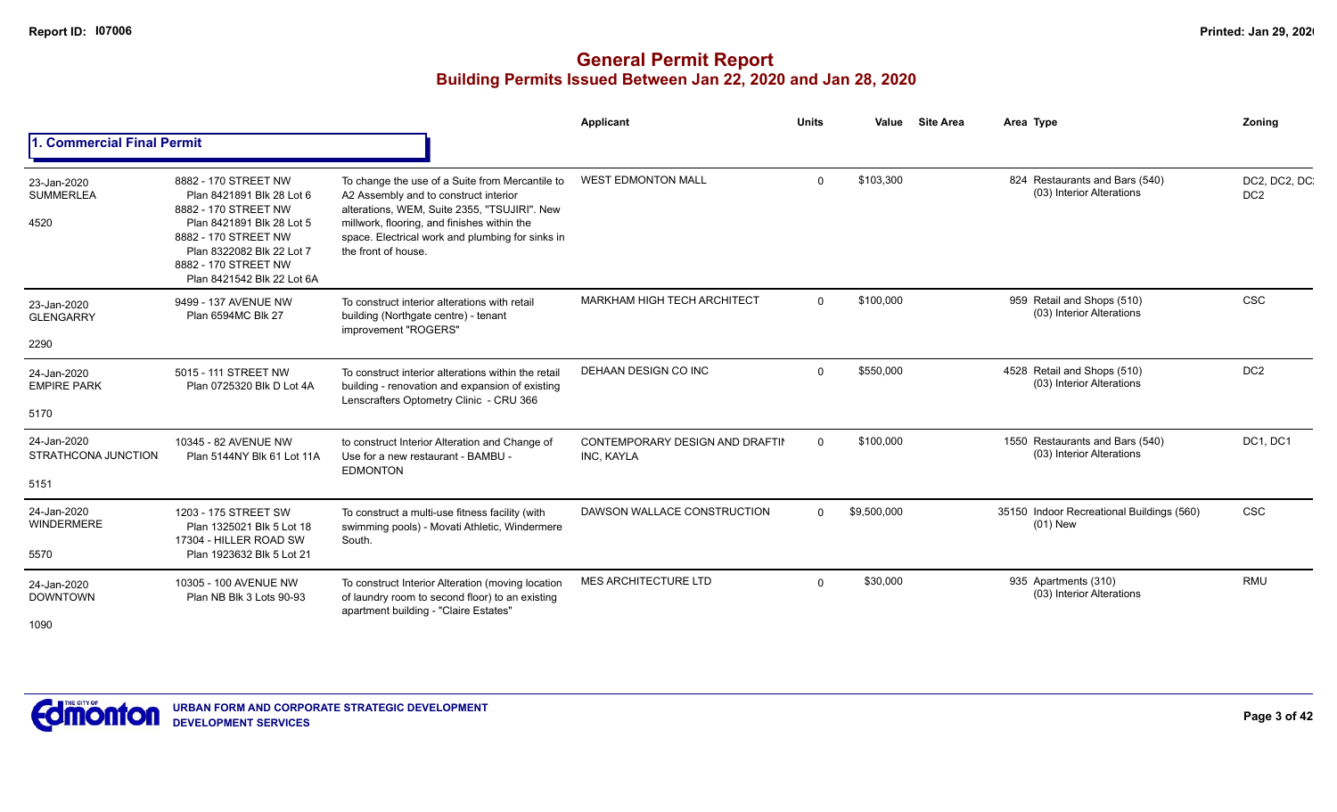# General Permit Report

## Building Permits Issued Between Jan 22, 2020 and Jan 28, 2020

### 1. Commercial Final Permit

| Date / Neighbourhood | Address / Legal | Description | Applicant | Units | Value | Site Area | Area Type | Zoning |
|---|---|---|---|---|---|---|---|---|
| 23-Jan-2020 SUMMERLEA 4520 | 8882 - 170 STREET NW Plan 8421891 Blk 28 Lot 6 8882 - 170 STREET NW Plan 8421891 Blk 28 Lot 5 8882 - 170 STREET NW Plan 8322082 Blk 22 Lot 7 8882 - 170 STREET NW Plan 8421542 Blk 22 Lot 6A | To change the use of a Suite from Mercantile to A2 Assembly and to construct interior alterations, WEM, Suite 2355, "TSUJIRI". New millwork, flooring, and finishes within the space. Electrical work and plumbing for sinks in the front of house. | WEST EDMONTON MALL | 0 | $103,300 | | 824 Restaurants and Bars (540) (03) Interior Alterations | DC2, DC2, DC2, DC2 |
| 23-Jan-2020 GLENGARRY 2290 | 9499 - 137 AVENUE NW Plan 6594MC Blk 27 | To construct interior alterations with retail building (Northgate centre) - tenant improvement "ROGERS" | MARKHAM HIGH TECH ARCHITECT | 0 | $100,000 | | 959 Retail and Shops (510) (03) Interior Alterations | CSC |
| 24-Jan-2020 EMPIRE PARK 5170 | 5015 - 111 STREET NW Plan 0725320 Blk D Lot 4A | To construct interior alterations within the retail building - renovation and expansion of existing Lenscrafters Optometry Clinic - CRU 366 | DEHAAN DESIGN CO INC | 0 | $550,000 | | 4528 Retail and Shops (510) (03) Interior Alterations | DC2 |
| 24-Jan-2020 STRATHCONA JUNCTION 5151 | 10345 - 82 AVENUE NW Plan 5144NY Blk 61 Lot 11A | to construct Interior Alteration and Change of Use for a new restaurant - BAMBU - EDMONTON | CONTEMPORARY DESIGN AND DRAFTIN INC, KAYLA | 0 | $100,000 | | 1550 Restaurants and Bars (540) (03) Interior Alterations | DC1, DC1 |
| 24-Jan-2020 WINDERMERE 5570 | 1203 - 175 STREET SW Plan 1325021 Blk 5 Lot 18 17304 - HILLER ROAD SW Plan 1923632 Blk 5 Lot 21 | To construct a multi-use fitness facility (with swimming pools) - Movati Athletic, Windermere South. | DAWSON WALLACE CONSTRUCTION | 0 | $9,500,000 | | 35150 Indoor Recreational Buildings (560) (01) New | CSC |
| 24-Jan-2020 DOWNTOWN 1090 | 10305 - 100 AVENUE NW Plan NB Blk 3 Lots 90-93 | To construct Interior Alteration (moving location of laundry room to second floor) to an existing apartment building - "Claire Estates" | MES ARCHITECTURE LTD | 0 | $30,000 | | 935 Apartments (310) (03) Interior Alterations | RMU |

URBAN FORM AND CORPORATE STRATEGIC DEVELOPMENT
DEVELOPMENT SERVICES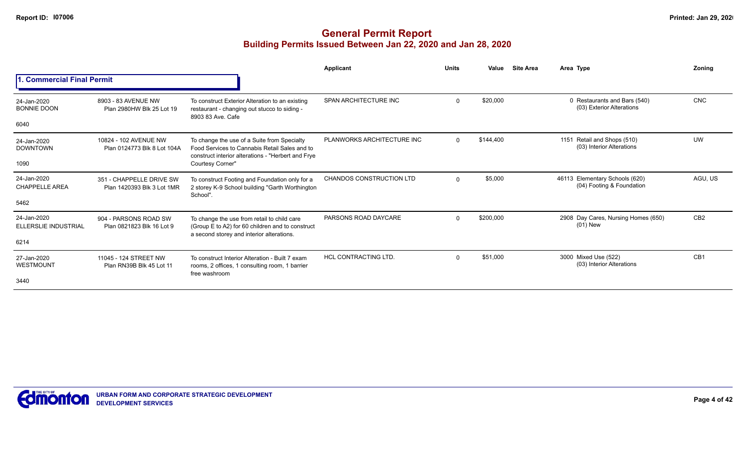# General Permit Report

## Building Permits Issued Between Jan 22, 2020 and Jan 28, 2020

### 1. Commercial Final Permit

| Date / Neighbourhood | Address / Legal | Description | Applicant | Units | Value | Site Area | Area | Type | Zoning |
|---|---|---|---|---|---|---|---|---|---|
| 24-Jan-2020 BONNIE DOON 6040 | 8903 - 83 AVENUE NW Plan 2980HW Blk 25 Lot 19 | To construct Exterior Alteration to an existing restaurant - changing out stucco to siding - 8903 83 Ave. Cafe | SPAN ARCHITECTURE INC | 0 | $20,000 | | 0 | Restaurants and Bars (540) (03) Exterior Alterations | CNC |
| 24-Jan-2020 DOWNTOWN 1090 | 10824 - 102 AVENUE NW Plan 0124773 Blk 8 Lot 104A | To change the use of a Suite from Specialty Food Services to Cannabis Retail Sales and to construct interior alterations - "Herbert and Frye Courtesy Corner" | PLANWORKS ARCHITECTURE INC | 0 | $144,400 | | 1151 | Retail and Shops (510) (03) Interior Alterations | UW |
| 24-Jan-2020 CHAPPELLE AREA 5462 | 351 - CHAPPELLE DRIVE SW Plan 1420393 Blk 3 Lot 1MR | To construct Footing and Foundation only for a 2 storey K-9 School building "Garth Worthington School". | CHANDOS CONSTRUCTION LTD | 0 | $5,000 | | 46113 | Elementary Schools (620) (04) Footing & Foundation | AGU, US |
| 24-Jan-2020 ELLERSLIE INDUSTRIAL 6214 | 904 - PARSONS ROAD SW Plan 0821823 Blk 16 Lot 9 | To change the use from retail to child care (Group E to A2) for 60 children and to construct a second storey and interior alterations. | PARSONS ROAD DAYCARE | 0 | $200,000 | | 2908 | Day Cares, Nursing Homes (650) (01) New | CB2 |
| 27-Jan-2020 WESTMOUNT 3440 | 11045 - 124 STREET NW Plan RN39B Blk 45 Lot 11 | To construct Interior Alteration - Built 7 exam rooms, 2 offices, 1 consulting room, 1 barrier free washroom | HCL CONTRACTING LTD. | 0 | $51,000 | | 3000 | Mixed Use (522) (03) Interior Alterations | CB1 |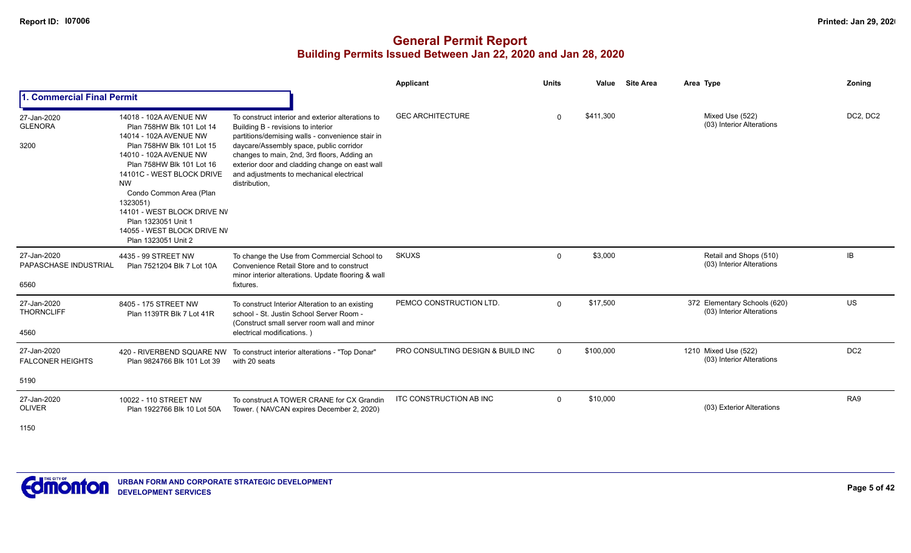# General Permit Report

## Building Permits Issued Between Jan 22, 2020 and Jan 28, 2020

### 1. Commercial Final Permit

| Date / Neighbourhood | Address / Legal | Description | Applicant | Units | Value | Site Area | Area | Type | Zoning |
|---|---|---|---|---|---|---|---|---|---|
| 27-Jan-2020 GLENORA 3200 | 14018 - 102A AVENUE NW Plan 758HW Blk 101 Lot 14; 14014 - 102A AVENUE NW Plan 758HW Blk 101 Lot 15; 14010 - 102A AVENUE NW Plan 758HW Blk 101 Lot 16; 14101C - WEST BLOCK DRIVE NW Condo Common Area (Plan 1323051); 14101 - WEST BLOCK DRIVE NW Plan 1323051 Unit 1; 14055 - WEST BLOCK DRIVE NW Plan 1323051 Unit 2 | To construct interior and exterior alterations to Building B - revisions to interior partitions/demising walls - convenience stair in daycare/Assembly space, public corridor changes to main, 2nd, 3rd floors, Adding an exterior door and cladding change on east wall and adjustments to mechanical electrical distribution, | GEC ARCHITECTURE | 0 | $411,300 | | | Mixed Use (522) (03) Interior Alterations | DC2, DC2 |
| 27-Jan-2020 PAPASCHASE INDUSTRIAL 6560 | 4435 - 99 STREET NW Plan 7521204 Blk 7 Lot 10A | To change the Use from Commercial School to Convenience Retail Store and to construct minor interior alterations. Update flooring & wall fixtures. | SKUXS | 0 | $3,000 | | | Retail and Shops (510) (03) Interior Alterations | IB |
| 27-Jan-2020 THORNCLIFF 4560 | 8405 - 175 STREET NW Plan 1139TR Blk 7 Lot 41R | To construct Interior Alteration to an existing school - St. Justin School Server Room - (Construct small server room wall and minor electrical modifications. ) | PEMCO CONSTRUCTION LTD. | 0 | $17,500 | | 372 | Elementary Schools (620) (03) Interior Alterations | US |
| 27-Jan-2020 FALCONER HEIGHTS 5190 | 420 - RIVERBEND SQUARE NW Plan 9824766 Blk 101 Lot 39 | To construct interior alterations - "Top Donar" with 20 seats | PRO CONSULTING DESIGN & BUILD INC | 0 | $100,000 | | 1210 | Mixed Use (522) (03) Interior Alterations | DC2 |
| 27-Jan-2020 OLIVER 1150 | 10022 - 110 STREET NW Plan 1922766 Blk 10 Lot 50A | To construct A TOWER CRANE for CX Grandin Tower. ( NAVCAN expires December 2, 2020) | ITC CONSTRUCTION AB INC | 0 | $10,000 | | | (03) Exterior Alterations | RA9 |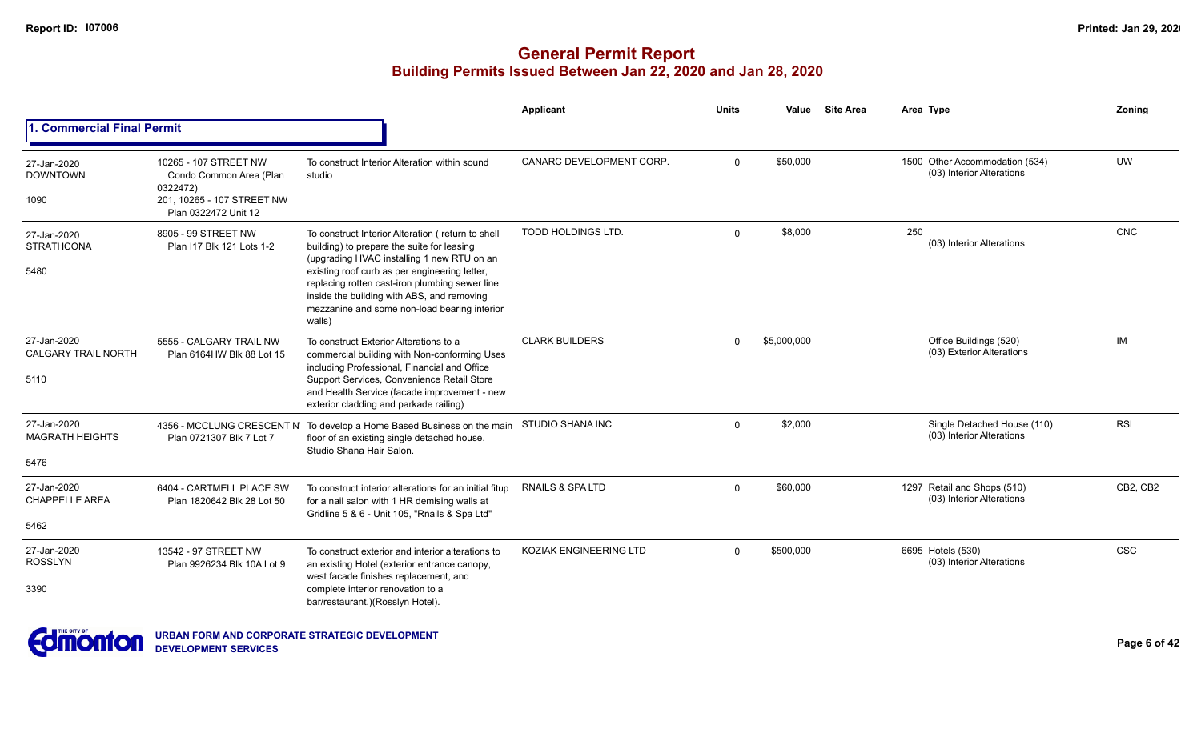# General Permit Report
## Building Permits Issued Between Jan 22, 2020 and Jan 28, 2020

### 1. Commercial Final Permit

| Date / Neighbourhood | Address / Legal | Description | Applicant | Units | Value | Site Area | Area | Type | Zoning |
|---|---|---|---|---|---|---|---|---|---|
| 27-Jan-2020 DOWNTOWN 1090 | 10265 - 107 STREET NW Condo Common Area (Plan 0322472) 201, 10265 - 107 STREET NW Plan 0322472 Unit 12 | To construct Interior Alteration within sound studio | CANARC DEVELOPMENT CORP. | 0 | $50,000 | | 1500 | Other Accommodation (534) (03) Interior Alterations | UW |
| 27-Jan-2020 STRATHCONA 5480 | 8905 - 99 STREET NW Plan I17 Blk 121 Lots 1-2 | To construct Interior Alteration ( return to shell building) to prepare the suite for leasing (upgrading HVAC installing 1 new RTU on an existing roof curb as per engineering letter, replacing rotten cast-iron plumbing sewer line inside the building with ABS, and removing mezzanine and some non-load bearing interior walls) | TODD HOLDINGS LTD. | 0 | $8,000 | | 250 | (03) Interior Alterations | CNC |
| 27-Jan-2020 CALGARY TRAIL NORTH 5110 | 5555 - CALGARY TRAIL NW Plan 6164HW Blk 88 Lot 15 | To construct Exterior Alterations to a commercial building with Non-conforming Uses including Professional, Financial and Office Support Services, Convenience Retail Store and Health Service (facade improvement - new exterior cladding and parkade railing) | CLARK BUILDERS | 0 | $5,000,000 | | | Office Buildings (520) (03) Exterior Alterations | IM |
| 27-Jan-2020 MAGRATH HEIGHTS 5476 | 4356 - MCCLUNG CRESCENT NW Plan 0721307 Blk 7 Lot 7 | To develop a Home Based Business on the main floor of an existing single detached house. Studio Shana Hair Salon. | STUDIO SHANA INC | 0 | $2,000 | | | Single Detached House (110) (03) Interior Alterations | RSL |
| 27-Jan-2020 CHAPPELLE AREA 5462 | 6404 - CARTMELL PLACE SW Plan 1820642 Blk 28 Lot 50 | To construct interior alterations for an initial fitup for a nail salon with 1 HR demising walls at Gridline 5 & 6 - Unit 105, "Rnails & Spa Ltd" | RNAILS & SPA LTD | 0 | $60,000 | | 1297 | Retail and Shops (510) (03) Interior Alterations | CB2, CB2 |
| 27-Jan-2020 ROSSLYN 3390 | 13542 - 97 STREET NW Plan 9926234 Blk 10A Lot 9 | To construct exterior and interior alterations to an existing Hotel (exterior entrance canopy, west facade finishes replacement, and complete interior renovation to a bar/restaurant.)(Rosslyn Hotel). | KOZIAK ENGINEERING LTD | 0 | $500,000 | | 6695 | Hotels (530) (03) Interior Alterations | CSC |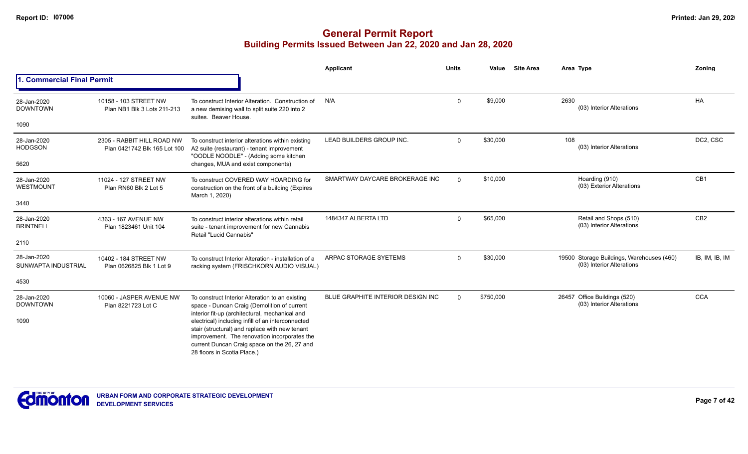# General Permit Report

## Building Permits Issued Between Jan 22, 2020 and Jan 28, 2020

### 1. Commercial Final Permit

| Date / Neighbourhood | Address / Legal | Description | Applicant | Units | Value | Site Area | Area | Type | Zoning |
|---|---|---|---|---|---|---|---|---|---|
| 28-Jan-2020 DOWNTOWN 1090 | 10158 - 103 STREET NW Plan NB1 Blk 3 Lots 211-213 | To construct Interior Alteration. Construction of a new demising wall to split suite 220 into 2 suites. Beaver House. | N/A | 0 | $9,000 | | 2630 | (03) Interior Alterations | HA |
| 28-Jan-2020 HODGSON 5620 | 2305 - RABBIT HILL ROAD NW Plan 0421742 Blk 165 Lot 100 | To construct interior alterations within existing A2 suite (restaurant) - tenant improvement "OODLE NOODLE" - (Adding some kitchen changes, MUA and exist components) | LEAD BUILDERS GROUP INC. | 0 | $30,000 | | 108 | (03) Interior Alterations | DC2, CSC |
| 28-Jan-2020 WESTMOUNT 3440 | 11024 - 127 STREET NW Plan RN60 Blk 2 Lot 5 | To construct COVERED WAY HOARDING for construction on the front of a building (Expires March 1, 2020) | SMARTWAY DAYCARE BROKERAGE INC | 0 | $10,000 | | | Hoarding (910) (03) Exterior Alterations | CB1 |
| 28-Jan-2020 BRINTNELL 2110 | 4363 - 167 AVENUE NW Plan 1823461 Unit 104 | To construct interior alterations within retail suite - tenant improvement for new Cannabis Retail "Lucid Cannabis" | 1484347 ALBERTA LTD | 0 | $65,000 | | | Retail and Shops (510) (03) Interior Alterations | CB2 |
| 28-Jan-2020 SUNWAPTA INDUSTRIAL 4530 | 10402 - 184 STREET NW Plan 0626825 Blk 1 Lot 9 | To construct Interior Alteration - installation of a racking system (FRISCHKORN AUDIO VISUAL) | ARPAC STORAGE SYETEMS | 0 | $30,000 | | 19500 | Storage Buildings, Warehouses (460) (03) Interior Alterations | IB, IM, IB, IM |
| 28-Jan-2020 DOWNTOWN 1090 | 10060 - JASPER AVENUE NW Plan 8221723 Lot C | To construct Interior Alteration to an existing space - Duncan Craig (Demolition of current interior fit-up (architectural, mechanical and electrical) including infill of an interconnected stair (structural) and replace with new tenant improvement. The renovation incorporates the current Duncan Craig space on the 26, 27 and 28 floors in Scotia Place.) | BLUE GRAPHITE INTERIOR DESIGN INC | 0 | $750,000 | | 26457 | Office Buildings (520) (03) Interior Alterations | CCA |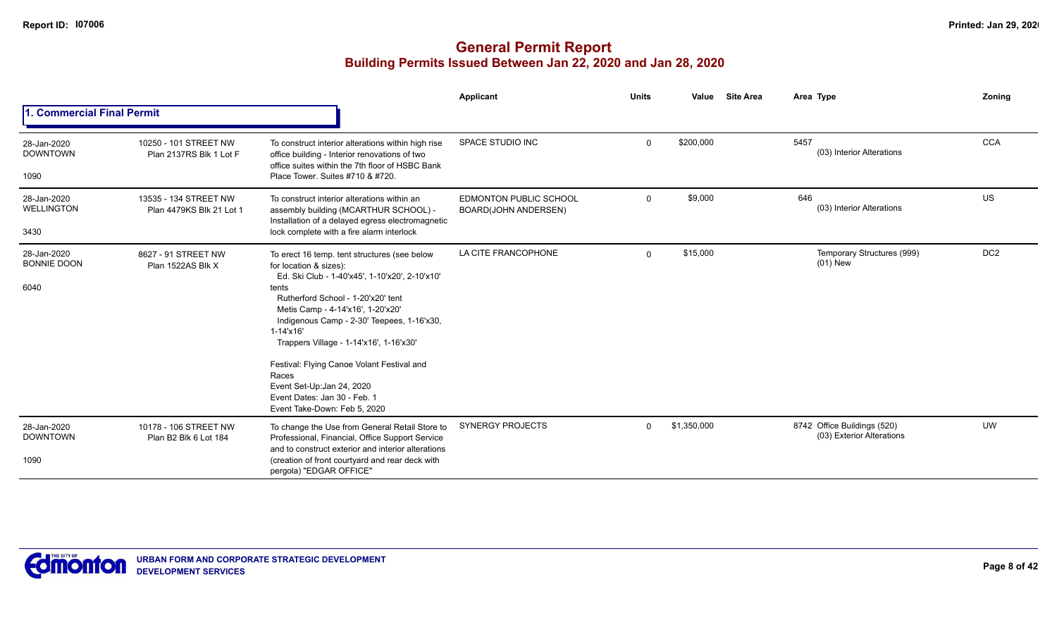# General Permit Report

## Building Permits Issued Between Jan 22, 2020 and Jan 28, 2020

### 1. Commercial Final Permit

| Date / Neighbourhood | Address / Legal | Description | Applicant | Units | Value | Site Area | Area | Type | Zoning |
|---|---|---|---|---|---|---|---|---|---|
| 28-Jan-2020 DOWNTOWN 1090 | 10250 - 101 STREET NW Plan 2137RS Blk 1 Lot F | To construct interior alterations within high rise office building - Interior renovations of two office suites within the 7th floor of HSBC Bank Place Tower. Suites #710 & #720. | SPACE STUDIO INC | 0 | $200,000 | | 5457 | (03) Interior Alterations | CCA |
| 28-Jan-2020 WELLINGTON 3430 | 13535 - 134 STREET NW Plan 4479KS Blk 21 Lot 1 | To construct interior alterations within an assembly building (MCARTHUR SCHOOL) - Installation of a delayed egress electromagnetic lock complete with a fire alarm interlock | EDMONTON PUBLIC SCHOOL BOARD(JOHN ANDERSEN) | 0 | $9,000 | | 646 | (03) Interior Alterations | US |
| 28-Jan-2020 BONNIE DOON 6040 | 8627 - 91 STREET NW Plan 1522AS Blk X | To erect 16 temp. tent structures (see below for location & sizes): Ed. Ski Club - 1-40'x45', 1-10'x20', 2-10'x10' tents; Rutherford School - 1-20'x20' tent; Metis Camp - 4-14'x16', 1-20'x20'; Indigenous Camp - 2-30' Teepees, 1-16'x30, 1-14'x16'; Trappers Village - 1-14'x16', 1-16'x30'. Festival: Flying Canoe Volant Festival and Races. Event Set-Up:Jan 24, 2020. Event Dates: Jan 30 - Feb. 1. Event Take-Down: Feb 5, 2020 | LA CITE FRANCOPHONE | 0 | $15,000 | | | Temporary Structures (999) (01) New | DC2 |
| 28-Jan-2020 DOWNTOWN 1090 | 10178 - 106 STREET NW Plan B2 Blk 6 Lot 184 | To change the Use from General Retail Store to Professional, Financial, Office Support Service and to construct exterior and interior alterations (creation of front courtyard and rear deck with pergola) "EDGAR OFFICE" | SYNERGY PROJECTS | 0 | $1,350,000 | | 8742 | Office Buildings (520) (03) Exterior Alterations | UW |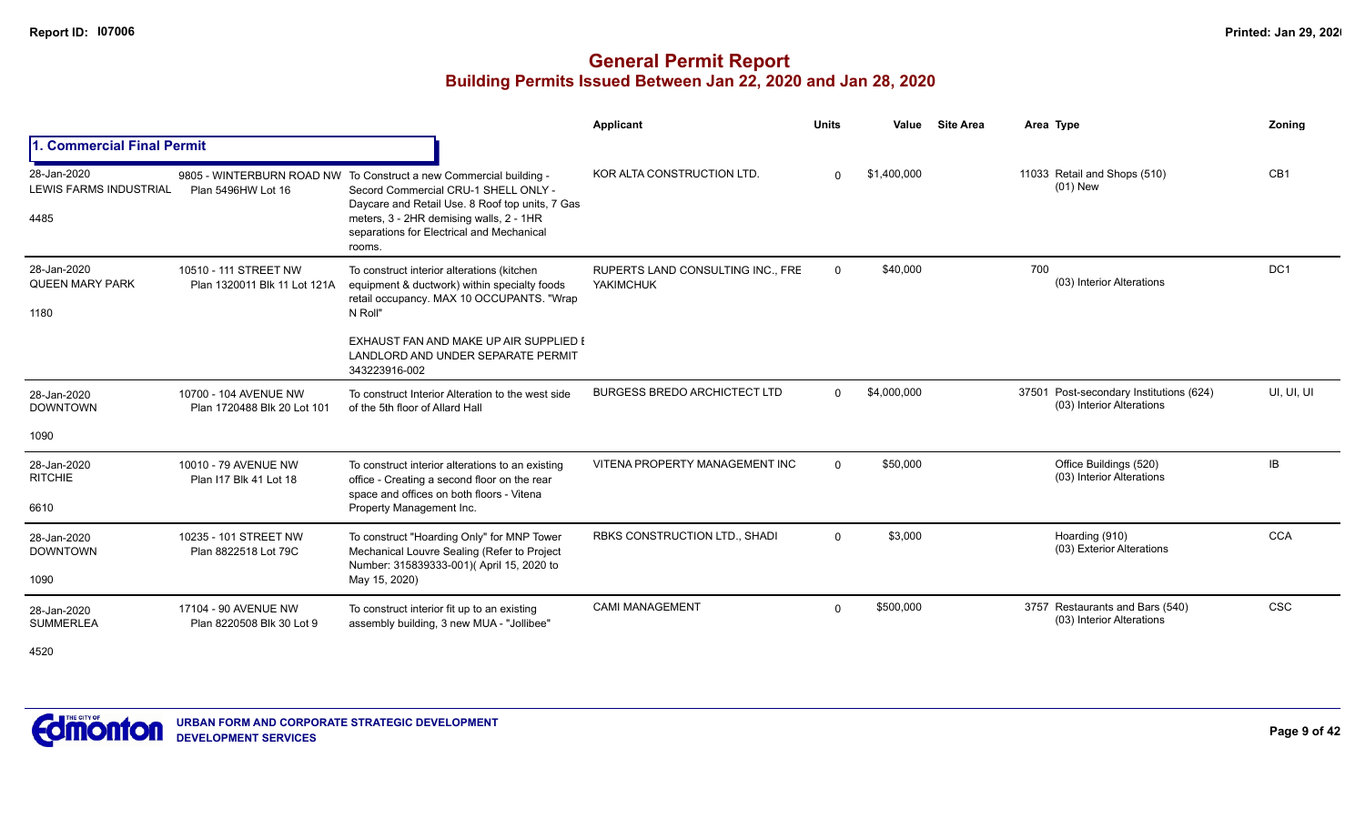# General Permit Report

## Building Permits Issued Between Jan 22, 2020 and Jan 28, 2020

### 1. Commercial Final Permit

| Date / Neighbourhood | Address / Legal | Description | Applicant | Units | Value | Site Area | Area | Type | Zoning |
|---|---|---|---|---|---|---|---|---|---|
| 28-Jan-2020 LEWIS FARMS INDUSTRIAL 4485 | 9805 - WINTERBURN ROAD NW Plan 5496HW Lot 16 | To Construct a new Commercial building - Secord Commercial CRU-1 SHELL ONLY - Daycare and Retail Use. 8 Roof top units, 7 Gas meters, 3 - 2HR demising walls, 2 - 1HR separations for Electrical and Mechanical rooms. | KOR ALTA CONSTRUCTION LTD. | 0 | $1,400,000 | | 11033 | Retail and Shops (510) (01) New | CB1 |
| 28-Jan-2020 QUEEN MARY PARK 1180 | 10510 - 111 STREET NW Plan 1320011 Blk 11 Lot 121A | To construct interior alterations (kitchen equipment & ductwork) within specialty foods retail occupancy. MAX 10 OCCUPANTS. "Wrap N Roll" EXHAUST FAN AND MAKE UP AIR SUPPLIED BY LANDLORD AND UNDER SEPARATE PERMIT 343223916-002 | RUPERTS LAND CONSULTING INC., FRE YAKIMCHUK | 0 | $40,000 | | 700 | (03) Interior Alterations | DC1 |
| 28-Jan-2020 DOWNTOWN 1090 | 10700 - 104 AVENUE NW Plan 1720488 Blk 20 Lot 101 | To construct Interior Alteration to the west side of the 5th floor of Allard Hall | BURGESS BREDO ARCHICTECT LTD | 0 | $4,000,000 | | 37501 | Post-secondary Institutions (624) (03) Interior Alterations | UI, UI, UI |
| 28-Jan-2020 RITCHIE 6610 | 10010 - 79 AVENUE NW Plan I17 Blk 41 Lot 18 | To construct interior alterations to an existing office - Creating a second floor on the rear space and offices on both floors - Vitena Property Management Inc. | VITENA PROPERTY MANAGEMENT INC | 0 | $50,000 | | | Office Buildings (520) (03) Interior Alterations | IB |
| 28-Jan-2020 DOWNTOWN 1090 | 10235 - 101 STREET NW Plan 8822518 Lot 79C | To construct "Hoarding Only" for MNP Tower Mechanical Louvre Sealing (Refer to Project Number: 315839333-001)( April 15, 2020 to May 15, 2020) | RBKS CONSTRUCTION LTD., SHADI | 0 | $3,000 | | | Hoarding (910) (03) Exterior Alterations | CCA |
| 28-Jan-2020 SUMMERLEA 4520 | 17104 - 90 AVENUE NW Plan 8220508 Blk 30 Lot 9 | To construct interior fit up to an existing assembly building, 3 new MUA - "Jollibee" | CAMI MANAGEMENT | 0 | $500,000 | | 3757 | Restaurants and Bars (540) (03) Interior Alterations | CSC |

URBAN FORM AND CORPORATE STRATEGIC DEVELOPMENT
DEVELOPMENT SERVICES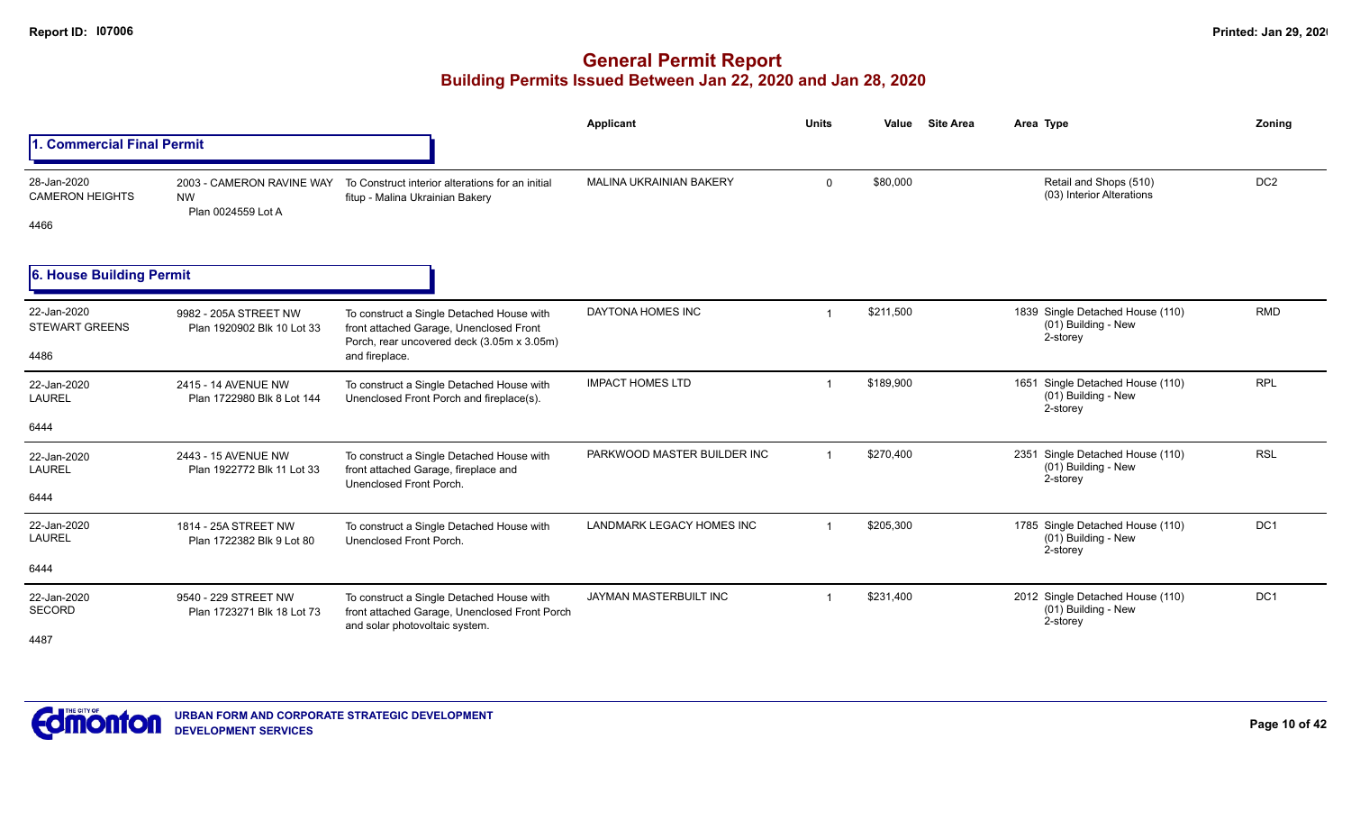## General Permit Report
### Building Permits Issued Between Jan 22, 2020 and Jan 28, 2020

### 1. Commercial Final Permit

| Date / Neighbourhood | Address / Legal | Description | Applicant | Units | Value | Site Area | Area | Type | Zoning |
|---|---|---|---|---|---|---|---|---|---|
| 28-Jan-2020 CAMERON HEIGHTS 4466 | 2003 - CAMERON RAVINE WAY NW Plan 0024559 Lot A | To Construct interior alterations for an initial fitup - Malina Ukrainian Bakery | MALINA UKRAINIAN BAKERY | 0 | $80,000 | | | Retail and Shops (510) (03) Interior Alterations | DC2 |

### 6. House Building Permit

| Date / Neighbourhood | Address / Legal | Description | Applicant | Units | Value | Site Area | Area | Type | Zoning |
|---|---|---|---|---|---|---|---|---|---|
| 22-Jan-2020 STEWART GREENS 4486 | 9982 - 205A STREET NW Plan 1920902 Blk 10 Lot 33 | To construct a Single Detached House with front attached Garage, Unenclosed Front Porch, rear uncovered deck (3.05m x 3.05m) and fireplace. | DAYTONA HOMES INC | 1 | $211,500 | | 1839 | Single Detached House (110) (01) Building - New 2-storey | RMD |
| 22-Jan-2020 LAUREL 6444 | 2415 - 14 AVENUE NW Plan 1722980 Blk 8 Lot 144 | To construct a Single Detached House with Unenclosed Front Porch and fireplace(s). | IMPACT HOMES LTD | 1 | $189,900 | | 1651 | Single Detached House (110) (01) Building - New 2-storey | RPL |
| 22-Jan-2020 LAUREL 6444 | 2443 - 15 AVENUE NW Plan 1922772 Blk 11 Lot 33 | To construct a Single Detached House with front attached Garage, fireplace and Unenclosed Front Porch. | PARKWOOD MASTER BUILDER INC | 1 | $270,400 | | 2351 | Single Detached House (110) (01) Building - New 2-storey | RSL |
| 22-Jan-2020 LAUREL 6444 | 1814 - 25A STREET NW Plan 1722382 Blk 9 Lot 80 | To construct a Single Detached House with Unenclosed Front Porch. | LANDMARK LEGACY HOMES INC | 1 | $205,300 | | 1785 | Single Detached House (110) (01) Building - New 2-storey | DC1 |
| 22-Jan-2020 SECORD 4487 | 9540 - 229 STREET NW Plan 1723271 Blk 18 Lot 73 | To construct a Single Detached House with front attached Garage, Unenclosed Front Porch and solar photovoltaic system. | JAYMAN MASTERBUILT INC | 1 | $231,400 | | 2012 | Single Detached House (110) (01) Building - New 2-storey | DC1 |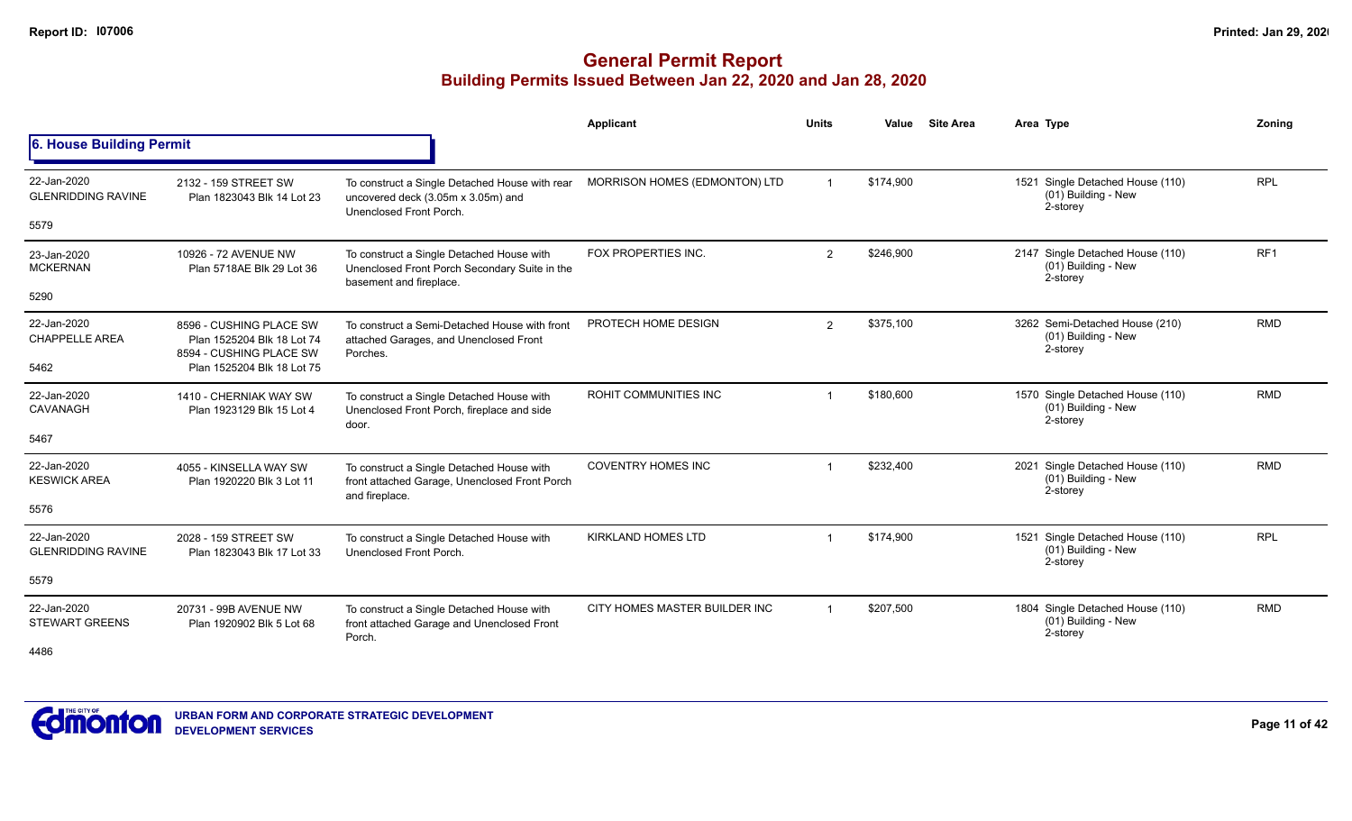# General Permit Report
## Building Permits Issued Between Jan 22, 2020 and Jan 28, 2020

### 6. House Building Permit

| | | | Applicant | Units | Value | Site Area | Area Type | Zoning |
|---|---|---|---|---|---|---|---|---|
| 22-Jan-2020 GLENRIDDING RAVINE 5579 | 2132 - 159 STREET SW Plan 1823043 Blk 14 Lot 23 | To construct a Single Detached House with rear uncovered deck (3.05m x 3.05m) and Unenclosed Front Porch. | MORRISON HOMES (EDMONTON) LTD | 1 | $174,900 | | 1521 Single Detached House (110) (01) Building - New 2-storey | RPL |
| 23-Jan-2020 MCKERNAN 5290 | 10926 - 72 AVENUE NW Plan 5718AE Blk 29 Lot 36 | To construct a Single Detached House with Unenclosed Front Porch Secondary Suite in the basement and fireplace. | FOX PROPERTIES INC. | 2 | $246,900 | | 2147 Single Detached House (110) (01) Building - New 2-storey | RF1 |
| 22-Jan-2020 CHAPPELLE AREA 5462 | 8596 - CUSHING PLACE SW Plan 1525204 Blk 18 Lot 74 8594 - CUSHING PLACE SW Plan 1525204 Blk 18 Lot 75 | To construct a Semi-Detached House with front attached Garages, and Unenclosed Front Porches. | PROTECH HOME DESIGN | 2 | $375,100 | | 3262 Semi-Detached House (210) (01) Building - New 2-storey | RMD |
| 22-Jan-2020 CAVANAGH 5467 | 1410 - CHERNIAK WAY SW Plan 1923129 Blk 15 Lot 4 | To construct a Single Detached House with Unenclosed Front Porch, fireplace and side door. | ROHIT COMMUNITIES INC | 1 | $180,600 | | 1570 Single Detached House (110) (01) Building - New 2-storey | RMD |
| 22-Jan-2020 KESWICK AREA 5576 | 4055 - KINSELLA WAY SW Plan 1920220 Blk 3 Lot 11 | To construct a Single Detached House with front attached Garage, Unenclosed Front Porch and fireplace. | COVENTRY HOMES INC | 1 | $232,400 | | 2021 Single Detached House (110) (01) Building - New 2-storey | RMD |
| 22-Jan-2020 GLENRIDDING RAVINE 5579 | 2028 - 159 STREET SW Plan 1823043 Blk 17 Lot 33 | To construct a Single Detached House with Unenclosed Front Porch. | KIRKLAND HOMES LTD | 1 | $174,900 | | 1521 Single Detached House (110) (01) Building - New 2-storey | RPL |
| 22-Jan-2020 STEWART GREENS 4486 | 20731 - 99B AVENUE NW Plan 1920902 Blk 5 Lot 68 | To construct a Single Detached House with front attached Garage and Unenclosed Front Porch. | CITY HOMES MASTER BUILDER INC | 1 | $207,500 | | 1804 Single Detached House (110) (01) Building - New 2-storey | RMD |

URBAN FORM AND CORPORATE STRATEGIC DEVELOPMENT
DEVELOPMENT SERVICES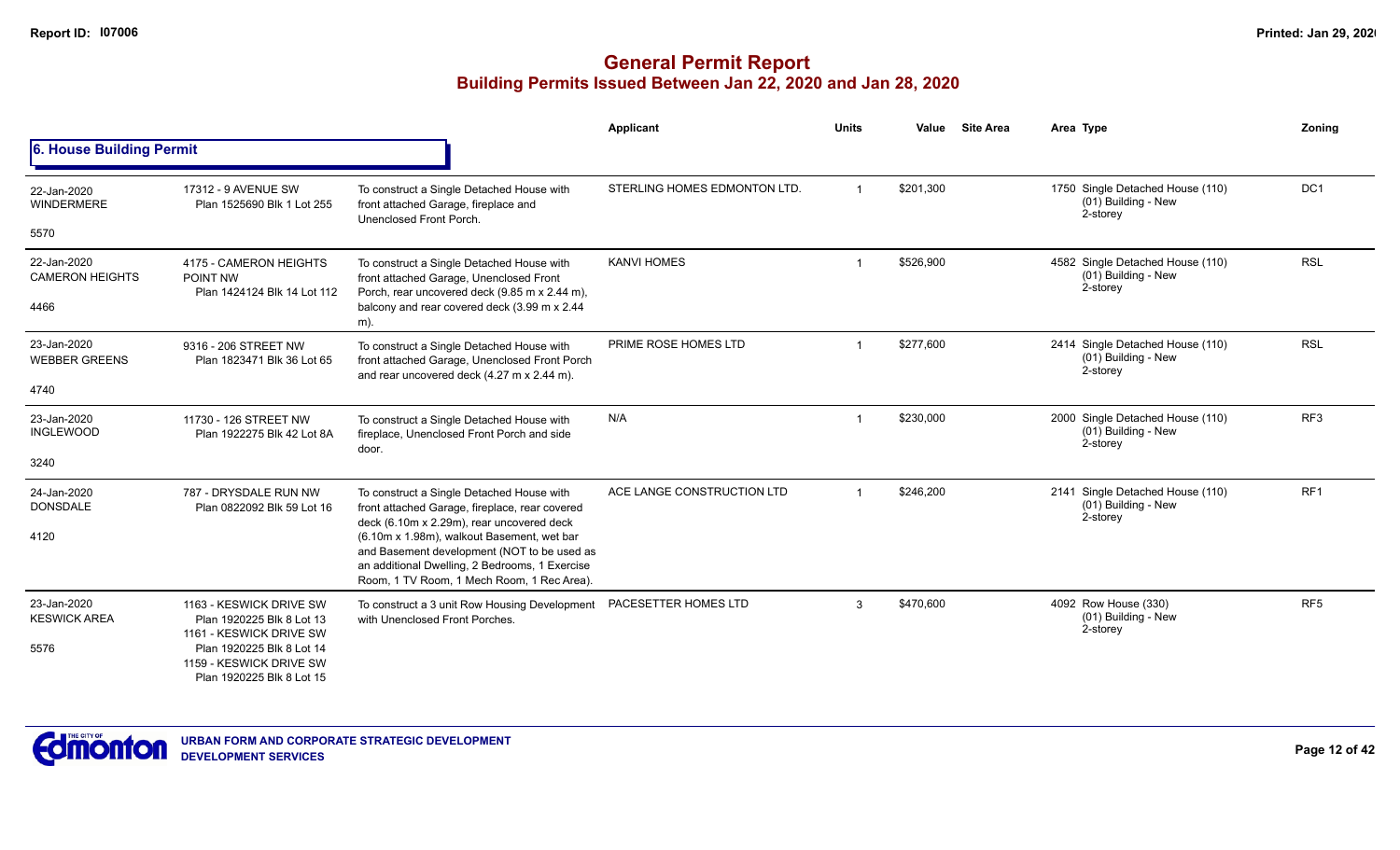# General Permit Report
## Building Permits Issued Between Jan 22, 2020 and Jan 28, 2020

### 6. House Building Permit

| Date / Neighbourhood | Address / Legal | Description | Applicant | Units | Value | Site Area | Area | Type | Zoning |
|---|---|---|---|---|---|---|---|---|---|
| 22-Jan-2020 WINDERMERE 5570 | 17312 - 9 AVENUE SW Plan 1525690 Blk 1 Lot 255 | To construct a Single Detached House with front attached Garage, fireplace and Unenclosed Front Porch. | STERLING HOMES EDMONTON LTD. | 1 | $201,300 | | 1750 | Single Detached House (110) (01) Building - New 2-storey | DC1 |
| 22-Jan-2020 CAMERON HEIGHTS 4466 | 4175 - CAMERON HEIGHTS POINT NW Plan 1424124 Blk 14 Lot 112 | To construct a Single Detached House with front attached Garage, Unenclosed Front Porch, rear uncovered deck (9.85 m x 2.44 m), balcony and rear covered deck (3.99 m x 2.44 m). | KANVI HOMES | 1 | $526,900 | | 4582 | Single Detached House (110) (01) Building - New 2-storey | RSL |
| 23-Jan-2020 WEBBER GREENS 4740 | 9316 - 206 STREET NW Plan 1823471 Blk 36 Lot 65 | To construct a Single Detached House with front attached Garage, Unenclosed Front Porch and rear uncovered deck (4.27 m x 2.44 m). | PRIME ROSE HOMES LTD | 1 | $277,600 | | 2414 | Single Detached House (110) (01) Building - New 2-storey | RSL |
| 23-Jan-2020 INGLEWOOD 3240 | 11730 - 126 STREET NW Plan 1922275 Blk 42 Lot 8A | To construct a Single Detached House with fireplace, Unenclosed Front Porch and side door. | N/A | 1 | $230,000 | | 2000 | Single Detached House (110) (01) Building - New 2-storey | RF3 |
| 24-Jan-2020 DONSDALE 4120 | 787 - DRYSDALE RUN NW Plan 0822092 Blk 59 Lot 16 | To construct a Single Detached House with front attached Garage, fireplace, rear covered deck (6.10m x 2.29m), rear uncovered deck (6.10m x 1.98m), walkout Basement, wet bar and Basement development (NOT to be used as an additional Dwelling, 2 Bedrooms, 1 Exercise Room, 1 TV Room, 1 Mech Room, 1 Rec Area). | ACE LANGE CONSTRUCTION LTD | 1 | $246,200 | | 2141 | Single Detached House (110) (01) Building - New 2-storey | RF1 |
| 23-Jan-2020 KESWICK AREA 5576 | 1163 - KESWICK DRIVE SW Plan 1920225 Blk 8 Lot 13 1161 - KESWICK DRIVE SW Plan 1920225 Blk 8 Lot 14 1159 - KESWICK DRIVE SW Plan 1920225 Blk 8 Lot 15 | To construct a 3 unit Row Housing Development with Unenclosed Front Porches. | PACESETTER HOMES LTD | 3 | $470,600 | | 4092 | Row House (330) (01) Building - New 2-storey | RF5 |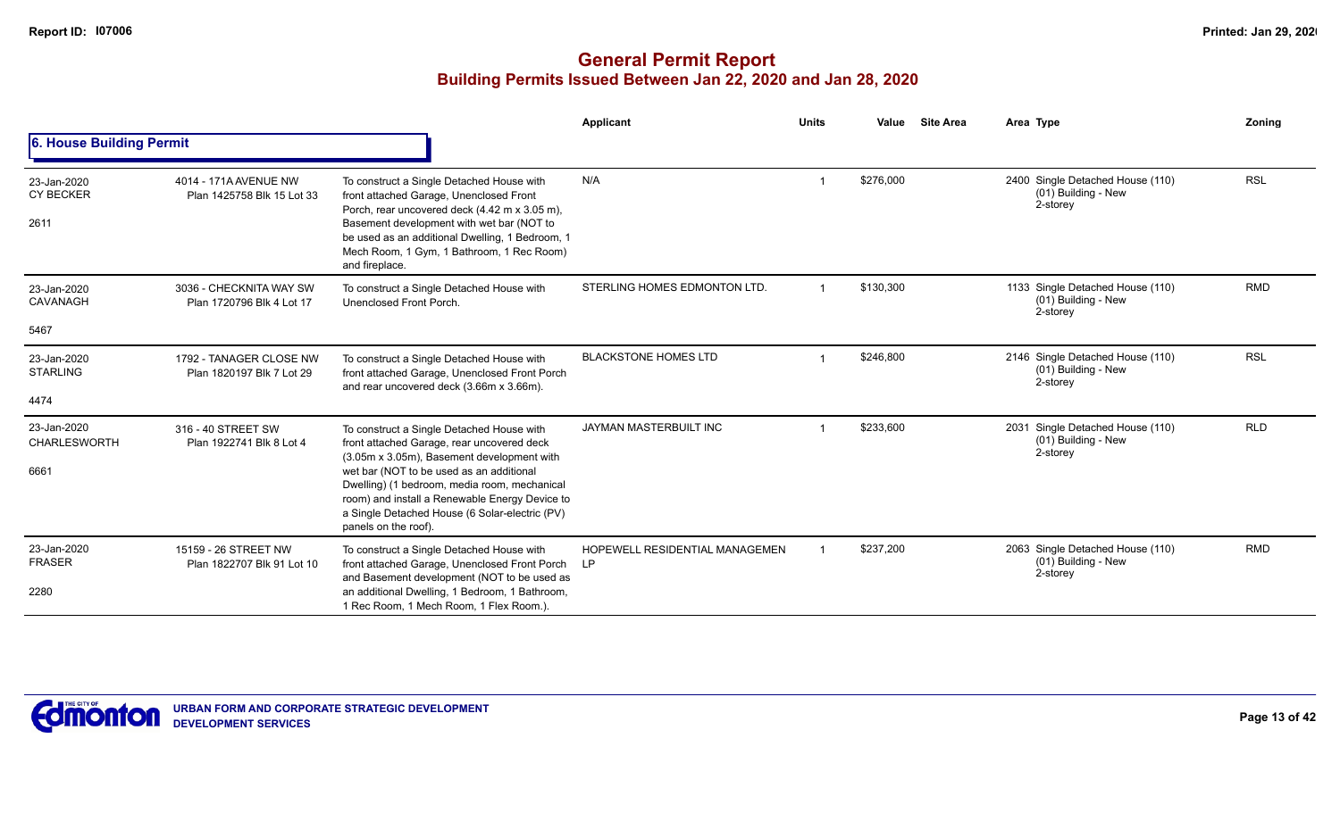# General Permit Report

## Building Permits Issued Between Jan 22, 2020 and Jan 28, 2020

### 6. House Building Permit

| | | | Applicant | Units | Value | Site Area | Area | Type | Zoning |
|---|---|---|---|---|---|---|---|---|---|
| 23-Jan-2020<br>CY BECKER<br>2611 | 4014 - 171A AVENUE NW<br>Plan 1425758 Blk 15 Lot 33 | To construct a Single Detached House with front attached Garage, Unenclosed Front Porch, rear uncovered deck (4.42 m x 3.05 m), Basement development with wet bar (NOT to be used as an additional Dwelling, 1 Bedroom, 1 Mech Room, 1 Gym, 1 Bathroom, 1 Rec Room) and fireplace. | N/A | 1 | $276,000 | | 2400 | Single Detached House (110)<br>(01) Building - New<br>2-storey | RSL |
| 23-Jan-2020<br>CAVANAGH<br>5467 | 3036 - CHECKNITA WAY SW<br>Plan 1720796 Blk 4 Lot 17 | To construct a Single Detached House with Unenclosed Front Porch. | STERLING HOMES EDMONTON LTD. | 1 | $130,300 | | 1133 | Single Detached House (110)<br>(01) Building - New<br>2-storey | RMD |
| 23-Jan-2020<br>STARLING<br>4474 | 1792 - TANAGER CLOSE NW<br>Plan 1820197 Blk 7 Lot 29 | To construct a Single Detached House with front attached Garage, Unenclosed Front Porch and rear uncovered deck (3.66m x 3.66m). | BLACKSTONE HOMES LTD | 1 | $246,800 | | 2146 | Single Detached House (110)<br>(01) Building - New<br>2-storey | RSL |
| 23-Jan-2020<br>CHARLESWORTH<br>6661 | 316 - 40 STREET SW<br>Plan 1922741 Blk 8 Lot 4 | To construct a Single Detached House with front attached Garage, rear uncovered deck (3.05m x 3.05m), Basement development with wet bar (NOT to be used as an additional Dwelling) (1 bedroom, media room, mechanical room) and install a Renewable Energy Device to a Single Detached House (6 Solar-electric (PV) panels on the roof). | JAYMAN MASTERBUILT INC | 1 | $233,600 | | 2031 | Single Detached House (110)<br>(01) Building - New<br>2-storey | RLD |
| 23-Jan-2020<br>FRASER<br>2280 | 15159 - 26 STREET NW<br>Plan 1822707 Blk 91 Lot 10 | To construct a Single Detached House with front attached Garage, Unenclosed Front Porch and Basement development (NOT to be used as an additional Dwelling, 1 Bedroom, 1 Bathroom, 1 Rec Room, 1 Mech Room, 1 Flex Room.). | HOPEWELL RESIDENTIAL MANAGEMEN LP | 1 | $237,200 | | 2063 | Single Detached House (110)<br>(01) Building - New<br>2-storey | RMD |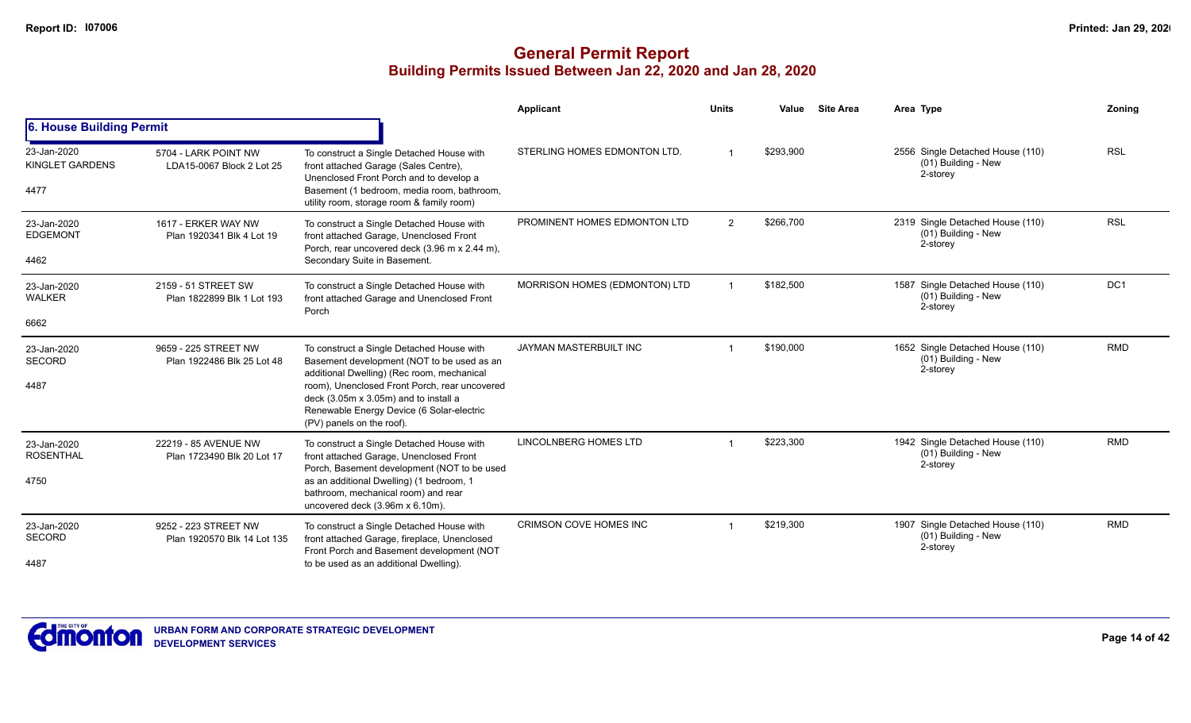# General Permit Report
## Building Permits Issued Between Jan 22, 2020 and Jan 28, 2020

### 6. House Building Permit

| Date / Neighbourhood | Address / Legal | Description | Applicant | Units | Value | Site Area | Area Type | Zoning |
|---|---|---|---|---|---|---|---|---|
| 23-Jan-2020 KINGLET GARDENS 4477 | 5704 - LARK POINT NW LDA15-0067 Block 2 Lot 25 | To construct a Single Detached House with front attached Garage (Sales Centre), Unenclosed Front Porch and to develop a Basement (1 bedroom, media room, bathroom, utility room, storage room & family room) | STERLING HOMES EDMONTON LTD. | 1 | $293,900 | | 2556 Single Detached House (110) (01) Building - New 2-storey | RSL |
| 23-Jan-2020 EDGEMONT 4462 | 1617 - ERKER WAY NW Plan 1920341 Blk 4 Lot 19 | To construct a Single Detached House with front attached Garage, Unenclosed Front Porch, rear uncovered deck (3.96 m x 2.44 m), Secondary Suite in Basement. | PROMINENT HOMES EDMONTON LTD | 2 | $266,700 | | 2319 Single Detached House (110) (01) Building - New 2-storey | RSL |
| 23-Jan-2020 WALKER 6662 | 2159 - 51 STREET SW Plan 1822899 Blk 1 Lot 193 | To construct a Single Detached House with front attached Garage and Unenclosed Front Porch | MORRISON HOMES (EDMONTON) LTD | 1 | $182,500 | | 1587 Single Detached House (110) (01) Building - New 2-storey | DC1 |
| 23-Jan-2020 SECORD 4487 | 9659 - 225 STREET NW Plan 1922486 Blk 25 Lot 48 | To construct a Single Detached House with Basement development (NOT to be used as an additional Dwelling) (Rec room, mechanical room), Unenclosed Front Porch, rear uncovered deck (3.05m x 3.05m) and to install a Renewable Energy Device (6 Solar-electric (PV) panels on the roof). | JAYMAN MASTERBUILT INC | 1 | $190,000 | | 1652 Single Detached House (110) (01) Building - New 2-storey | RMD |
| 23-Jan-2020 ROSENTHAL 4750 | 22219 - 85 AVENUE NW Plan 1723490 Blk 20 Lot 17 | To construct a Single Detached House with front attached Garage, Unenclosed Front Porch, Basement development (NOT to be used as an additional Dwelling) (1 bedroom, 1 bathroom, mechanical room) and rear uncovered deck (3.96m x 6.10m). | LINCOLNBERG HOMES LTD | 1 | $223,300 | | 1942 Single Detached House (110) (01) Building - New 2-storey | RMD |
| 23-Jan-2020 SECORD 4487 | 9252 - 223 STREET NW Plan 1920570 Blk 14 Lot 135 | To construct a Single Detached House with front attached Garage, fireplace, Unenclosed Front Porch and Basement development (NOT to be used as an additional Dwelling). | CRIMSON COVE HOMES INC | 1 | $219,300 | | 1907 Single Detached House (110) (01) Building - New 2-storey | RMD |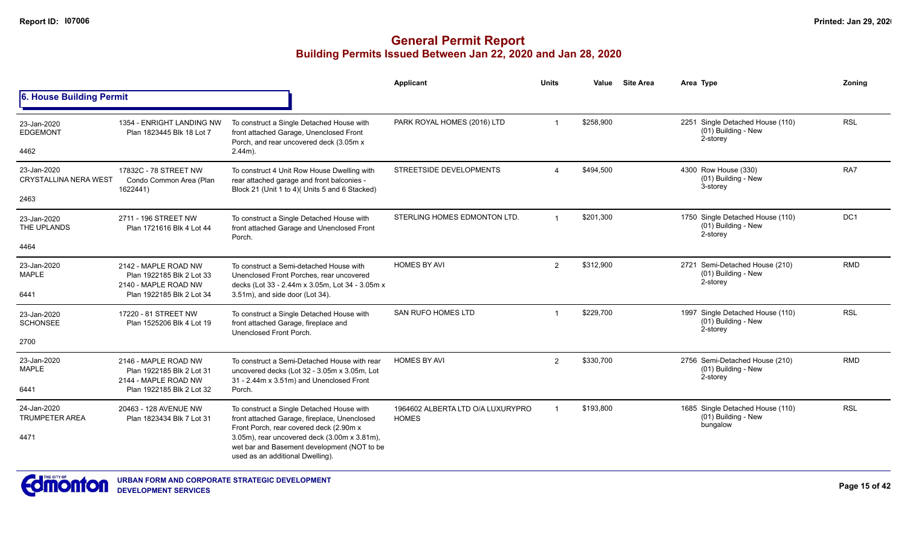# General Permit Report

## Building Permits Issued Between Jan 22, 2020 and Jan 28, 2020

### 6. House Building Permit

| Date / Neighbourhood | Address / Legal | Description | Applicant | Units | Value | Site Area | Area | Type | Zoning |
|---|---|---|---|---|---|---|---|---|---|
| 23-Jan-2020 EDGEMONT 4462 | 1354 - ENRIGHT LANDING NW Plan 1823445 Blk 18 Lot 7 | To construct a Single Detached House with front attached Garage, Unenclosed Front Porch, and rear uncovered deck (3.05m x 2.44m). | PARK ROYAL HOMES (2016) LTD | 1 | $258,900 | | 2251 | Single Detached House (110) (01) Building - New 2-storey | RSL |
| 23-Jan-2020 CRYSTALLINA NERA WEST 2463 | 17832C - 78 STREET NW Condo Common Area (Plan 1622441) | To construct 4 Unit Row House Dwelling with rear attached garage and front balconies - Block 21 (Unit 1 to 4)( Units 5 and 6 Stacked) | STREETSIDE DEVELOPMENTS | 4 | $494,500 | | 4300 | Row House (330) (01) Building - New 3-storey | RA7 |
| 23-Jan-2020 THE UPLANDS 4464 | 2711 - 196 STREET NW Plan 1721616 Blk 4 Lot 44 | To construct a Single Detached House with front attached Garage and Unenclosed Front Porch. | STERLING HOMES EDMONTON LTD. | 1 | $201,300 | | 1750 | Single Detached House (110) (01) Building - New 2-storey | DC1 |
| 23-Jan-2020 MAPLE 6441 | 2142 - MAPLE ROAD NW Plan 1922185 Blk 2 Lot 33 2140 - MAPLE ROAD NW Plan 1922185 Blk 2 Lot 34 | To construct a Semi-detached House with Unenclosed Front Porches, rear uncovered decks (Lot 33 - 2.44m x 3.05m, Lot 34 - 3.05m x 3.51m), and side door (Lot 34). | HOMES BY AVI | 2 | $312,900 | | 2721 | Semi-Detached House (210) (01) Building - New 2-storey | RMD |
| 23-Jan-2020 SCHONSEE 2700 | 17220 - 81 STREET NW Plan 1525206 Blk 4 Lot 19 | To construct a Single Detached House with front attached Garage, fireplace and Unenclosed Front Porch. | SAN RUFO HOMES LTD | 1 | $229,700 | | 1997 | Single Detached House (110) (01) Building - New 2-storey | RSL |
| 23-Jan-2020 MAPLE 6441 | 2146 - MAPLE ROAD NW Plan 1922185 Blk 2 Lot 31 2144 - MAPLE ROAD NW Plan 1922185 Blk 2 Lot 32 | To construct a Semi-Detached House with rear uncovered decks (Lot 32 - 3.05m x 3.05m, Lot 31 - 2.44m x 3.51m) and Unenclosed Front Porch. | HOMES BY AVI | 2 | $330,700 | | 2756 | Semi-Detached House (210) (01) Building - New 2-storey | RMD |
| 24-Jan-2020 TRUMPETER AREA 4471 | 20463 - 128 AVENUE NW Plan 1823434 Blk 7 Lot 31 | To construct a Single Detached House with front attached Garage, fireplace, Unenclosed Front Porch, rear covered deck (2.90m x 3.05m), rear uncovered deck (3.00m x 3.81m), wet bar and Basement development (NOT to be used as an additional Dwelling). | 1964602 ALBERTA LTD O/A LUXURYPRO HOMES | 1 | $193,800 | | 1685 | Single Detached House (110) (01) Building - New bungalow | RSL |

URBAN FORM AND CORPORATE STRATEGIC DEVELOPMENT
DEVELOPMENT SERVICES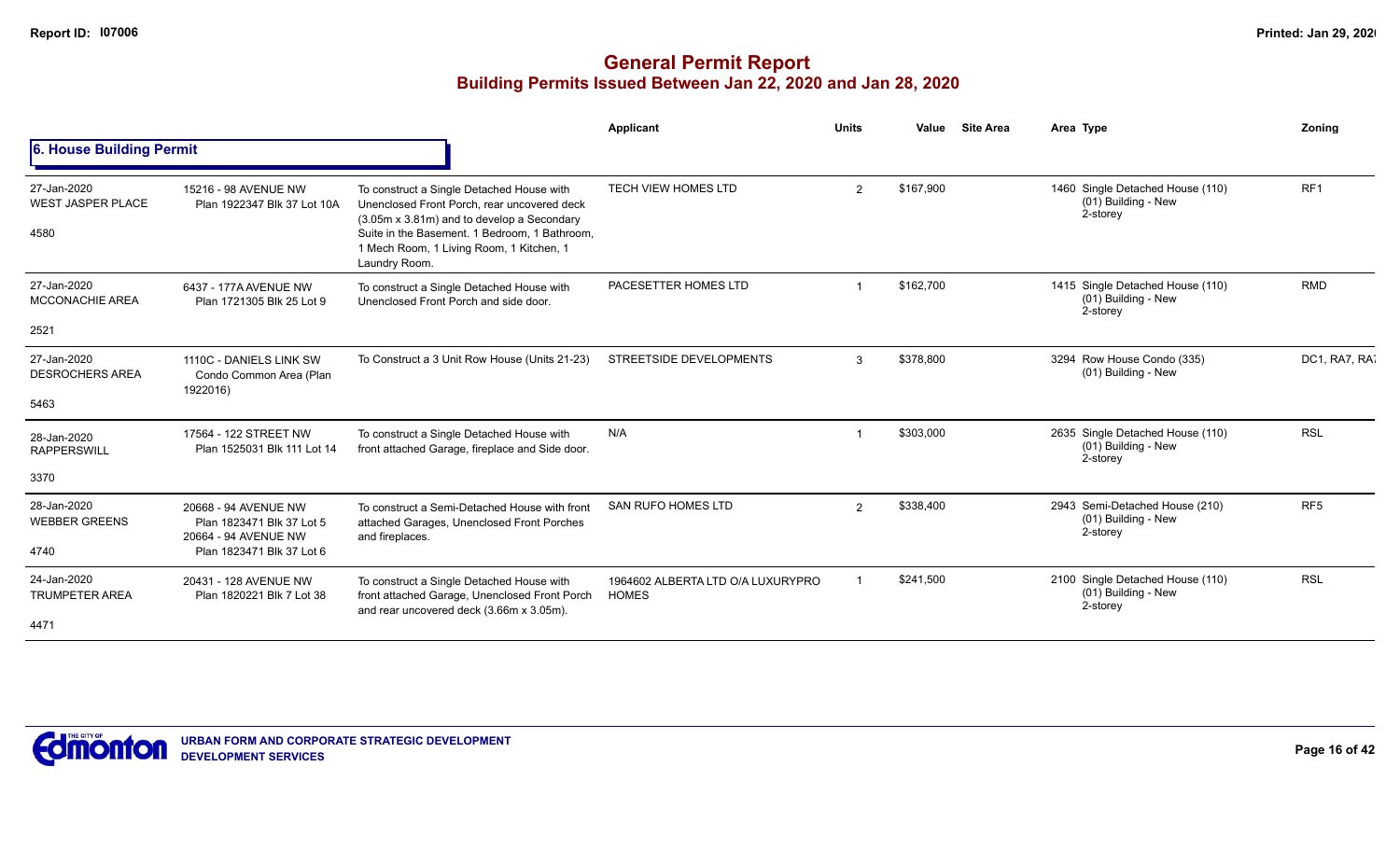# General Permit Report

## Building Permits Issued Between Jan 22, 2020 and Jan 28, 2020

### 6. House Building Permit

| Date / Neighbourhood | Address / Legal | Description | Applicant | Units | Value | Site Area | Area Type | Zoning |
|---|---|---|---|---|---|---|---|---|
| 27-Jan-2020 WEST JASPER PLACE 4580 | 15216 - 98 AVENUE NW Plan 1922347 Blk 37 Lot 10A | To construct a Single Detached House with Unenclosed Front Porch, rear uncovered deck (3.05m x 3.81m) and to develop a Secondary Suite in the Basement. 1 Bedroom, 1 Bathroom, 1 Mech Room, 1 Living Room, 1 Kitchen, 1 Laundry Room. | TECH VIEW HOMES LTD | 2 | $167,900 | | 1460 Single Detached House (110) (01) Building - New 2-storey | RF1 |
| 27-Jan-2020 MCCONACHIE AREA 2521 | 6437 - 177A AVENUE NW Plan 1721305 Blk 25 Lot 9 | To construct a Single Detached House with Unenclosed Front Porch and side door. | PACESETTER HOMES LTD | 1 | $162,700 | | 1415 Single Detached House (110) (01) Building - New 2-storey | RMD |
| 27-Jan-2020 DESROCHERS AREA 5463 | 1110C - DANIELS LINK SW Condo Common Area (Plan 1922016) | To Construct a 3 Unit Row House (Units 21-23) | STREETSIDE DEVELOPMENTS | 3 | $378,800 | | 3294 Row House Condo (335) (01) Building - New | DC1, RA7, RA |
| 28-Jan-2020 RAPPERSWILL 3370 | 17564 - 122 STREET NW Plan 1525031 Blk 111 Lot 14 | To construct a Single Detached House with front attached Garage, fireplace and Side door. | N/A | 1 | $303,000 | | 2635 Single Detached House (110) (01) Building - New 2-storey | RSL |
| 28-Jan-2020 WEBBER GREENS 4740 | 20668 - 94 AVENUE NW Plan 1823471 Blk 37 Lot 5 20664 - 94 AVENUE NW Plan 1823471 Blk 37 Lot 6 | To construct a Semi-Detached House with front attached Garages, Unenclosed Front Porches and fireplaces. | SAN RUFO HOMES LTD | 2 | $338,400 | | 2943 Semi-Detached House (210) (01) Building - New 2-storey | RF5 |
| 24-Jan-2020 TRUMPETER AREA 4471 | 20431 - 128 AVENUE NW Plan 1820221 Blk 7 Lot 38 | To construct a Single Detached House with front attached Garage, Unenclosed Front Porch and rear uncovered deck (3.66m x 3.05m). | 1964602 ALBERTA LTD O/A LUXURYPRO HOMES | 1 | $241,500 | | 2100 Single Detached House (110) (01) Building - New 2-storey | RSL |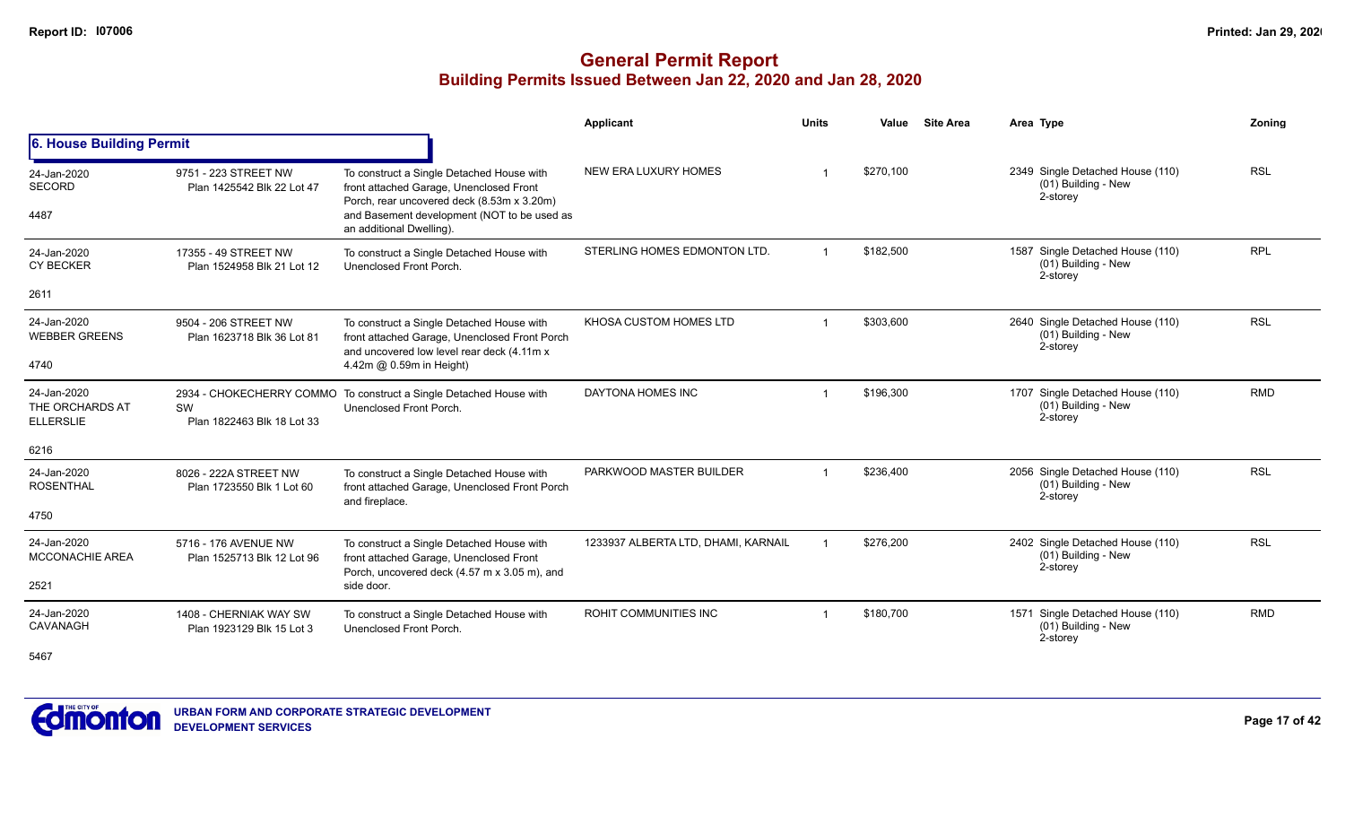# General Permit Report

## Building Permits Issued Between Jan 22, 2020 and Jan 28, 2020

### 6. House Building Permit

| Date / Neighbourhood | Address | Description | Applicant | Units | Value | Site Area | Area | Type | Zoning |
|---|---|---|---|---|---|---|---|---|---|
| 24-Jan-2020 SECORD 4487 | 9751 - 223 STREET NW Plan 1425542 Blk 22 Lot 47 | To construct a Single Detached House with front attached Garage, Unenclosed Front Porch, rear uncovered deck (8.53m x 3.20m) and Basement development (NOT to be used as an additional Dwelling). | NEW ERA LUXURY HOMES | 1 | $270,100 | | 2349 | Single Detached House (110) (01) Building - New 2-storey | RSL |
| 24-Jan-2020 CY BECKER 2611 | 17355 - 49 STREET NW Plan 1524958 Blk 21 Lot 12 | To construct a Single Detached House with Unenclosed Front Porch. | STERLING HOMES EDMONTON LTD. | 1 | $182,500 | | 1587 | Single Detached House (110) (01) Building - New 2-storey | RPL |
| 24-Jan-2020 WEBBER GREENS 4740 | 9504 - 206 STREET NW Plan 1623718 Blk 36 Lot 81 | To construct a Single Detached House with front attached Garage, Unenclosed Front Porch and uncovered low level rear deck (4.11m x 4.42m @ 0.59m in Height) | KHOSA CUSTOM HOMES LTD | 1 | $303,600 | | 2640 | Single Detached House (110) (01) Building - New 2-storey | RSL |
| 24-Jan-2020 THE ORCHARDS AT ELLERSLIE 6216 | 2934 - CHOKECHERRY COMMO SW Plan 1822463 Blk 18 Lot 33 | To construct a Single Detached House with Unenclosed Front Porch. | DAYTONA HOMES INC | 1 | $196,300 | | 1707 | Single Detached House (110) (01) Building - New 2-storey | RMD |
| 24-Jan-2020 ROSENTHAL 4750 | 8026 - 222A STREET NW Plan 1723550 Blk 1 Lot 60 | To construct a Single Detached House with front attached Garage, Unenclosed Front Porch and fireplace. | PARKWOOD MASTER BUILDER | 1 | $236,400 | | 2056 | Single Detached House (110) (01) Building - New 2-storey | RSL |
| 24-Jan-2020 MCCONACHIE AREA 2521 | 5716 - 176 AVENUE NW Plan 1525713 Blk 12 Lot 96 | To construct a Single Detached House with front attached Garage, Unenclosed Front Porch, uncovered deck (4.57 m x 3.05 m), and side door. | 1233937 ALBERTA LTD, DHAMI, KARNAIL | 1 | $276,200 | | 2402 | Single Detached House (110) (01) Building - New 2-storey | RSL |
| 24-Jan-2020 CAVANAGH 5467 | 1408 - CHERNIAK WAY SW Plan 1923129 Blk 15 Lot 3 | To construct a Single Detached House with Unenclosed Front Porch. | ROHIT COMMUNITIES INC | 1 | $180,700 | | 1571 | Single Detached House (110) (01) Building - New 2-storey | RMD |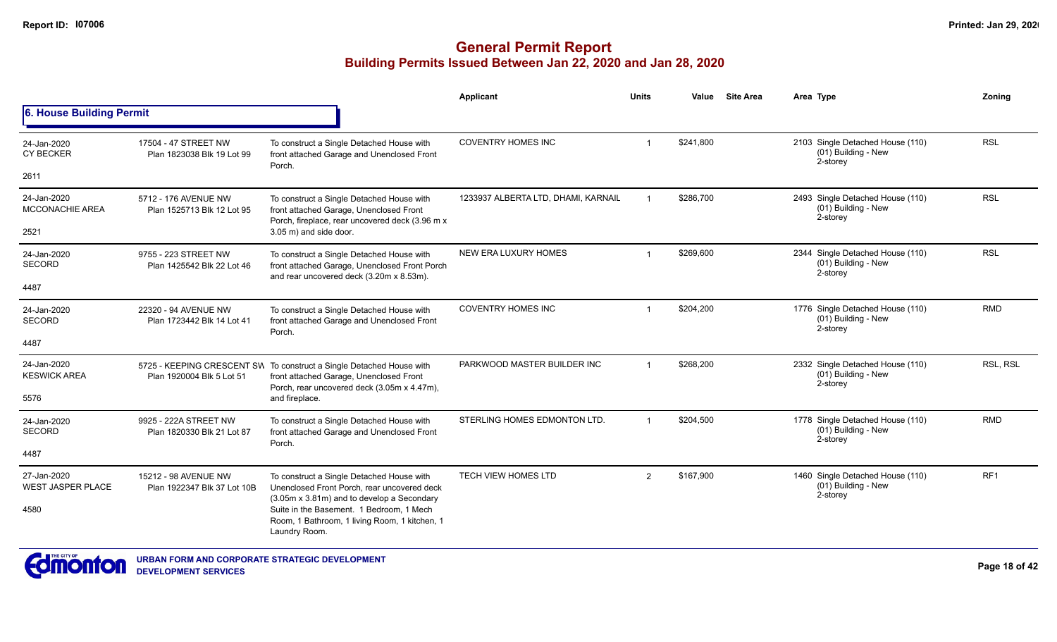# General Permit Report
## Building Permits Issued Between Jan 22, 2020 and Jan 28, 2020

### 6. House Building Permit

| | | | Applicant | Units | Value | Site Area | Area Type | Zoning |
|---|---|---|---|---|---|---|---|---|
| 24-Jan-2020<br>CY BECKER<br>2611 | 17504 - 47 STREET NW<br>Plan 1823038 Blk 19 Lot 99 | To construct a Single Detached House with front attached Garage and Unenclosed Front Porch. | COVENTRY HOMES INC | 1 | $241,800 | | 2103 Single Detached House (110)<br>(01) Building - New<br>2-storey | RSL |
| 24-Jan-2020<br>MCCONACHIE AREA<br>2521 | 5712 - 176 AVENUE NW<br>Plan 1525713 Blk 12 Lot 95 | To construct a Single Detached House with front attached Garage, Unenclosed Front Porch, fireplace, rear uncovered deck (3.96 m x 3.05 m) and side door. | 1233937 ALBERTA LTD, DHAMI, KARNAIL | 1 | $286,700 | | 2493 Single Detached House (110)<br>(01) Building - New<br>2-storey | RSL |
| 24-Jan-2020<br>SECORD<br>4487 | 9755 - 223 STREET NW<br>Plan 1425542 Blk 22 Lot 46 | To construct a Single Detached House with front attached Garage, Unenclosed Front Porch and rear uncovered deck (3.20m x 8.53m). | NEW ERA LUXURY HOMES | 1 | $269,600 | | 2344 Single Detached House (110)<br>(01) Building - New<br>2-storey | RSL |
| 24-Jan-2020<br>SECORD<br>4487 | 22320 - 94 AVENUE NW<br>Plan 1723442 Blk 14 Lot 41 | To construct a Single Detached House with front attached Garage and Unenclosed Front Porch. | COVENTRY HOMES INC | 1 | $204,200 | | 1776 Single Detached House (110)<br>(01) Building - New<br>2-storey | RMD |
| 24-Jan-2020<br>KESWICK AREA<br>5576 | 5725 - KEEPING CRESCENT SW<br>Plan 1920004 Blk 5 Lot 51 | To construct a Single Detached House with front attached Garage, Unenclosed Front Porch, rear uncovered deck (3.05m x 4.47m), and fireplace. | PARKWOOD MASTER BUILDER INC | 1 | $268,200 | | 2332 Single Detached House (110)<br>(01) Building - New<br>2-storey | RSL, RSL |
| 24-Jan-2020<br>SECORD<br>4487 | 9925 - 222A STREET NW<br>Plan 1820330 Blk 21 Lot 87 | To construct a Single Detached House with front attached Garage and Unenclosed Front Porch. | STERLING HOMES EDMONTON LTD. | 1 | $204,500 | | 1778 Single Detached House (110)<br>(01) Building - New<br>2-storey | RMD |
| 27-Jan-2020<br>WEST JASPER PLACE<br>4580 | 15212 - 98 AVENUE NW<br>Plan 1922347 Blk 37 Lot 10B | To construct a Single Detached House with Unenclosed Front Porch, rear uncovered deck (3.05m x 3.81m) and to develop a Secondary Suite in the Basement. 1 Bedroom, 1 Mech Room, 1 Bathroom, 1 living Room, 1 kitchen, 1 Laundry Room. | TECH VIEW HOMES LTD | 2 | $167,900 | | 1460 Single Detached House (110)<br>(01) Building - New<br>2-storey | RF1 |

URBAN FORM AND CORPORATE STRATEGIC DEVELOPMENT
DEVELOPMENT SERVICES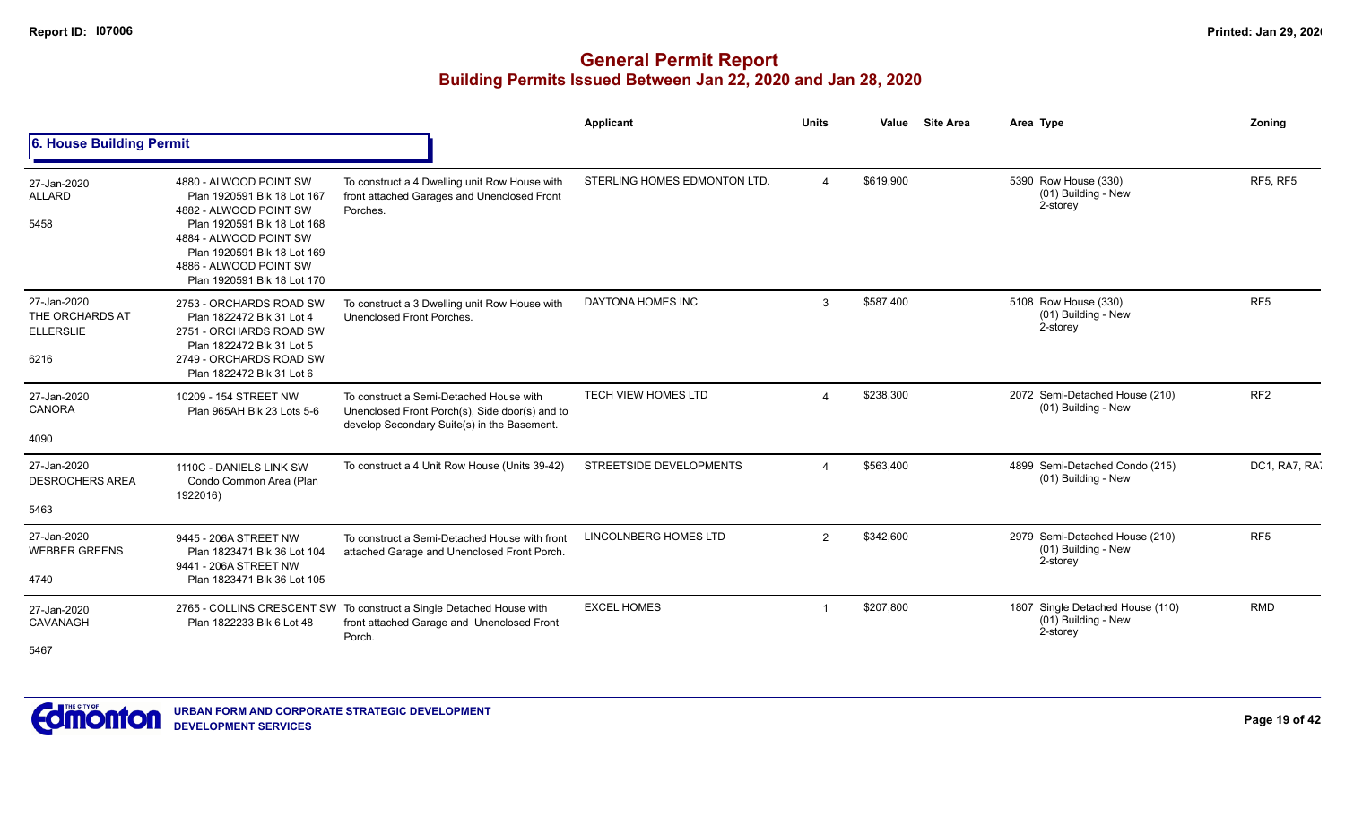## General Permit Report
### Building Permits Issued Between Jan 22, 2020 and Jan 28, 2020

**6. House Building Permit**

| Date / Neighbourhood | Address | Description | Applicant | Units | Value | Site Area | Area Type | Zoning |
|---|---|---|---|---|---|---|---|---|
| 27-Jan-2020 ALLARD 5458 | 4880 - ALWOOD POINT SW Plan 1920591 Blk 18 Lot 167 4882 - ALWOOD POINT SW Plan 1920591 Blk 18 Lot 168 4884 - ALWOOD POINT SW Plan 1920591 Blk 18 Lot 169 4886 - ALWOOD POINT SW Plan 1920591 Blk 18 Lot 170 | To construct a 4 Dwelling unit Row House with front attached Garages and Unenclosed Front Porches. | STERLING HOMES EDMONTON LTD. | 4 | $619,900 | | 5390 Row House (330) (01) Building - New 2-storey | RF5, RF5 |
| 27-Jan-2020 THE ORCHARDS AT ELLERSLIE 6216 | 2753 - ORCHARDS ROAD SW Plan 1822472 Blk 31 Lot 4 2751 - ORCHARDS ROAD SW Plan 1822472 Blk 31 Lot 5 2749 - ORCHARDS ROAD SW Plan 1822472 Blk 31 Lot 6 | To construct a 3 Dwelling unit Row House with Unenclosed Front Porches. | DAYTONA HOMES INC | 3 | $587,400 | | 5108 Row House (330) (01) Building - New 2-storey | RF5 |
| 27-Jan-2020 CANORA 4090 | 10209 - 154 STREET NW Plan 965AH Blk 23 Lots 5-6 | To construct a Semi-Detached House with Unenclosed Front Porch(s), Side door(s) and to develop Secondary Suite(s) in the Basement. | TECH VIEW HOMES LTD | 4 | $238,300 | | 2072 Semi-Detached House (210) (01) Building - New | RF2 |
| 27-Jan-2020 DESROCHERS AREA 5463 | 1110C - DANIELS LINK SW Condo Common Area (Plan 1922016) | To construct a 4 Unit Row House (Units 39-42) | STREETSIDE DEVELOPMENTS | 4 | $563,400 | | 4899 Semi-Detached Condo (215) (01) Building - New | DC1, RA7, RA7 |
| 27-Jan-2020 WEBBER GREENS 4740 | 9445 - 206A STREET NW Plan 1823471 Blk 36 Lot 104 9441 - 206A STREET NW Plan 1823471 Blk 36 Lot 105 | To construct a Semi-Detached House with front attached Garage and Unenclosed Front Porch. | LINCOLNBERG HOMES LTD | 2 | $342,600 | | 2979 Semi-Detached House (210) (01) Building - New 2-storey | RF5 |
| 27-Jan-2020 CAVANAGH 5467 | 2765 - COLLINS CRESCENT SW Plan 1822233 Blk 6 Lot 48 | To construct a Single Detached House with front attached Garage and Unenclosed Front Porch. | EXCEL HOMES | 1 | $207,800 | | 1807 Single Detached House (110) (01) Building - New 2-storey | RMD |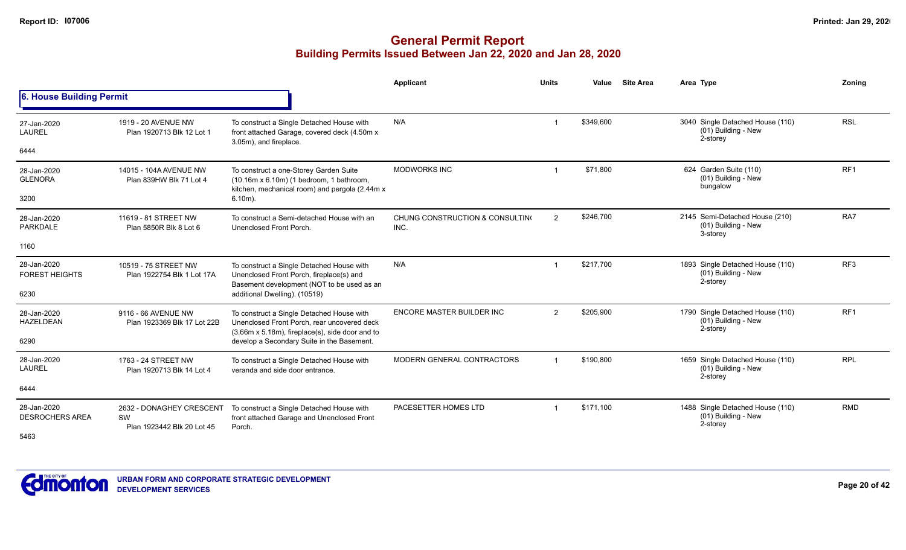# General Permit Report
## Building Permits Issued Between Jan 22, 2020 and Jan 28, 2020

### 6. House Building Permit

| Date / Neighbourhood | Address / Legal | Description | Applicant | Units | Value | Site Area | Area | Type | Zoning |
|---|---|---|---|---|---|---|---|---|---|
| 27-Jan-2020 LAUREL 6444 | 1919 - 20 AVENUE NW Plan 1920713 Blk 12 Lot 1 | To construct a Single Detached House with front attached Garage, covered deck (4.50m x 3.05m), and fireplace. | N/A | 1 | $349,600 | | 3040 | Single Detached House (110) (01) Building - New 2-storey | RSL |
| 28-Jan-2020 GLENORA 3200 | 14015 - 104A AVENUE NW Plan 839HW Blk 71 Lot 4 | To construct a one-Storey Garden Suite (10.16m x 6.10m) (1 bedroom, 1 bathroom, kitchen, mechanical room) and pergola (2.44m x 6.10m). | MODWORKS INC | 1 | $71,800 | | 624 | Garden Suite (110) (01) Building - New bungalow | RF1 |
| 28-Jan-2020 PARKDALE 1160 | 11619 - 81 STREET NW Plan 5850R Blk 8 Lot 6 | To construct a Semi-detached House with an Unenclosed Front Porch. | CHUNG CONSTRUCTION & CONSULTIN( INC. | 2 | $246,700 | | 2145 | Semi-Detached House (210) (01) Building - New 3-storey | RA7 |
| 28-Jan-2020 FOREST HEIGHTS 6230 | 10519 - 75 STREET NW Plan 1922754 Blk 1 Lot 17A | To construct a Single Detached House with Unenclosed Front Porch, fireplace(s) and Basement development (NOT to be used as an additional Dwelling). (10519) | N/A | 1 | $217,700 | | 1893 | Single Detached House (110) (01) Building - New 2-storey | RF3 |
| 28-Jan-2020 HAZELDEAN 6290 | 9116 - 66 AVENUE NW Plan 1923369 Blk 17 Lot 22B | To construct a Single Detached House with Unenclosed Front Porch, rear uncovered deck (3.66m x 5.18m), fireplace(s), side door and to develop a Secondary Suite in the Basement. | ENCORE MASTER BUILDER INC | 2 | $205,900 | | 1790 | Single Detached House (110) (01) Building - New 2-storey | RF1 |
| 28-Jan-2020 LAUREL 6444 | 1763 - 24 STREET NW Plan 1920713 Blk 14 Lot 4 | To construct a Single Detached House with veranda and side door entrance. | MODERN GENERAL CONTRACTORS | 1 | $190,800 | | 1659 | Single Detached House (110) (01) Building - New 2-storey | RPL |
| 28-Jan-2020 DESROCHERS AREA 5463 | 2632 - DONAGHEY CRESCENT SW Plan 1923442 Blk 20 Lot 45 | To construct a Single Detached House with front attached Garage and Unenclosed Front Porch. | PACESETTER HOMES LTD | 1 | $171,100 | | 1488 | Single Detached House (110) (01) Building - New 2-storey | RMD |

URBAN FORM AND CORPORATE STRATEGIC DEVELOPMENT
DEVELOPMENT SERVICES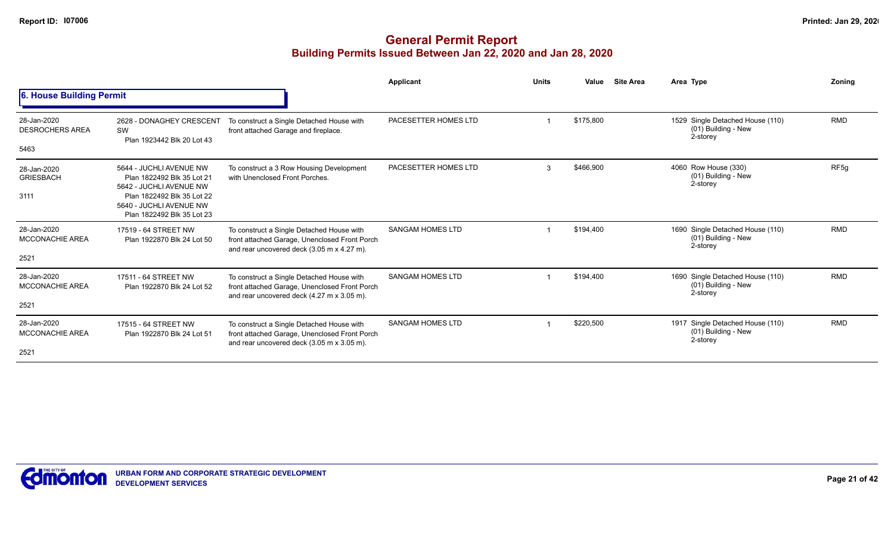# General Permit Report
## Building Permits Issued Between Jan 22, 2020 and Jan 28, 2020

### 6. House Building Permit

| Date / Neighbourhood | Address / Legal | Description | Applicant | Units | Value | Site Area | Area Type | Zoning |
|---|---|---|---|---|---|---|---|---|
| 28-Jan-2020 DESROCHERS AREA 5463 | 2628 - DONAGHEY CRESCENT SW Plan 1923442 Blk 20 Lot 43 | To construct a Single Detached House with front attached Garage and fireplace. | PACESETTER HOMES LTD | 1 | $175,800 | | 1529 Single Detached House (110) (01) Building - New 2-storey | RMD |
| 28-Jan-2020 GRIESBACH 3111 | 5644 - JUCHLI AVENUE NW Plan 1822492 Blk 35 Lot 21 5642 - JUCHLI AVENUE NW Plan 1822492 Blk 35 Lot 22 5640 - JUCHLI AVENUE NW Plan 1822492 Blk 35 Lot 23 | To construct a 3 Row Housing Development with Unenclosed Front Porches. | PACESETTER HOMES LTD | 3 | $466,900 | | 4060 Row House (330) (01) Building - New 2-storey | RF5g |
| 28-Jan-2020 MCCONACHIE AREA 2521 | 17519 - 64 STREET NW Plan 1922870 Blk 24 Lot 50 | To construct a Single Detached House with front attached Garage, Unenclosed Front Porch and rear uncovered deck (3.05 m x 4.27 m). | SANGAM HOMES LTD | 1 | $194,400 | | 1690 Single Detached House (110) (01) Building - New 2-storey | RMD |
| 28-Jan-2020 MCCONACHIE AREA 2521 | 17511 - 64 STREET NW Plan 1922870 Blk 24 Lot 52 | To construct a Single Detached House with front attached Garage, Unenclosed Front Porch and rear uncovered deck (4.27 m x 3.05 m). | SANGAM HOMES LTD | 1 | $194,400 | | 1690 Single Detached House (110) (01) Building - New 2-storey | RMD |
| 28-Jan-2020 MCCONACHIE AREA 2521 | 17515 - 64 STREET NW Plan 1922870 Blk 24 Lot 51 | To construct a Single Detached House with front attached Garage, Unenclosed Front Porch and rear uncovered deck (3.05 m x 3.05 m). | SANGAM HOMES LTD | 1 | $220,500 | | 1917 Single Detached House (110) (01) Building - New 2-storey | RMD |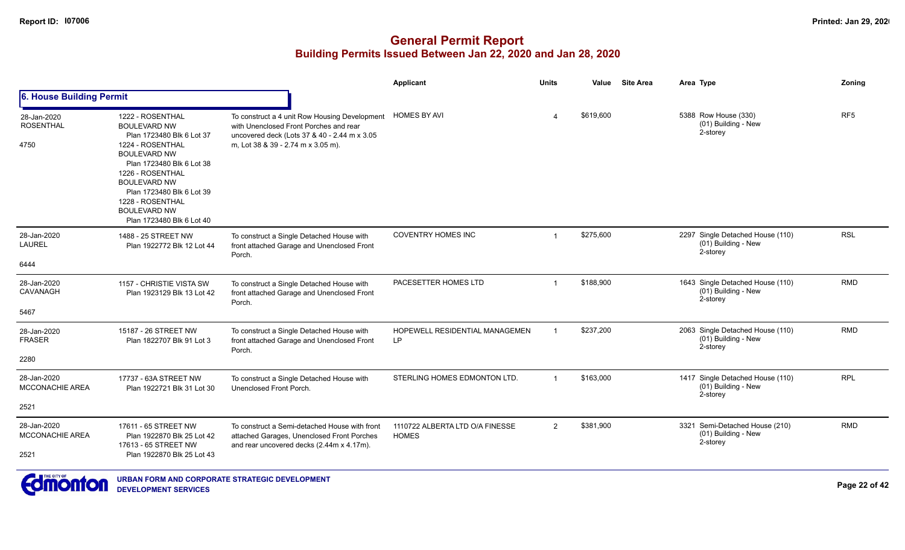# General Permit Report

## Building Permits Issued Between Jan 22, 2020 and Jan 28, 2020

### 6. House Building Permit

| Date / Neighbourhood | Address | Description | Applicant | Units | Value | Site Area | Area | Type | Zoning |
|---|---|---|---|---|---|---|---|---|---|
| 28-Jan-2020 ROSENTHAL 4750 | 1222 - ROSENTHAL BOULEVARD NW Plan 1723480 Blk 6 Lot 37<br>1224 - ROSENTHAL BOULEVARD NW Plan 1723480 Blk 6 Lot 38<br>1226 - ROSENTHAL BOULEVARD NW Plan 1723480 Blk 6 Lot 39<br>1228 - ROSENTHAL BOULEVARD NW Plan 1723480 Blk 6 Lot 40 | To construct a 4 unit Row Housing Development with Unenclosed Front Porches and rear uncovered deck (Lots 37 & 40 - 2.44 m x 3.05 m, Lot 38 & 39 - 2.74 m x 3.05 m). | HOMES BY AVI | 4 | $619,600 | | 5388 | Row House (330) (01) Building - New 2-storey | RF5 |
| 28-Jan-2020 LAUREL 6444 | 1488 - 25 STREET NW Plan 1922772 Blk 12 Lot 44 | To construct a Single Detached House with front attached Garage and Unenclosed Front Porch. | COVENTRY HOMES INC | 1 | $275,600 | | 2297 | Single Detached House (110) (01) Building - New 2-storey | RSL |
| 28-Jan-2020 CAVANAGH 5467 | 1157 - CHRISTIE VISTA SW Plan 1923129 Blk 13 Lot 42 | To construct a Single Detached House with front attached Garage and Unenclosed Front Porch. | PACESETTER HOMES LTD | 1 | $188,900 | | 1643 | Single Detached House (110) (01) Building - New 2-storey | RMD |
| 28-Jan-2020 FRASER 2280 | 15187 - 26 STREET NW Plan 1822707 Blk 91 Lot 3 | To construct a Single Detached House with front attached Garage and Unenclosed Front Porch. | HOPEWELL RESIDENTIAL MANAGEMEN LP | 1 | $237,200 | | 2063 | Single Detached House (110) (01) Building - New 2-storey | RMD |
| 28-Jan-2020 MCCONACHIE AREA 2521 | 17737 - 63A STREET NW Plan 1922721 Blk 31 Lot 30 | To construct a Single Detached House with Unenclosed Front Porch. | STERLING HOMES EDMONTON LTD. | 1 | $163,000 | | 1417 | Single Detached House (110) (01) Building - New 2-storey | RPL |
| 28-Jan-2020 MCCONACHIE AREA 2521 | 17611 - 65 STREET NW Plan 1922870 Blk 25 Lot 42<br>17613 - 65 STREET NW Plan 1922870 Blk 25 Lot 43 | To construct a Semi-detached House with front attached Garages, Unenclosed Front Porches and rear uncovered decks (2.44m x 4.17m). | 1110722 ALBERTA LTD O/A FINESSE HOMES | 2 | $381,900 | | 3321 | Semi-Detached House (210) (01) Building - New 2-storey | RMD |

URBAN FORM AND CORPORATE STRATEGIC DEVELOPMENT
DEVELOPMENT SERVICES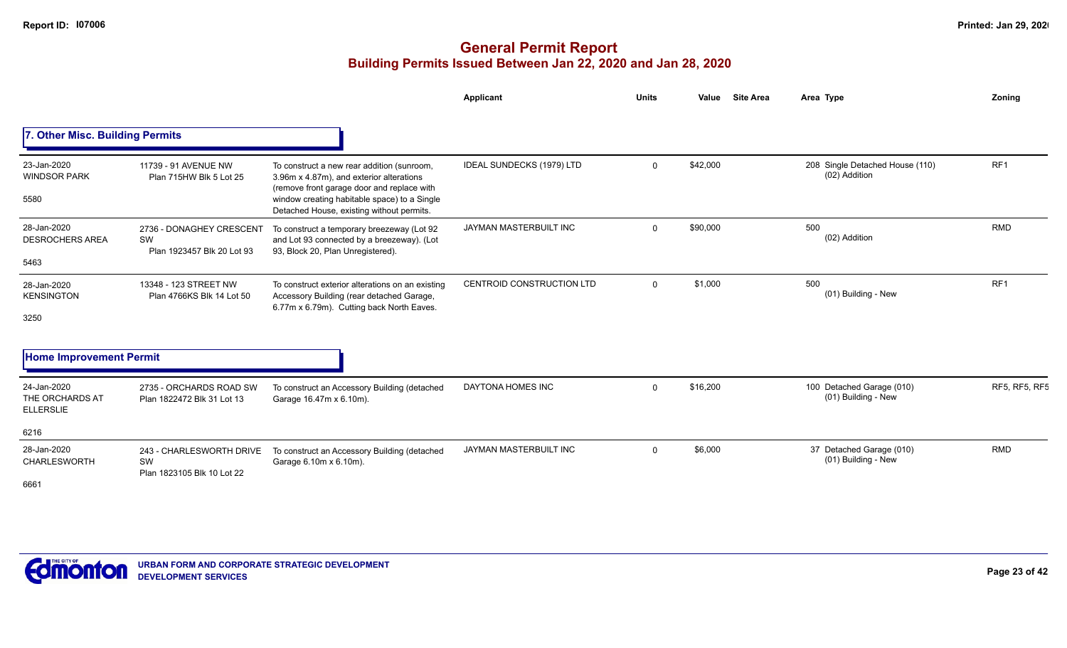# General Permit Report
## Building Permits Issued Between Jan 22, 2020 and Jan 28, 2020

### 7. Other Misc. Building Permits

| Date / Neighbourhood | Address / Legal | Description | Applicant | Units | Value | Site Area | Area Type | Zoning |
|---|---|---|---|---|---|---|---|---|
| 23-Jan-2020 WINDSOR PARK 5580 | 11739 - 91 AVENUE NW Plan 715HW Blk 5 Lot 25 | To construct a new rear addition (sunroom, 3.96m x 4.87m), and exterior alterations (remove front garage door and replace with window creating habitable space) to a Single Detached House, existing without permits. | IDEAL SUNDECKS (1979) LTD | 0 | $42,000 | | 208 Single Detached House (110) (02) Addition | RF1 |
| 28-Jan-2020 DESROCHERS AREA 5463 | 2736 - DONAGHEY CRESCENT SW Plan 1923457 Blk 20 Lot 93 | To construct a temporary breezeway (Lot 92 and Lot 93 connected by a breezeway). (Lot 93, Block 20, Plan Unregistered). | JAYMAN MASTERBUILT INC | 0 | $90,000 | | 500 (02) Addition | RMD |
| 28-Jan-2020 KENSINGTON 3250 | 13348 - 123 STREET NW Plan 4766KS Blk 14 Lot 50 | To construct exterior alterations on an existing Accessory Building (rear detached Garage, 6.77m x 6.79m). Cutting back North Eaves. | CENTROID CONSTRUCTION LTD | 0 | $1,000 | | 500 (01) Building - New | RF1 |

### Home Improvement Permit

| Date / Neighbourhood | Address / Legal | Description | Applicant | Units | Value | Site Area | Area Type | Zoning |
|---|---|---|---|---|---|---|---|---|
| 24-Jan-2020 THE ORCHARDS AT ELLERSLIE 6216 | 2735 - ORCHARDS ROAD SW Plan 1822472 Blk 31 Lot 13 | To construct an Accessory Building (detached Garage 16.47m x 6.10m). | DAYTONA HOMES INC | 0 | $16,200 | | 100 Detached Garage (010) (01) Building - New | RF5, RF5, RF5 |
| 28-Jan-2020 CHARLESWORTH 6661 | 243 - CHARLESWORTH DRIVE SW Plan 1823105 Blk 10 Lot 22 | To construct an Accessory Building (detached Garage 6.10m x 6.10m). | JAYMAN MASTERBUILT INC | 0 | $6,000 | | 37 Detached Garage (010) (01) Building - New | RMD |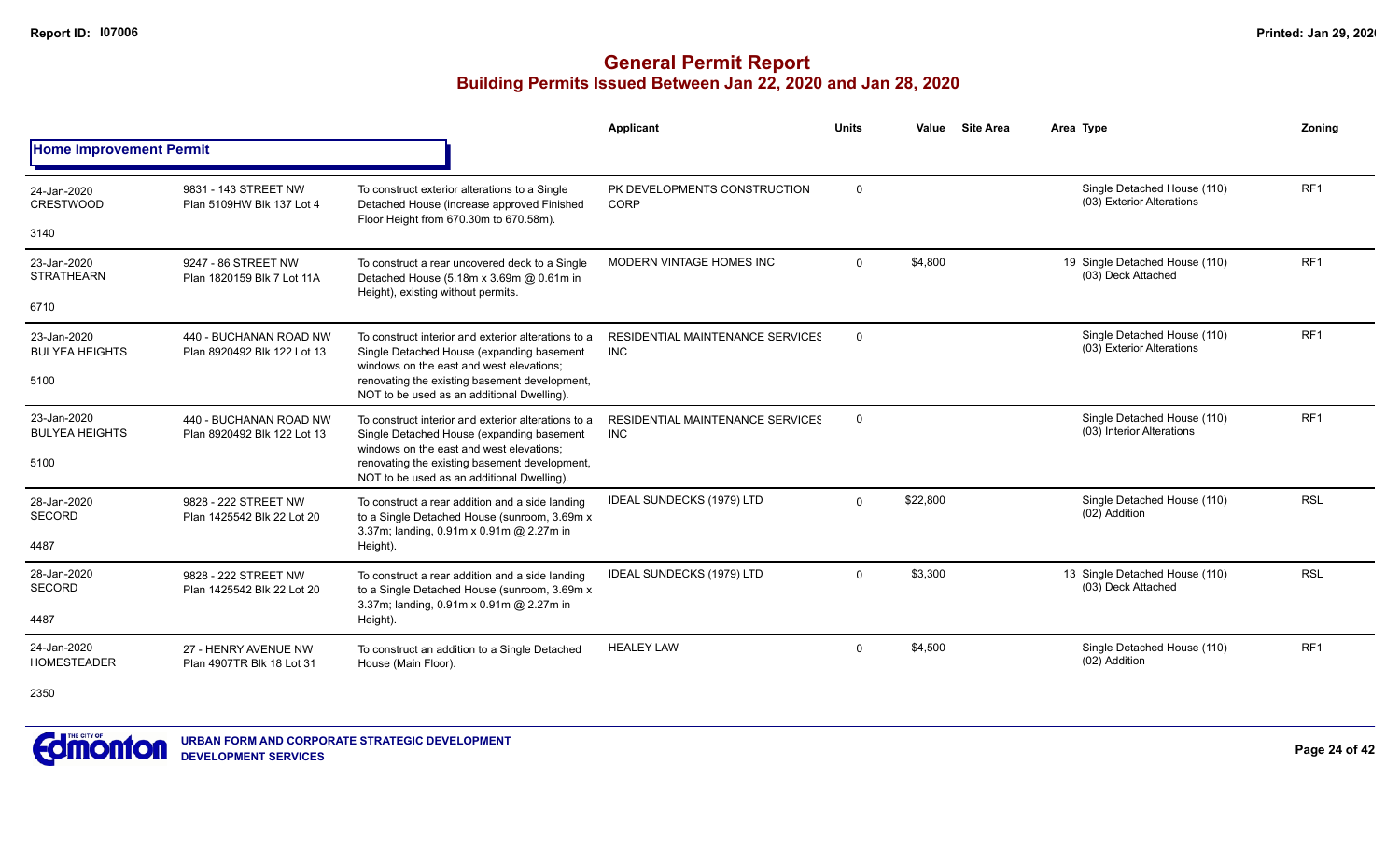# General Permit Report

## Building Permits Issued Between Jan 22, 2020 and Jan 28, 2020

### Home Improvement Permit

| Date / Neighbourhood | Address / Legal | Description | Applicant | Units | Value | Site Area | Area | Type | Zoning |
|---|---|---|---|---|---|---|---|---|---|
| 24-Jan-2020 CRESTWOOD 3140 | 9831 - 143 STREET NW Plan 5109HW Blk 137 Lot 4 | To construct exterior alterations to a Single Detached House (increase approved Finished Floor Height from 670.30m to 670.58m). | PK DEVELOPMENTS CONSTRUCTION CORP | 0 | | | | Single Detached House (110) (03) Exterior Alterations | RF1 |
| 23-Jan-2020 STRATHEARN 6710 | 9247 - 86 STREET NW Plan 1820159 Blk 7 Lot 11A | To construct a rear uncovered deck to a Single Detached House (5.18m x 3.69m @ 0.61m in Height), existing without permits. | MODERN VINTAGE HOMES INC | 0 | $4,800 | | 19 | Single Detached House (110) (03) Deck Attached | RF1 |
| 23-Jan-2020 BULYEA HEIGHTS 5100 | 440 - BUCHANAN ROAD NW Plan 8920492 Blk 122 Lot 13 | To construct interior and exterior alterations to a Single Detached House (expanding basement windows on the east and west elevations; renovating the existing basement development, NOT to be used as an additional Dwelling). | RESIDENTIAL MAINTENANCE SERVICES INC | 0 | | | | Single Detached House (110) (03) Exterior Alterations | RF1 |
| 23-Jan-2020 BULYEA HEIGHTS 5100 | 440 - BUCHANAN ROAD NW Plan 8920492 Blk 122 Lot 13 | To construct interior and exterior alterations to a Single Detached House (expanding basement windows on the east and west elevations; renovating the existing basement development, NOT to be used as an additional Dwelling). | RESIDENTIAL MAINTENANCE SERVICES INC | 0 | | | | Single Detached House (110) (03) Interior Alterations | RF1 |
| 28-Jan-2020 SECORD 4487 | 9828 - 222 STREET NW Plan 1425542 Blk 22 Lot 20 | To construct a rear addition and a side landing to a Single Detached House (sunroom, 3.69m x 3.37m; landing, 0.91m x 0.91m @ 2.27m in Height). | IDEAL SUNDECKS (1979) LTD | 0 | $22,800 | | | Single Detached House (110) (02) Addition | RSL |
| 28-Jan-2020 SECORD 4487 | 9828 - 222 STREET NW Plan 1425542 Blk 22 Lot 20 | To construct a rear addition and a side landing to a Single Detached House (sunroom, 3.69m x 3.37m; landing, 0.91m x 0.91m @ 2.27m in Height). | IDEAL SUNDECKS (1979) LTD | 0 | $3,300 | | 13 | Single Detached House (110) (03) Deck Attached | RSL |
| 24-Jan-2020 HOMESTEADER 2350 | 27 - HENRY AVENUE NW Plan 4907TR Blk 18 Lot 31 | To construct an addition to a Single Detached House (Main Floor). | HEALEY LAW | 0 | $4,500 | | | Single Detached House (110) (02) Addition | RF1 |

URBAN FORM AND CORPORATE STRATEGIC DEVELOPMENT
DEVELOPMENT SERVICES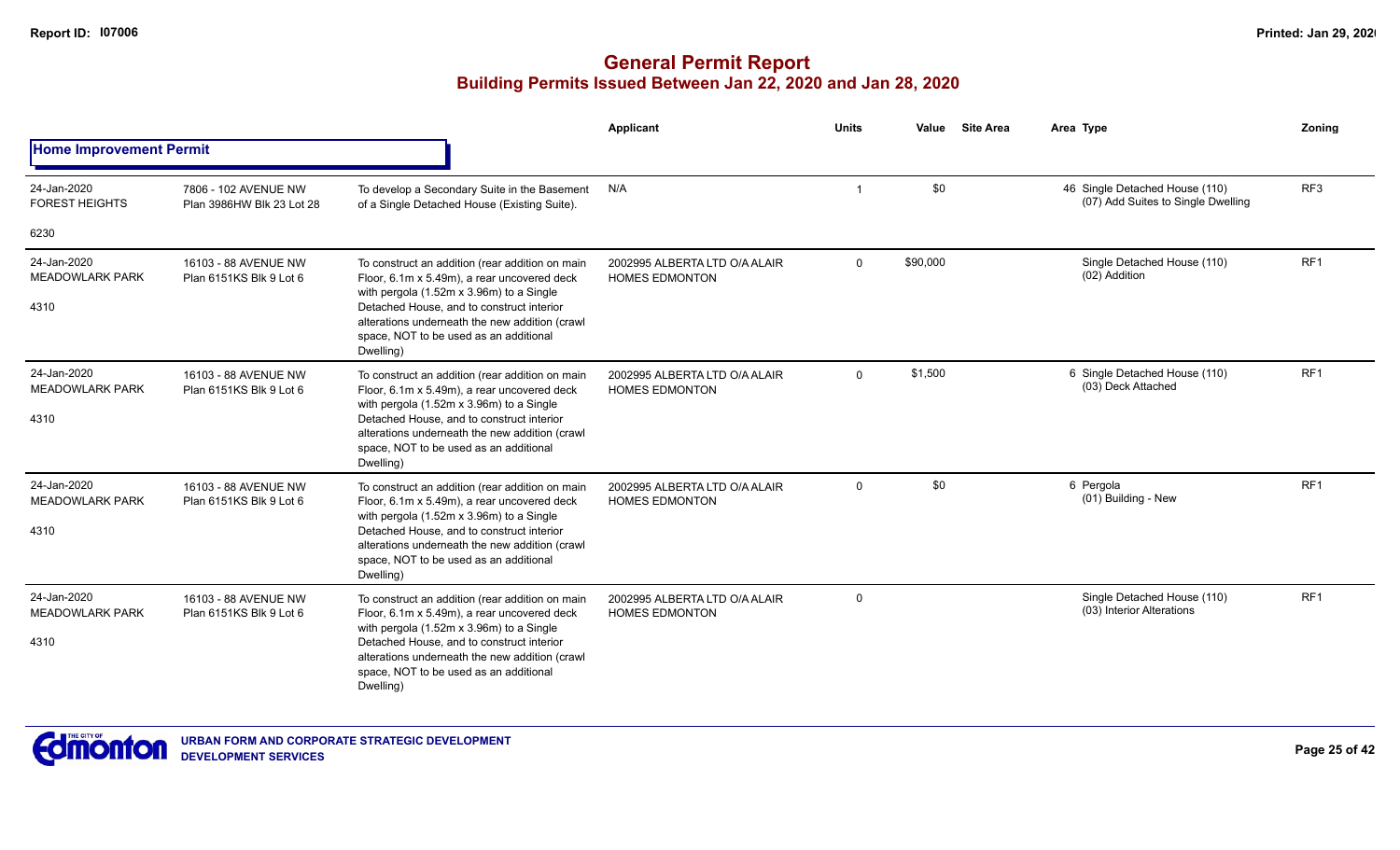# General Permit Report

## Building Permits Issued Between Jan 22, 2020 and Jan 28, 2020

### Home Improvement Permit

| Date / Neighbourhood | Address / Legal | Description | Applicant | Units | Value | Site Area | Area | Type | Zoning |
|---|---|---|---|---|---|---|---|---|---|
| 24-Jan-2020 FOREST HEIGHTS 6230 | 7806 - 102 AVENUE NW Plan 3986HW Blk 23 Lot 28 | To develop a Secondary Suite in the Basement of a Single Detached House (Existing Suite). | N/A | 1 | $0 | | 46 | Single Detached House (110) (07) Add Suites to Single Dwelling | RF3 |
| 24-Jan-2020 MEADOWLARK PARK 4310 | 16103 - 88 AVENUE NW Plan 6151KS Blk 9 Lot 6 | To construct an addition (rear addition on main Floor, 6.1m x 5.49m), a rear uncovered deck with pergola (1.52m x 3.96m) to a Single Detached House, and to construct interior alterations underneath the new addition (crawl space, NOT to be used as an additional Dwelling) | 2002995 ALBERTA LTD O/A ALAIR HOMES EDMONTON | 0 | $90,000 | | | Single Detached House (110) (02) Addition | RF1 |
| 24-Jan-2020 MEADOWLARK PARK 4310 | 16103 - 88 AVENUE NW Plan 6151KS Blk 9 Lot 6 | To construct an addition (rear addition on main Floor, 6.1m x 5.49m), a rear uncovered deck with pergola (1.52m x 3.96m) to a Single Detached House, and to construct interior alterations underneath the new addition (crawl space, NOT to be used as an additional Dwelling) | 2002995 ALBERTA LTD O/A ALAIR HOMES EDMONTON | 0 | $1,500 | | 6 | Single Detached House (110) (03) Deck Attached | RF1 |
| 24-Jan-2020 MEADOWLARK PARK 4310 | 16103 - 88 AVENUE NW Plan 6151KS Blk 9 Lot 6 | To construct an addition (rear addition on main Floor, 6.1m x 5.49m), a rear uncovered deck with pergola (1.52m x 3.96m) to a Single Detached House, and to construct interior alterations underneath the new addition (crawl space, NOT to be used as an additional Dwelling) | 2002995 ALBERTA LTD O/A ALAIR HOMES EDMONTON | 0 | $0 | | 6 | Pergola (01) Building - New | RF1 |
| 24-Jan-2020 MEADOWLARK PARK 4310 | 16103 - 88 AVENUE NW Plan 6151KS Blk 9 Lot 6 | To construct an addition (rear addition on main Floor, 6.1m x 5.49m), a rear uncovered deck with pergola (1.52m x 3.96m) to a Single Detached House, and to construct interior alterations underneath the new addition (crawl space, NOT to be used as an additional Dwelling) | 2002995 ALBERTA LTD O/A ALAIR HOMES EDMONTON | 0 | | | | Single Detached House (110) (03) Interior Alterations | RF1 |

URBAN FORM AND CORPORATE STRATEGIC DEVELOPMENT
DEVELOPMENT SERVICES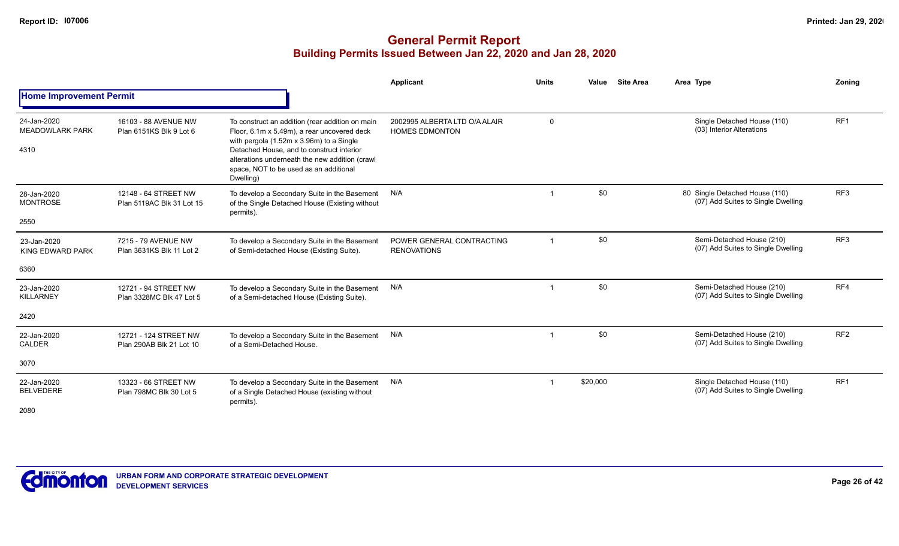# General Permit Report

## Building Permits Issued Between Jan 22, 2020 and Jan 28, 2020

### Home Improvement Permit

| Date / Neighbourhood | Address / Legal | Description | Applicant | Units | Value | Site Area | Area | Type | Zoning |
|---|---|---|---|---|---|---|---|---|---|
| 24-Jan-2020 MEADOWLARK PARK 4310 | 16103 - 88 AVENUE NW Plan 6151KS Blk 9 Lot 6 | To construct an addition (rear addition on main Floor, 6.1m x 5.49m), a rear uncovered deck with pergola (1.52m x 3.96m) to a Single Detached House, and to construct interior alterations underneath the new addition (crawl space, NOT to be used as an additional Dwelling) | 2002995 ALBERTA LTD O/A ALAIR HOMES EDMONTON | 0 | | | | Single Detached House (110) (03) Interior Alterations | RF1 |
| 28-Jan-2020 MONTROSE 2550 | 12148 - 64 STREET NW Plan 5119AC Blk 31 Lot 15 | To develop a Secondary Suite in the Basement of the Single Detached House (Existing without permits). | N/A | 1 | $0 | | 80 | Single Detached House (110) (07) Add Suites to Single Dwelling | RF3 |
| 23-Jan-2020 KING EDWARD PARK 6360 | 7215 - 79 AVENUE NW Plan 3631KS Blk 11 Lot 2 | To develop a Secondary Suite in the Basement of Semi-detached House (Existing Suite). | POWER GENERAL CONTRACTING RENOVATIONS | 1 | $0 | | | Semi-Detached House (210) (07) Add Suites to Single Dwelling | RF3 |
| 23-Jan-2020 KILLARNEY 2420 | 12721 - 94 STREET NW Plan 3328MC Blk 47 Lot 5 | To develop a Secondary Suite in the Basement of a Semi-detached House (Existing Suite). | N/A | 1 | $0 | | | Semi-Detached House (210) (07) Add Suites to Single Dwelling | RF4 |
| 22-Jan-2020 CALDER 3070 | 12721 - 124 STREET NW Plan 290AB Blk 21 Lot 10 | To develop a Secondary Suite in the Basement of a Semi-Detached House. | N/A | 1 | $0 | | | Semi-Detached House (210) (07) Add Suites to Single Dwelling | RF2 |
| 22-Jan-2020 BELVEDERE 2080 | 13323 - 66 STREET NW Plan 798MC Blk 30 Lot 5 | To develop a Secondary Suite in the Basement of a Single Detached House (existing without permits). | N/A | 1 | $20,000 | | | Single Detached House (110) (07) Add Suites to Single Dwelling | RF1 |

URBAN FORM AND CORPORATE STRATEGIC DEVELOPMENT
DEVELOPMENT SERVICES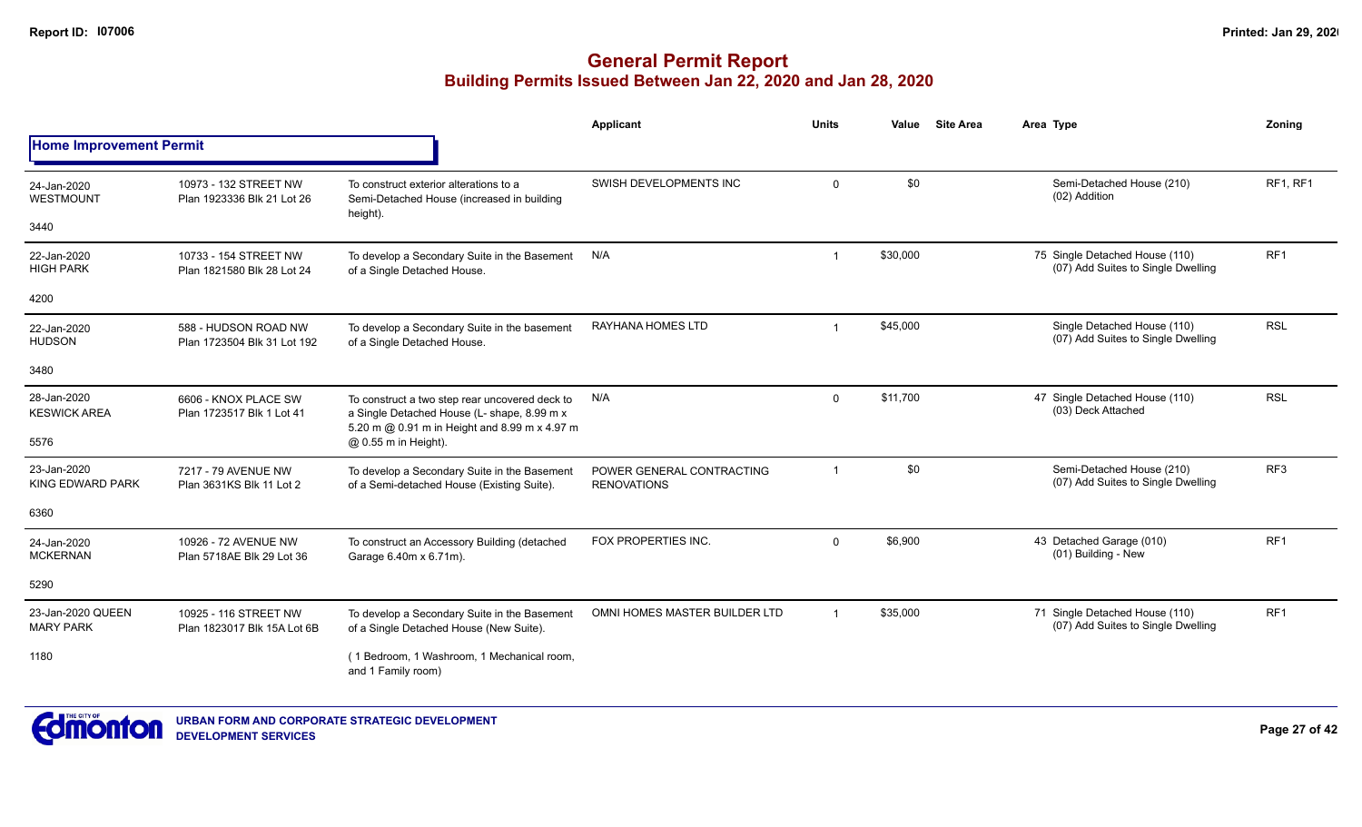# General Permit Report

## Building Permits Issued Between Jan 22, 2020 and Jan 28, 2020

### Home Improvement Permit

| Date / Neighbourhood | Address / Legal | Description | Applicant | Units | Value | Site Area | Area Type | Zoning |
|---|---|---|---|---|---|---|---|---|
| 24-Jan-2020 WESTMOUNT 3440 | 10973 - 132 STREET NW Plan 1923336 Blk 21 Lot 26 | To construct exterior alterations to a Semi-Detached House (increased in building height). | SWISH DEVELOPMENTS INC | 0 | $0 | | Semi-Detached House (210) (02) Addition | RF1, RF1 |
| 22-Jan-2020 HIGH PARK 4200 | 10733 - 154 STREET NW Plan 1821580 Blk 28 Lot 24 | To develop a Secondary Suite in the Basement of a Single Detached House. | N/A | 1 | $30,000 | | 75 Single Detached House (110) (07) Add Suites to Single Dwelling | RF1 |
| 22-Jan-2020 HUDSON 3480 | 588 - HUDSON ROAD NW Plan 1723504 Blk 31 Lot 192 | To develop a Secondary Suite in the basement of a Single Detached House. | RAYHANA HOMES LTD | 1 | $45,000 | | Single Detached House (110) (07) Add Suites to Single Dwelling | RSL |
| 28-Jan-2020 KESWICK AREA 5576 | 6606 - KNOX PLACE SW Plan 1723517 Blk 1 Lot 41 | To construct a two step rear uncovered deck to a Single Detached House (L- shape, 8.99 m x 5.20 m @ 0.91 m in Height and 8.99 m x 4.97 m @ 0.55 m in Height). | N/A | 0 | $11,700 | | 47 Single Detached House (110) (03) Deck Attached | RSL |
| 23-Jan-2020 KING EDWARD PARK 6360 | 7217 - 79 AVENUE NW Plan 3631KS Blk 11 Lot 2 | To develop a Secondary Suite in the Basement of a Semi-detached House (Existing Suite). | POWER GENERAL CONTRACTING RENOVATIONS | 1 | $0 | | Semi-Detached House (210) (07) Add Suites to Single Dwelling | RF3 |
| 24-Jan-2020 MCKERNAN 5290 | 10926 - 72 AVENUE NW Plan 5718AE Blk 29 Lot 36 | To construct an Accessory Building (detached Garage 6.40m x 6.71m). | FOX PROPERTIES INC. | 0 | $6,900 | | 43 Detached Garage (010) (01) Building - New | RF1 |
| 23-Jan-2020 QUEEN MARY PARK 1180 | 10925 - 116 STREET NW Plan 1823017 Blk 15A Lot 6B | To develop a Secondary Suite in the Basement of a Single Detached House (New Suite). (1 Bedroom, 1 Washroom, 1 Mechanical room, and 1 Family room) | OMNI HOMES MASTER BUILDER LTD | 1 | $35,000 | | 71 Single Detached House (110) (07) Add Suites to Single Dwelling | RF1 |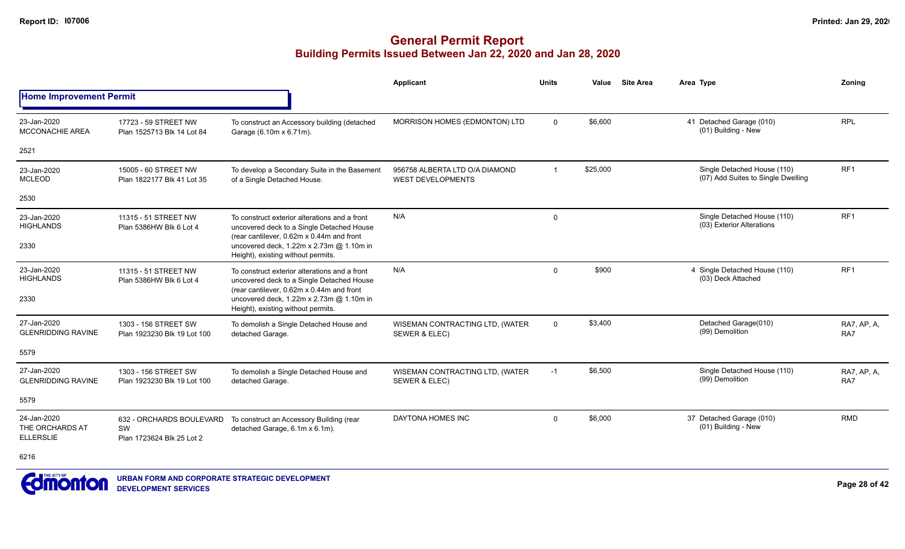# General Permit Report
## Building Permits Issued Between Jan 22, 2020 and Jan 28, 2020

**Home Improvement Permit**

| | | | Applicant | Units | Value | Site Area | Area | Type | Zoning |
|---|---|---|---|---|---|---|---|---|---|
| 23-Jan-2020 MCCONACHIE AREA 2521 | 17723 - 59 STREET NW Plan 1525713 Blk 14 Lot 84 | To construct an Accessory building (detached Garage (6.10m x 6.71m). | MORRISON HOMES (EDMONTON) LTD | 0 | $6,600 | | 41 | Detached Garage (010) (01) Building - New | RPL |
| 23-Jan-2020 MCLEOD 2530 | 15005 - 60 STREET NW Plan 1822177 Blk 41 Lot 35 | To develop a Secondary Suite in the Basement of a Single Detached House. | 956758 ALBERTA LTD O/A DIAMOND WEST DEVELOPMENTS | 1 | $25,000 | | | Single Detached House (110) (07) Add Suites to Single Dwelling | RF1 |
| 23-Jan-2020 HIGHLANDS 2330 | 11315 - 51 STREET NW Plan 5386HW Blk 6 Lot 4 | To construct exterior alterations and a front uncovered deck to a Single Detached House (rear cantilever, 0.62m x 0.44m and front uncovered deck, 1.22m x 2.73m @ 1.10m in Height), existing without permits. | N/A | 0 | | | | Single Detached House (110) (03) Exterior Alterations | RF1 |
| 23-Jan-2020 HIGHLANDS 2330 | 11315 - 51 STREET NW Plan 5386HW Blk 6 Lot 4 | To construct exterior alterations and a front uncovered deck to a Single Detached House (rear cantilever, 0.62m x 0.44m and front uncovered deck, 1.22m x 2.73m @ 1.10m in Height), existing without permits. | N/A | 0 | $900 | | 4 | Single Detached House (110) (03) Deck Attached | RF1 |
| 27-Jan-2020 GLENRIDDING RAVINE 5579 | 1303 - 156 STREET SW Plan 1923230 Blk 19 Lot 100 | To demolish a Single Detached House and detached Garage. | WISEMAN CONTRACTING LTD, (WATER SEWER & ELEC) | 0 | $3,400 | | | Detached Garage(010) (99) Demolition | RA7, AP, A, RA7 |
| 27-Jan-2020 GLENRIDDING RAVINE 5579 | 1303 - 156 STREET SW Plan 1923230 Blk 19 Lot 100 | To demolish a Single Detached House and detached Garage. | WISEMAN CONTRACTING LTD, (WATER SEWER & ELEC) | -1 | $6,500 | | | Single Detached House (110) (99) Demolition | RA7, AP, A, RA7 |
| 24-Jan-2020 THE ORCHARDS AT ELLERSLIE 6216 | 632 - ORCHARDS BOULEVARD SW Plan 1723624 Blk 25 Lot 2 | To construct an Accessory Building (rear detached Garage, 6.1m x 6.1m). | DAYTONA HOMES INC | 0 | $6,000 | | 37 | Detached Garage (010) (01) Building - New | RMD |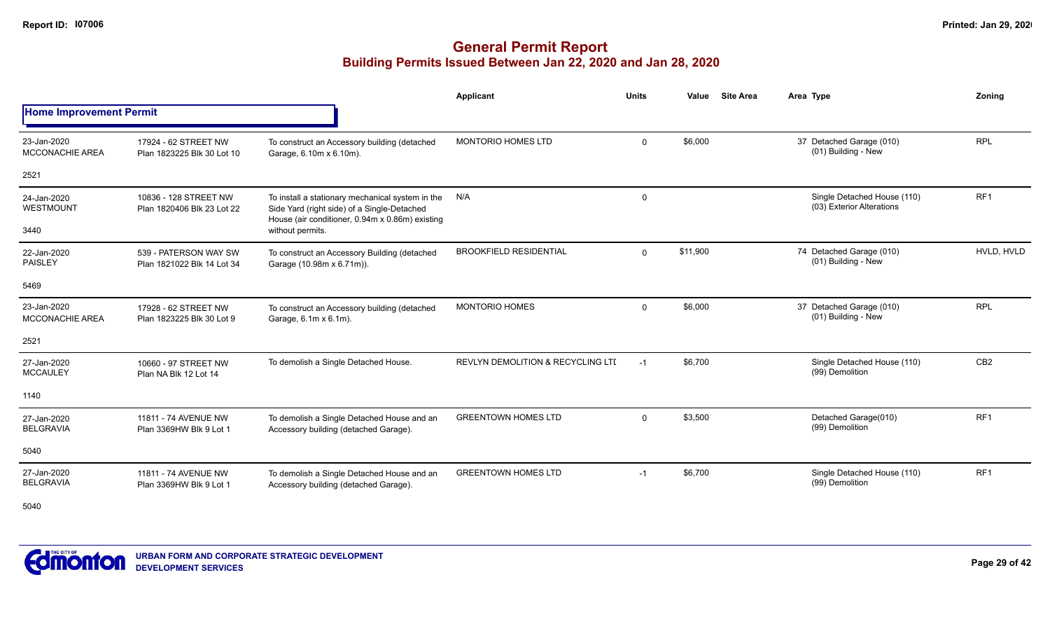# General Permit Report

## Building Permits Issued Between Jan 22, 2020 and Jan 28, 2020

### Home Improvement Permit

| Date / Neighbourhood | Address / Legal | Description | Applicant | Units | Value | Site Area | Area Type | Zoning |
|---|---|---|---|---|---|---|---|---|
| 23-Jan-2020 MCCONACHIE AREA 2521 | 17924 - 62 STREET NW Plan 1823225 Blk 30 Lot 10 | To construct an Accessory building (detached Garage, 6.10m x 6.10m). | MONTORIO HOMES LTD | 0 | $6,000 | | 37 Detached Garage (010) (01) Building - New | RPL |
| 24-Jan-2020 WESTMOUNT 3440 | 10836 - 128 STREET NW Plan 1820406 Blk 23 Lot 22 | To install a stationary mechanical system in the Side Yard (right side) of a Single-Detached House (air conditioner, 0.94m x 0.86m) existing without permits. | N/A | 0 | | | Single Detached House (110) (03) Exterior Alterations | RF1 |
| 22-Jan-2020 PAISLEY 5469 | 539 - PATERSON WAY SW Plan 1821022 Blk 14 Lot 34 | To construct an Accessory Building (detached Garage (10.98m x 6.71m)). | BROOKFIELD RESIDENTIAL | 0 | $11,900 | | 74 Detached Garage (010) (01) Building - New | HVLD, HVLD |
| 23-Jan-2020 MCCONACHIE AREA 2521 | 17928 - 62 STREET NW Plan 1823225 Blk 30 Lot 9 | To construct an Accessory building (detached Garage, 6.1m x 6.1m). | MONTORIO HOMES | 0 | $6,000 | | 37 Detached Garage (010) (01) Building - New | RPL |
| 27-Jan-2020 MCCAULEY 1140 | 10660 - 97 STREET NW Plan NA Blk 12 Lot 14 | To demolish a Single Detached House. | REVLYN DEMOLITION & RECYCLING LTI | -1 | $6,700 | | Single Detached House (110) (99) Demolition | CB2 |
| 27-Jan-2020 BELGRAVIA 5040 | 11811 - 74 AVENUE NW Plan 3369HW Blk 9 Lot 1 | To demolish a Single Detached House and an Accessory building (detached Garage). | GREENTOWN HOMES LTD | 0 | $3,500 | | Detached Garage(010) (99) Demolition | RF1 |
| 27-Jan-2020 BELGRAVIA 5040 | 11811 - 74 AVENUE NW Plan 3369HW Blk 9 Lot 1 | To demolish a Single Detached House and an Accessory building (detached Garage). | GREENTOWN HOMES LTD | -1 | $6,700 | | Single Detached House (110) (99) Demolition | RF1 |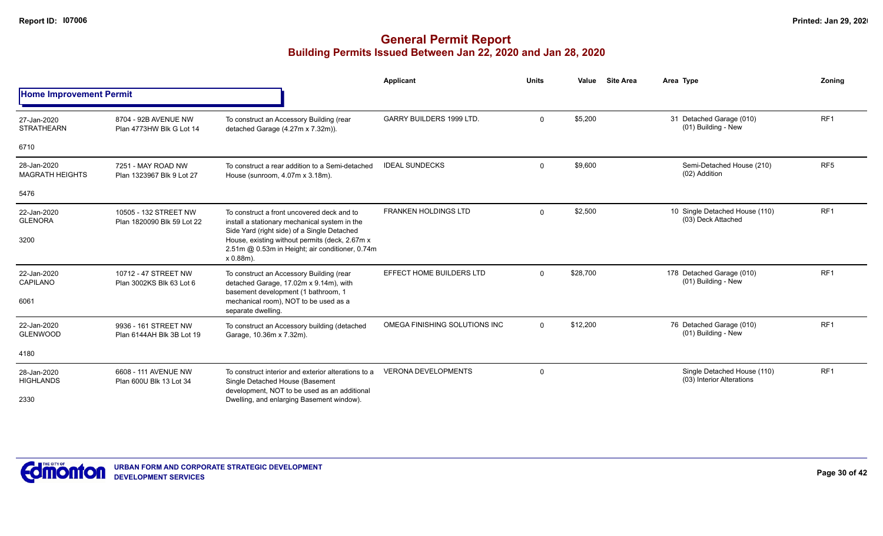# General Permit Report

## Building Permits Issued Between Jan 22, 2020 and Jan 28, 2020

### Home Improvement Permit

| Date / Neighbourhood | Address / Legal | Description | Applicant | Units | Value | Site Area | Area | Type | Zoning |
|---|---|---|---|---|---|---|---|---|---|
| 27-Jan-2020 STRATHEARN 6710 | 8704 - 92B AVENUE NW Plan 4773HW Blk G Lot 14 | To construct an Accessory Building (rear detached Garage (4.27m x 7.32m)). | GARRY BUILDERS 1999 LTD. | 0 | $5,200 | | 31 | Detached Garage (010) (01) Building - New | RF1 |
| 28-Jan-2020 MAGRATH HEIGHTS 5476 | 7251 - MAY ROAD NW Plan 1323967 Blk 9 Lot 27 | To construct a rear addition to a Semi-detached House (sunroom, 4.07m x 3.18m). | IDEAL SUNDECKS | 0 | $9,600 | | | Semi-Detached House (210) (02) Addition | RF5 |
| 22-Jan-2020 GLENORA 3200 | 10505 - 132 STREET NW Plan 1820090 Blk 59 Lot 22 | To construct a front uncovered deck and to install a stationary mechanical system in the Side Yard (right side) of a Single Detached House, existing without permits (deck, 2.67m x 2.51m @ 0.53m in Height; air conditioner, 0.74m x 0.88m). | FRANKEN HOLDINGS LTD | 0 | $2,500 | | 10 | Single Detached House (110) (03) Deck Attached | RF1 |
| 22-Jan-2020 CAPILANO 6061 | 10712 - 47 STREET NW Plan 3002KS Blk 63 Lot 6 | To construct an Accessory Building (rear detached Garage, 17.02m x 9.14m), with basement development (1 bathroom, 1 mechanical room), NOT to be used as a separate dwelling. | EFFECT HOME BUILDERS LTD | 0 | $28,700 | | 178 | Detached Garage (010) (01) Building - New | RF1 |
| 22-Jan-2020 GLENWOOD 4180 | 9936 - 161 STREET NW Plan 6144AH Blk 3B Lot 19 | To construct an Accessory building (detached Garage, 10.36m x 7.32m). | OMEGA FINISHING SOLUTIONS INC | 0 | $12,200 | | 76 | Detached Garage (010) (01) Building - New | RF1 |
| 28-Jan-2020 HIGHLANDS 2330 | 6608 - 111 AVENUE NW Plan 600U Blk 13 Lot 34 | To construct interior and exterior alterations to a Single Detached House (Basement development, NOT to be used as an additional Dwelling, and enlarging Basement window). | VERONA DEVELOPMENTS | 0 | | | | Single Detached House (110) (03) Interior Alterations | RF1 |

**URBAN FORM AND CORPORATE STRATEGIC DEVELOPMENT**
**DEVELOPMENT SERVICES**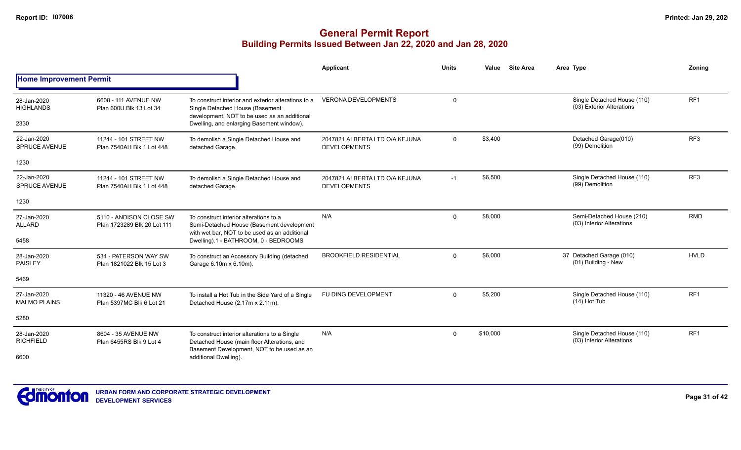# General Permit Report

## Building Permits Issued Between Jan 22, 2020 and Jan 28, 2020

| | | | Applicant | Units | Value | Site Area | Area Type | Zoning |
|---|---|---|---|---|---|---|---|---|
| **Home Improvement Permit** | | | | | | | | |
| 28-Jan-2020 HIGHLANDS 2330 | 6608 - 111 AVENUE NW Plan 600U Blk 13 Lot 34 | To construct interior and exterior alterations to a Single Detached House (Basement development, NOT to be used as an additional Dwelling, and enlarging Basement window). | VERONA DEVELOPMENTS | 0 | | | Single Detached House (110) (03) Exterior Alterations | RF1 |
| 22-Jan-2020 SPRUCE AVENUE 1230 | 11244 - 101 STREET NW Plan 7540AH Blk 1 Lot 448 | To demolish a Single Detached House and detached Garage. | 2047821 ALBERTA LTD O/A KEJUNA DEVELOPMENTS | 0 | $3,400 | | Detached Garage(010) (99) Demolition | RF3 |
| 22-Jan-2020 SPRUCE AVENUE 1230 | 11244 - 101 STREET NW Plan 7540AH Blk 1 Lot 448 | To demolish a Single Detached House and detached Garage. | 2047821 ALBERTA LTD O/A KEJUNA DEVELOPMENTS | -1 | $6,500 | | Single Detached House (110) (99) Demolition | RF3 |
| 27-Jan-2020 ALLARD 5458 | 5110 - ANDISON CLOSE SW Plan 1723289 Blk 20 Lot 111 | To construct interior alterations to a Semi-Detached House (Basement development with wet bar, NOT to be used as an additional Dwelling).1 - BATHROOM, 0 - BEDROOMS | N/A | 0 | $8,000 | | Semi-Detached House (210) (03) Interior Alterations | RMD |
| 28-Jan-2020 PAISLEY 5469 | 534 - PATERSON WAY SW Plan 1821022 Blk 15 Lot 3 | To construct an Accessory Building (detached Garage 6.10m x 6.10m). | BROOKFIELD RESIDENTIAL | 0 | $6,000 | 37 | Detached Garage (010) (01) Building - New | HVLD |
| 27-Jan-2020 MALMO PLAINS 5280 | 11320 - 46 AVENUE NW Plan 5397MC Blk 6 Lot 21 | To install a Hot Tub in the Side Yard of a Single Detached House (2.17m x 2.11m). | FU DING DEVELOPMENT | 0 | $5,200 | | Single Detached House (110) (14) Hot Tub | RF1 |
| 28-Jan-2020 RICHFIELD 6600 | 8604 - 35 AVENUE NW Plan 6455RS Blk 9 Lot 4 | To construct interior alterations to a Single Detached House (main floor Alterations, and Basement Development, NOT to be used as an additional Dwelling). | N/A | 0 | $10,000 | | Single Detached House (110) (03) Interior Alterations | RF1 |

URBAN FORM AND CORPORATE STRATEGIC DEVELOPMENT
DEVELOPMENT SERVICES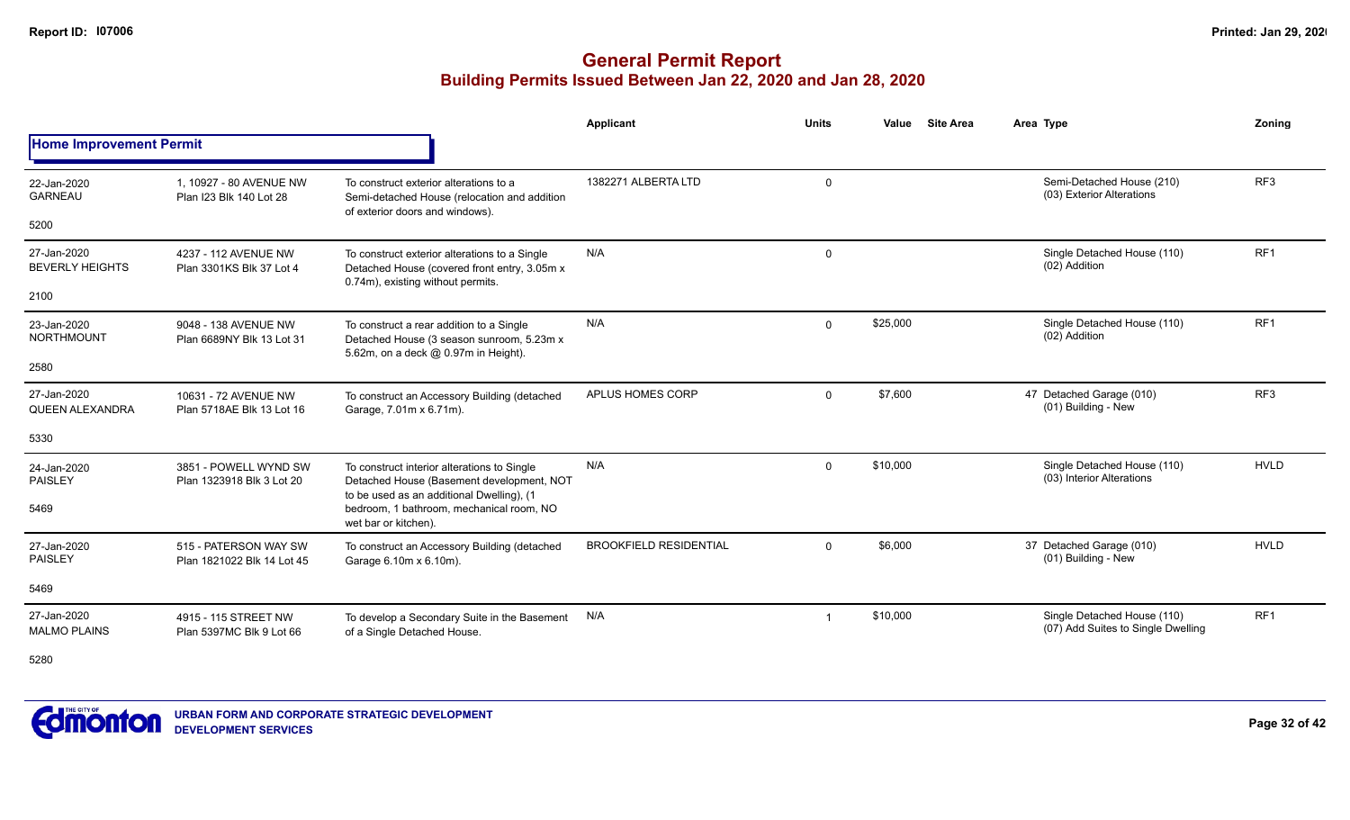# General Permit Report

## Building Permits Issued Between Jan 22, 2020 and Jan 28, 2020

### Home Improvement Permit

| | | | Applicant | Units | Value | Site Area | Area Type | Zoning |
|---|---|---|---|---|---|---|---|---|
| 22-Jan-2020 GARNEAU 5200 | 1, 10927 - 80 AVENUE NW Plan I23 Blk 140 Lot 28 | To construct exterior alterations to a Semi-detached House (relocation and addition of exterior doors and windows). | 1382271 ALBERTA LTD | 0 | | | Semi-Detached House (210) (03) Exterior Alterations | RF3 |
| 27-Jan-2020 BEVERLY HEIGHTS 2100 | 4237 - 112 AVENUE NW Plan 3301KS Blk 37 Lot 4 | To construct exterior alterations to a Single Detached House (covered front entry, 3.05m x 0.74m), existing without permits. | N/A | 0 | | | Single Detached House (110) (02) Addition | RF1 |
| 23-Jan-2020 NORTHMOUNT 2580 | 9048 - 138 AVENUE NW Plan 6689NY Blk 13 Lot 31 | To construct a rear addition to a Single Detached House (3 season sunroom, 5.23m x 5.62m, on a deck @ 0.97m in Height). | N/A | 0 | $25,000 | | Single Detached House (110) (02) Addition | RF1 |
| 27-Jan-2020 QUEEN ALEXANDRA 5330 | 10631 - 72 AVENUE NW Plan 5718AE Blk 13 Lot 16 | To construct an Accessory Building (detached Garage, 7.01m x 6.71m). | APLUS HOMES CORP | 0 | $7,600 | | 47 Detached Garage (010) (01) Building - New | RF3 |
| 24-Jan-2020 PAISLEY 5469 | 3851 - POWELL WYND SW Plan 1323918 Blk 3 Lot 20 | To construct interior alterations to Single Detached House (Basement development, NOT to be used as an additional Dwelling), (1 bedroom, 1 bathroom, mechanical room, NO wet bar or kitchen). | N/A | 0 | $10,000 | | Single Detached House (110) (03) Interior Alterations | HVLD |
| 27-Jan-2020 PAISLEY 5469 | 515 - PATERSON WAY SW Plan 1821022 Blk 14 Lot 45 | To construct an Accessory Building (detached Garage 6.10m x 6.10m). | BROOKFIELD RESIDENTIAL | 0 | $6,000 | | 37 Detached Garage (010) (01) Building - New | HVLD |
| 27-Jan-2020 MALMO PLAINS 5280 | 4915 - 115 STREET NW Plan 5397MC Blk 9 Lot 66 | To develop a Secondary Suite in the Basement of a Single Detached House. | N/A | 1 | $10,000 | | Single Detached House (110) (07) Add Suites to Single Dwelling | RF1 |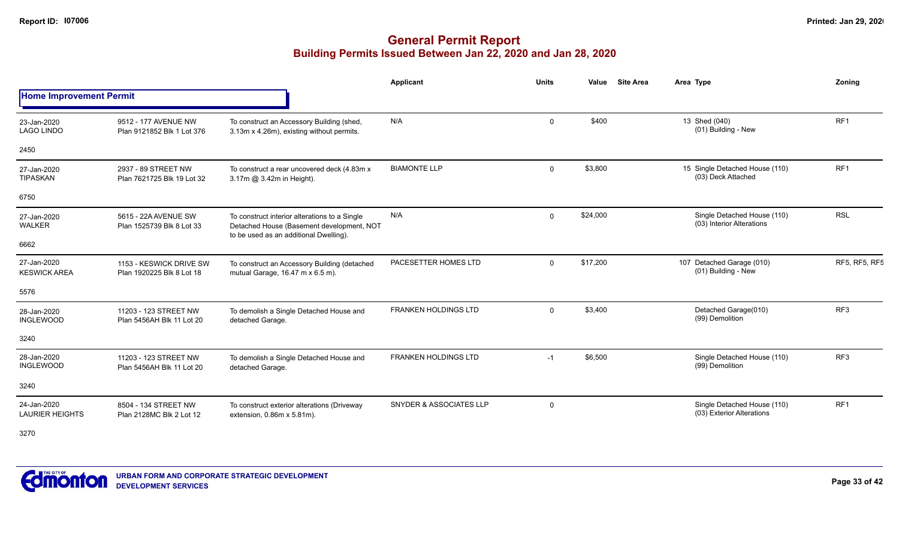# General Permit Report
## Building Permits Issued Between Jan 22, 2020 and Jan 28, 2020

**Home Improvement Permit**

| Date / Neighbourhood | Address / Legal | Description | Applicant | Units | Value | Site Area | Area Type | Zoning |
|---|---|---|---|---|---|---|---|---|
| 23-Jan-2020 LAGO LINDO 2450 | 9512 - 177 AVENUE NW Plan 9121852 Blk 1 Lot 376 | To construct an Accessory Building (shed, 3.13m x 4.26m), existing without permits. | N/A | 0 | $400 | | 13 Shed (040) (01) Building - New | RF1 |
| 27-Jan-2020 TIPASKAN 6750 | 2937 - 89 STREET NW Plan 7621725 Blk 19 Lot 32 | To construct a rear uncovered deck (4.83m x 3.17m @ 3.42m in Height). | BIAMONTE LLP | 0 | $3,800 | | 15 Single Detached House (110) (03) Deck Attached | RF1 |
| 27-Jan-2020 WALKER 6662 | 5615 - 22A AVENUE SW Plan 1525739 Blk 8 Lot 33 | To construct interior alterations to a Single Detached House (Basement development, NOT to be used as an additional Dwelling). | N/A | 0 | $24,000 | | Single Detached House (110) (03) Interior Alterations | RSL |
| 27-Jan-2020 KESWICK AREA 5576 | 1153 - KESWICK DRIVE SW Plan 1920225 Blk 8 Lot 18 | To construct an Accessory Building (detached mutual Garage, 16.47 m x 6.5 m). | PACESETTER HOMES LTD | 0 | $17,200 | | 107 Detached Garage (010) (01) Building - New | RF5, RF5, RF5 |
| 28-Jan-2020 INGLEWOOD 3240 | 11203 - 123 STREET NW Plan 5456AH Blk 11 Lot 20 | To demolish a Single Detached House and detached Garage. | FRANKEN HOLDINGS LTD | 0 | $3,400 | | Detached Garage(010) (99) Demolition | RF3 |
| 28-Jan-2020 INGLEWOOD 3240 | 11203 - 123 STREET NW Plan 5456AH Blk 11 Lot 20 | To demolish a Single Detached House and detached Garage. | FRANKEN HOLDINGS LTD | -1 | $6,500 | | Single Detached House (110) (99) Demolition | RF3 |
| 24-Jan-2020 LAURIER HEIGHTS 3270 | 8504 - 134 STREET NW Plan 2128MC Blk 2 Lot 12 | To construct exterior alterations (Driveway extension, 0.86m x 5.81m). | SNYDER & ASSOCIATES LLP | 0 | | | Single Detached House (110) (03) Exterior Alterations | RF1 |

URBAN FORM AND CORPORATE STRATEGIC DEVELOPMENT
DEVELOPMENT SERVICES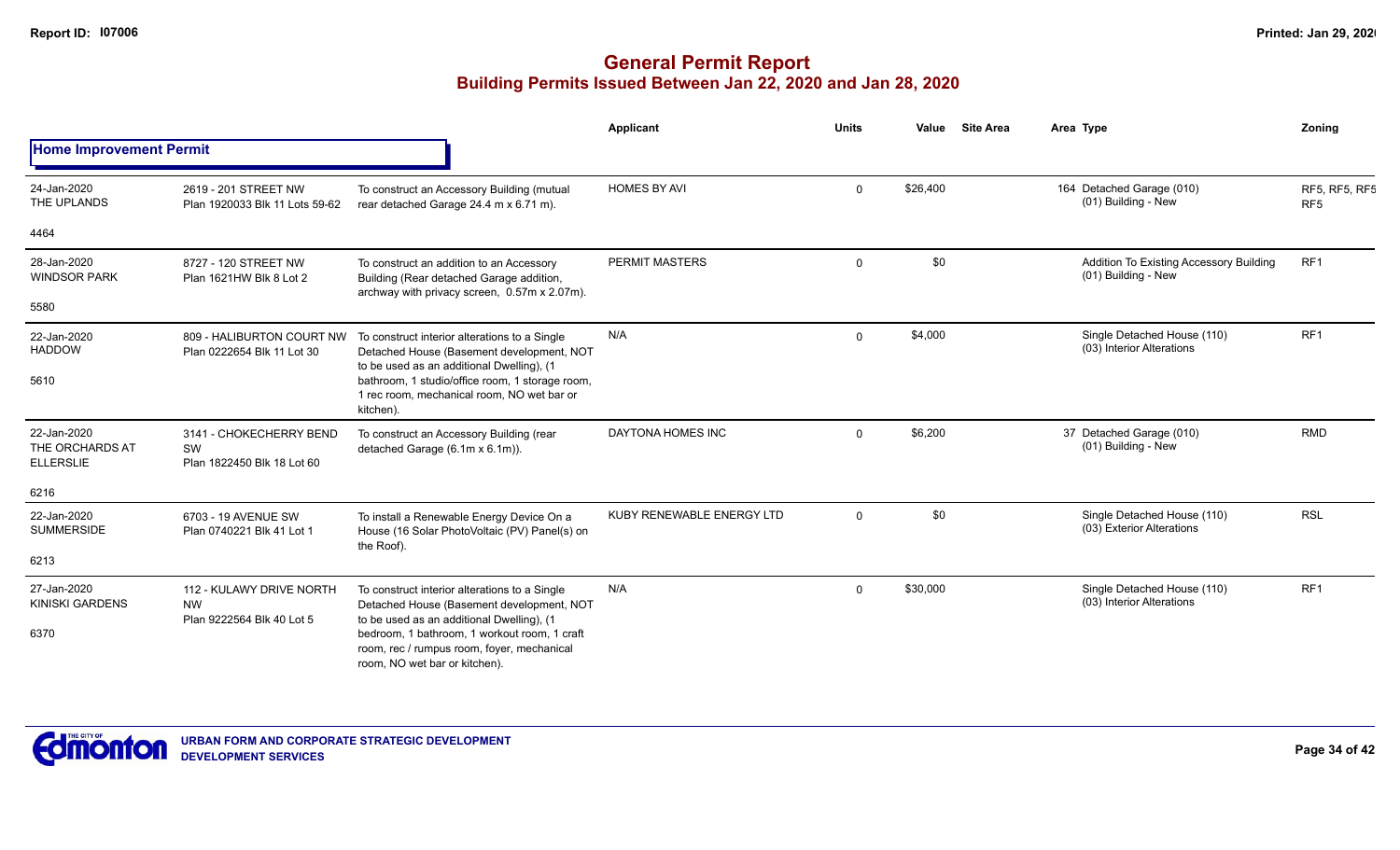# General Permit Report

## Building Permits Issued Between Jan 22, 2020 and Jan 28, 2020

### Home Improvement Permit

| Date / Neighbourhood | Address / Legal | Description | Applicant | Units | Value | Site Area | Area | Type | Zoning |
|---|---|---|---|---|---|---|---|---|---|
| 24-Jan-2020 THE UPLANDS 4464 | 2619 - 201 STREET NW Plan 1920033 Blk 11 Lots 59-62 | To construct an Accessory Building (mutual rear detached Garage 24.4 m x 6.71 m). | HOMES BY AVI | 0 | $26,400 | | 164 | Detached Garage (010) (01) Building - New | RF5, RF5, RF5 RF5 |
| 28-Jan-2020 WINDSOR PARK 5580 | 8727 - 120 STREET NW Plan 1621HW Blk 8 Lot 2 | To construct an addition to an Accessory Building (Rear detached Garage addition, archway with privacy screen, 0.57m x 2.07m). | PERMIT MASTERS | 0 | $0 | | | Addition To Existing Accessory Building (01) Building - New | RF1 |
| 22-Jan-2020 HADDOW 5610 | 809 - HALIBURTON COURT NW Plan 0222654 Blk 11 Lot 30 | To construct interior alterations to a Single Detached House (Basement development, NOT to be used as an additional Dwelling), (1 bathroom, 1 studio/office room, 1 storage room, 1 rec room, mechanical room, NO wet bar or kitchen). | N/A | 0 | $4,000 | | | Single Detached House (110) (03) Interior Alterations | RF1 |
| 22-Jan-2020 THE ORCHARDS AT ELLERSLIE 6216 | 3141 - CHOKECHERRY BEND SW Plan 1822450 Blk 18 Lot 60 | To construct an Accessory Building (rear detached Garage (6.1m x 6.1m)). | DAYTONA HOMES INC | 0 | $6,200 | | 37 | Detached Garage (010) (01) Building - New | RMD |
| 22-Jan-2020 SUMMERSIDE 6213 | 6703 - 19 AVENUE SW Plan 0740221 Blk 41 Lot 1 | To install a Renewable Energy Device On a House (16 Solar PhotoVoltaic (PV) Panel(s) on the Roof). | KUBY RENEWABLE ENERGY LTD | 0 | $0 | | | Single Detached House (110) (03) Exterior Alterations | RSL |
| 27-Jan-2020 KINISKI GARDENS 6370 | 112 - KULAWY DRIVE NORTH NW Plan 9222564 Blk 40 Lot 5 | To construct interior alterations to a Single Detached House (Basement development, NOT to be used as an additional Dwelling), (1 bedroom, 1 bathroom, 1 workout room, 1 craft room, rec / rumpus room, foyer, mechanical room, NO wet bar or kitchen). | N/A | 0 | $30,000 | | | Single Detached House (110) (03) Interior Alterations | RF1 |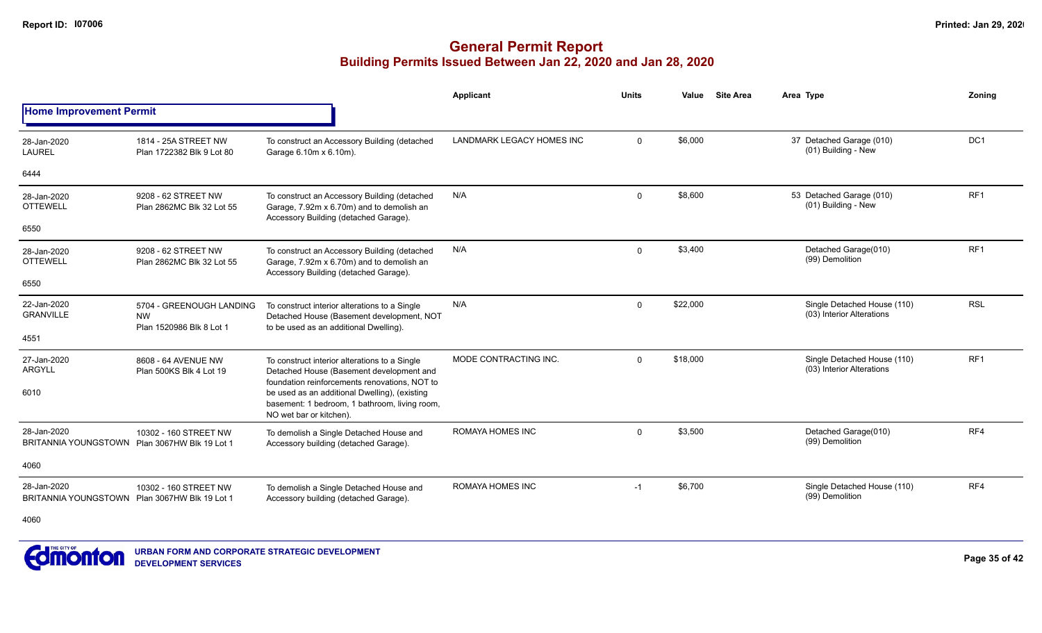# General Permit Report

## Building Permits Issued Between Jan 22, 2020 and Jan 28, 2020

### Home Improvement Permit

| Date / Neighbourhood | Address / Legal | Description | Applicant | Units | Value | Site Area | Area Type | Zoning |
|---|---|---|---|---|---|---|---|---|
| 28-Jan-2020 LAUREL 6444 | 1814 - 25A STREET NW Plan 1722382 Blk 9 Lot 80 | To construct an Accessory Building (detached Garage 6.10m x 6.10m). | LANDMARK LEGACY HOMES INC | 0 | $6,000 | | 37 Detached Garage (010) (01) Building - New | DC1 |
| 28-Jan-2020 OTTEWELL 6550 | 9208 - 62 STREET NW Plan 2862MC Blk 32 Lot 55 | To construct an Accessory Building (detached Garage, 7.92m x 6.70m) and to demolish an Accessory Building (detached Garage). | N/A | 0 | $8,600 | | 53 Detached Garage (010) (01) Building - New | RF1 |
| 28-Jan-2020 OTTEWELL 6550 | 9208 - 62 STREET NW Plan 2862MC Blk 32 Lot 55 | To construct an Accessory Building (detached Garage, 7.92m x 6.70m) and to demolish an Accessory Building (detached Garage). | N/A | 0 | $3,400 | | Detached Garage(010) (99) Demolition | RF1 |
| 22-Jan-2020 GRANVILLE 4551 | 5704 - GREENOUGH LANDING NW Plan 1520986 Blk 8 Lot 1 | To construct interior alterations to a Single Detached House (Basement development, NOT to be used as an additional Dwelling). | N/A | 0 | $22,000 | | Single Detached House (110) (03) Interior Alterations | RSL |
| 27-Jan-2020 ARGYLL 6010 | 8608 - 64 AVENUE NW Plan 500KS Blk 4 Lot 19 | To construct interior alterations to a Single Detached House (Basement development and foundation reinforcements renovations, NOT to be used as an additional Dwelling), (existing basement: 1 bedroom, 1 bathroom, living room, NO wet bar or kitchen). | MODE CONTRACTING INC. | 0 | $18,000 | | Single Detached House (110) (03) Interior Alterations | RF1 |
| 28-Jan-2020 BRITANNIA YOUNGSTOWN 4060 | 10302 - 160 STREET NW Plan 3067HW Blk 19 Lot 1 | To demolish a Single Detached House and Accessory building (detached Garage). | ROMAYA HOMES INC | 0 | $3,500 | | Detached Garage(010) (99) Demolition | RF4 |
| 28-Jan-2020 BRITANNIA YOUNGSTOWN 4060 | 10302 - 160 STREET NW Plan 3067HW Blk 19 Lot 1 | To demolish a Single Detached House and Accessory building (detached Garage). | ROMAYA HOMES INC | -1 | $6,700 | | Single Detached House (110) (99) Demolition | RF4 |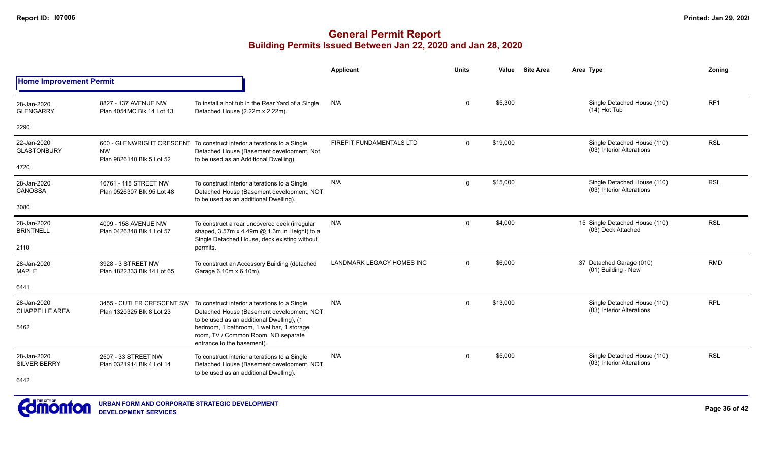## General Permit Report
### Building Permits Issued Between Jan 22, 2020 and Jan 28, 2020

**Home Improvement Permit**

| Date / Neighbourhood | Address / Legal | Description | Applicant | Units | Value | Site Area | Area | Type | Zoning |
|---|---|---|---|---|---|---|---|---|---|
| 28-Jan-2020 GLENGARRY 2290 | 8827 - 137 AVENUE NW Plan 4054MC Blk 14 Lot 13 | To install a hot tub in the Rear Yard of a Single Detached House (2.22m x 2.22m). | N/A | 0 | $5,300 | | | Single Detached House (110) (14) Hot Tub | RF1 |
| 22-Jan-2020 GLASTONBURY 4720 | 600 - GLENWRIGHT CRESCENT NW Plan 9826140 Blk 5 Lot 52 | To construct interior alterations to a Single Detached House (Basement development, Not to be used as an Additional Dwelling). | FIREPIT FUNDAMENTALS LTD | 0 | $19,000 | | | Single Detached House (110) (03) Interior Alterations | RSL |
| 28-Jan-2020 CANOSSA 3080 | 16761 - 118 STREET NW Plan 0526307 Blk 95 Lot 48 | To construct interior alterations to a Single Detached House (Basement development, NOT to be used as an additional Dwelling). | N/A | 0 | $15,000 | | | Single Detached House (110) (03) Interior Alterations | RSL |
| 28-Jan-2020 BRINTNELL 2110 | 4009 - 158 AVENUE NW Plan 0426348 Blk 1 Lot 57 | To construct a rear uncovered deck (irregular shaped, 3.57m x 4.49m @ 1.3m in Height) to a Single Detached House, deck existing without permits. | N/A | 0 | $4,000 | | 15 | Single Detached House (110) (03) Deck Attached | RSL |
| 28-Jan-2020 MAPLE 6441 | 3928 - 3 STREET NW Plan 1822333 Blk 14 Lot 65 | To construct an Accessory Building (detached Garage 6.10m x 6.10m). | LANDMARK LEGACY HOMES INC | 0 | $6,000 | | 37 | Detached Garage (010) (01) Building - New | RMD |
| 28-Jan-2020 CHAPPELLE AREA 5462 | 3455 - CUTLER CRESCENT SW Plan 1320325 Blk 8 Lot 23 | To construct interior alterations to a Single Detached House (Basement development, NOT to be used as an additional Dwelling), (1 bedroom, 1 bathroom, 1 wet bar, 1 storage room, TV / Common Room, NO separate entrance to the basement). | N/A | 0 | $13,000 | | | Single Detached House (110) (03) Interior Alterations | RPL |
| 28-Jan-2020 SILVER BERRY 6442 | 2507 - 33 STREET NW Plan 0321914 Blk 4 Lot 14 | To construct interior alterations to a Single Detached House (Basement development, NOT to be used as an additional Dwelling). | N/A | 0 | $5,000 | | | Single Detached House (110) (03) Interior Alterations | RSL |

URBAN FORM AND CORPORATE STRATEGIC DEVELOPMENT
DEVELOPMENT SERVICES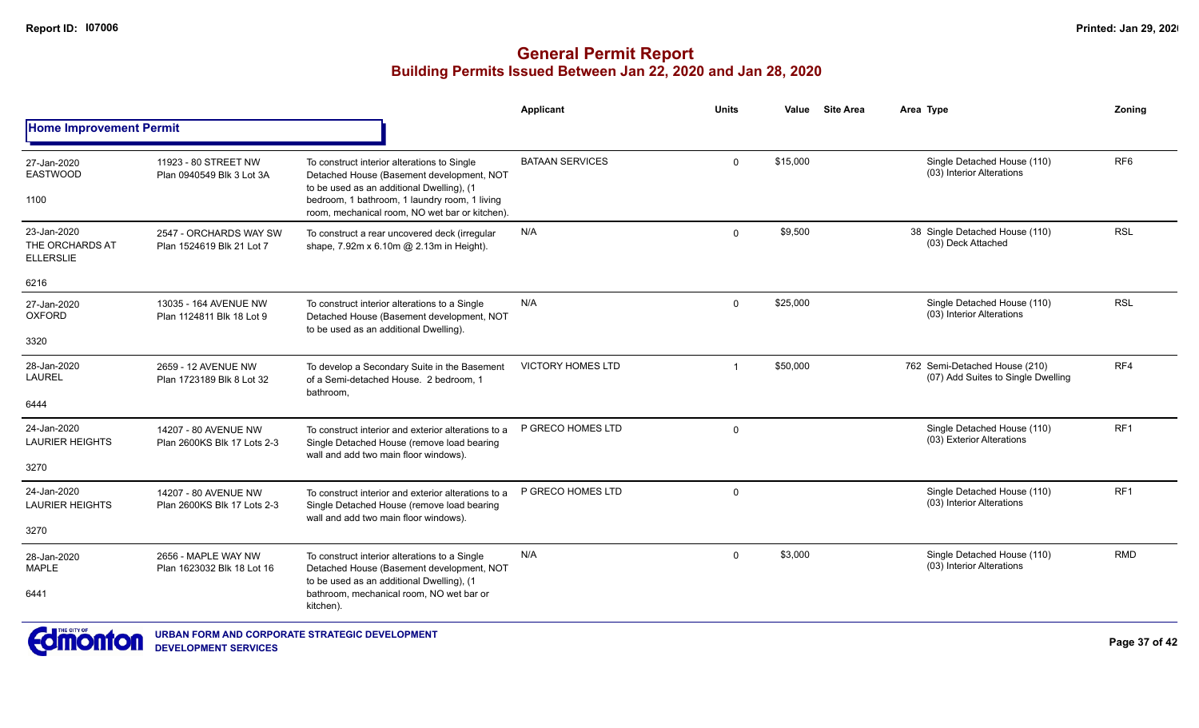# General Permit Report

## Building Permits Issued Between Jan 22, 2020 and Jan 28, 2020

### Home Improvement Permit

| Date / Neighbourhood | Address / Legal | Description | Applicant | Units | Value | Site Area | Area Type | Zoning |
|---|---|---|---|---|---|---|---|---|
| 27-Jan-2020 EASTWOOD 1100 | 11923 - 80 STREET NW Plan 0940549 Blk 3 Lot 3A | To construct interior alterations to Single Detached House (Basement development, NOT to be used as an additional Dwelling), (1 bedroom, 1 bathroom, 1 laundry room, 1 living room, mechanical room, NO wet bar or kitchen). | BATAAN SERVICES | 0 | $15,000 | | Single Detached House (110) (03) Interior Alterations | RF6 |
| 23-Jan-2020 THE ORCHARDS AT ELLERSLIE 6216 | 2547 - ORCHARDS WAY SW Plan 1524619 Blk 21 Lot 7 | To construct a rear uncovered deck (irregular shape, 7.92m x 6.10m @ 2.13m in Height). | N/A | 0 | $9,500 | | 38 Single Detached House (110) (03) Deck Attached | RSL |
| 27-Jan-2020 OXFORD 3320 | 13035 - 164 AVENUE NW Plan 1124811 Blk 18 Lot 9 | To construct interior alterations to a Single Detached House (Basement development, NOT to be used as an additional Dwelling). | N/A | 0 | $25,000 | | Single Detached House (110) (03) Interior Alterations | RSL |
| 28-Jan-2020 LAUREL 6444 | 2659 - 12 AVENUE NW Plan 1723189 Blk 8 Lot 32 | To develop a Secondary Suite in the Basement of a Semi-detached House. 2 bedroom, 1 bathroom, | VICTORY HOMES LTD | 1 | $50,000 | | 762 Semi-Detached House (210) (07) Add Suites to Single Dwelling | RF4 |
| 24-Jan-2020 LAURIER HEIGHTS 3270 | 14207 - 80 AVENUE NW Plan 2600KS Blk 17 Lots 2-3 | To construct interior and exterior alterations to a Single Detached House (remove load bearing wall and add two main floor windows). | P GRECO HOMES LTD | 0 | | | Single Detached House (110) (03) Exterior Alterations | RF1 |
| 24-Jan-2020 LAURIER HEIGHTS 3270 | 14207 - 80 AVENUE NW Plan 2600KS Blk 17 Lots 2-3 | To construct interior and exterior alterations to a Single Detached House (remove load bearing wall and add two main floor windows). | P GRECO HOMES LTD | 0 | | | Single Detached House (110) (03) Interior Alterations | RF1 |
| 28-Jan-2020 MAPLE 6441 | 2656 - MAPLE WAY NW Plan 1623032 Blk 18 Lot 16 | To construct interior alterations to a Single Detached House (Basement development, NOT to be used as an additional Dwelling), (1 bathroom, mechanical room, NO wet bar or kitchen). | N/A | 0 | $3,000 | | Single Detached House (110) (03) Interior Alterations | RMD |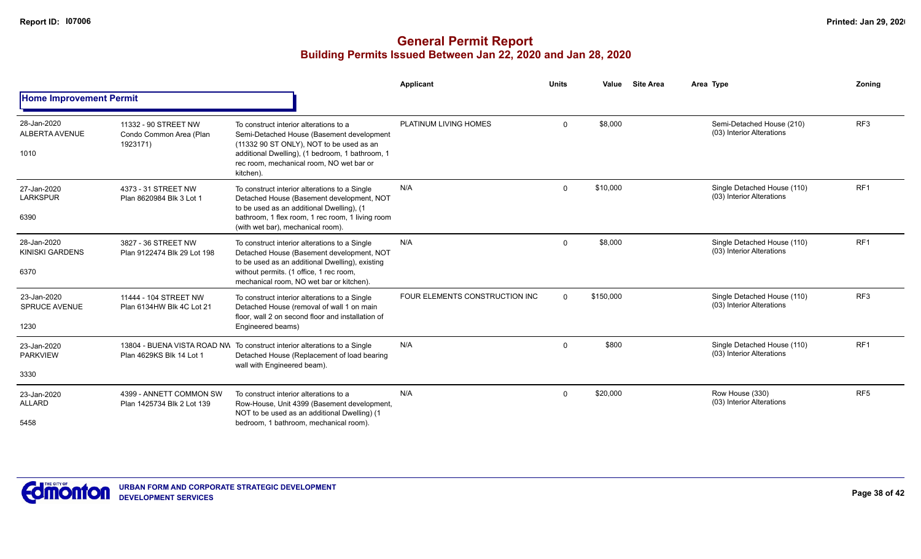# General Permit Report
## Building Permits Issued Between Jan 22, 2020 and Jan 28, 2020

### Home Improvement Permit

| Date / Neighbourhood | Address / Legal | Description | Applicant | Units | Value | Site Area | Area Type | Zoning |
|---|---|---|---|---|---|---|---|---|
| 28-Jan-2020 ALBERTA AVENUE 1010 | 11332 - 90 STREET NW Condo Common Area (Plan 1923171) | To construct interior alterations to a Semi-Detached House (Basement development (11332 90 ST ONLY), NOT to be used as an additional Dwelling), (1 bedroom, 1 bathroom, 1 rec room, mechanical room, NO wet bar or kitchen). | PLATINUM LIVING HOMES | 0 | $8,000 | | Semi-Detached House (210) (03) Interior Alterations | RF3 |
| 27-Jan-2020 LARKSPUR 6390 | 4373 - 31 STREET NW Plan 8620984 Blk 3 Lot 1 | To construct interior alterations to a Single Detached House (Basement development, NOT to be used as an additional Dwelling), (1 bathroom, 1 flex room, 1 rec room, 1 living room (with wet bar), mechanical room). | N/A | 0 | $10,000 | | Single Detached House (110) (03) Interior Alterations | RF1 |
| 28-Jan-2020 KINISKI GARDENS 6370 | 3827 - 36 STREET NW Plan 9122474 Blk 29 Lot 198 | To construct interior alterations to a Single Detached House (Basement development, NOT to be used as an additional Dwelling), existing without permits. (1 office, 1 rec room, mechanical room, NO wet bar or kitchen). | N/A | 0 | $8,000 | | Single Detached House (110) (03) Interior Alterations | RF1 |
| 23-Jan-2020 SPRUCE AVENUE 1230 | 11444 - 104 STREET NW Plan 6134HW Blk 4C Lot 21 | To construct interior alterations to a Single Detached House (removal of wall 1 on main floor, wall 2 on second floor and installation of Engineered beams) | FOUR ELEMENTS CONSTRUCTION INC | 0 | $150,000 | | Single Detached House (110) (03) Interior Alterations | RF3 |
| 23-Jan-2020 PARKVIEW 3330 | 13804 - BUENA VISTA ROAD NW Plan 4629KS Blk 14 Lot 1 | To construct interior alterations to a Single Detached House (Replacement of load bearing wall with Engineered beam). | N/A | 0 | $800 | | Single Detached House (110) (03) Interior Alterations | RF1 |
| 23-Jan-2020 ALLARD 5458 | 4399 - ANNETT COMMON SW Plan 1425734 Blk 2 Lot 139 | To construct interior alterations to a Row-House, Unit 4399 (Basement development, NOT to be used as an additional Dwelling) (1 bedroom, 1 bathroom, mechanical room). | N/A | 0 | $20,000 | | Row House (330) (03) Interior Alterations | RF5 |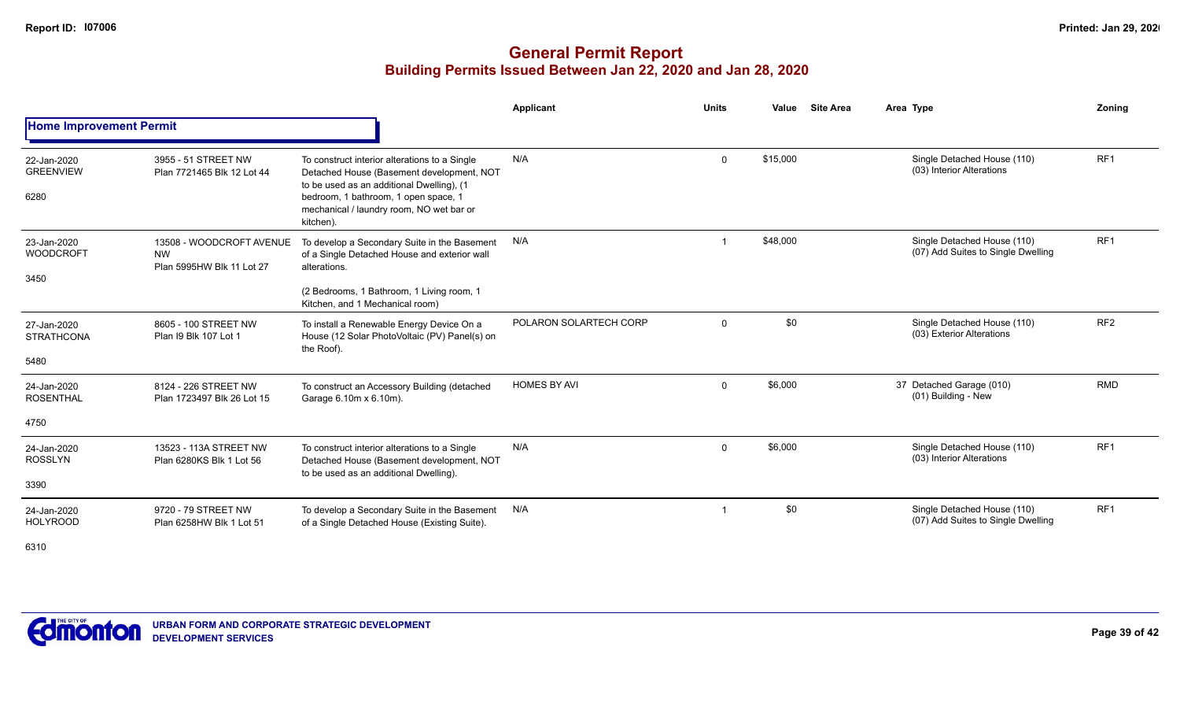# General Permit Report

## Building Permits Issued Between Jan 22, 2020 and Jan 28, 2020

### Home Improvement Permit

| Date / Neighbourhood | Address / Legal | Description | Applicant | Units | Value | Site Area | Area Type | Zoning |
|---|---|---|---|---|---|---|---|---|
| 22-Jan-2020 GREENVIEW 6280 | 3955 - 51 STREET NW Plan 7721465 Blk 12 Lot 44 | To construct interior alterations to a Single Detached House (Basement development, NOT to be used as an additional Dwelling), (1 bedroom, 1 bathroom, 1 open space, 1 mechanical / laundry room, NO wet bar or kitchen). | N/A | 0 | $15,000 | | Single Detached House (110) (03) Interior Alterations | RF1 |
| 23-Jan-2020 WOODCROFT 3450 | 13508 - WOODCROFT AVENUE NW Plan 5995HW Blk 11 Lot 27 | To develop a Secondary Suite in the Basement of a Single Detached House and exterior wall alterations. (2 Bedrooms, 1 Bathroom, 1 Living room, 1 Kitchen, and 1 Mechanical room) | N/A | 1 | $48,000 | | Single Detached House (110) (07) Add Suites to Single Dwelling | RF1 |
| 27-Jan-2020 STRATHCONA 5480 | 8605 - 100 STREET NW Plan I9 Blk 107 Lot 1 | To install a Renewable Energy Device On a House (12 Solar PhotoVoltaic (PV) Panel(s) on the Roof). | POLARON SOLARTECH CORP | 0 | $0 | | Single Detached House (110) (03) Exterior Alterations | RF2 |
| 24-Jan-2020 ROSENTHAL 4750 | 8124 - 226 STREET NW Plan 1723497 Blk 26 Lot 15 | To construct an Accessory Building (detached Garage 6.10m x 6.10m). | HOMES BY AVI | 0 | $6,000 | 37 | Detached Garage (010) (01) Building - New | RMD |
| 24-Jan-2020 ROSSLYN 3390 | 13523 - 113A STREET NW Plan 6280KS Blk 1 Lot 56 | To construct interior alterations to a Single Detached House (Basement development, NOT to be used as an additional Dwelling). | N/A | 0 | $6,000 | | Single Detached House (110) (03) Interior Alterations | RF1 |
| 24-Jan-2020 HOLYROOD 6310 | 9720 - 79 STREET NW Plan 6258HW Blk 1 Lot 51 | To develop a Secondary Suite in the Basement of a Single Detached House (Existing Suite). | N/A | 1 | $0 | | Single Detached House (110) (07) Add Suites to Single Dwelling | RF1 |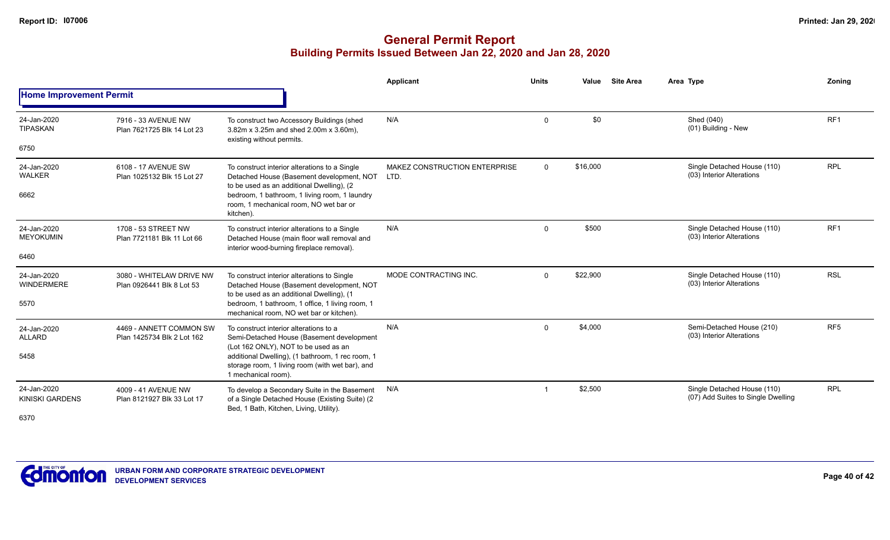# General Permit Report

## Building Permits Issued Between Jan 22, 2020 and Jan 28, 2020

### Home Improvement Permit

| Date / Neighbourhood | Address / Legal | Description | Applicant | Units | Value | Site Area | Area Type | Zoning |
|---|---|---|---|---|---|---|---|---|
| 24-Jan-2020 TIPASKAN 6750 | 7916 - 33 AVENUE NW Plan 7621725 Blk 14 Lot 23 | To construct two Accessory Buildings (shed 3.82m x 3.25m and shed 2.00m x 3.60m), existing without permits. | N/A | 0 | $0 | | Shed (040) (01) Building - New | RF1 |
| 24-Jan-2020 WALKER 6662 | 6108 - 17 AVENUE SW Plan 1025132 Blk 15 Lot 27 | To construct interior alterations to a Single Detached House (Basement development, NOT to be used as an additional Dwelling), (2 bedroom, 1 bathroom, 1 living room, 1 laundry room, 1 mechanical room, NO wet bar or kitchen). | MAKEZ CONSTRUCTION ENTERPRISE LTD. | 0 | $16,000 | | Single Detached House (110) (03) Interior Alterations | RPL |
| 24-Jan-2020 MEYOKUMIN 6460 | 1708 - 53 STREET NW Plan 7721181 Blk 11 Lot 66 | To construct interior alterations to a Single Detached House (main floor wall removal and interior wood-burning fireplace removal). | N/A | 0 | $500 | | Single Detached House (110) (03) Interior Alterations | RF1 |
| 24-Jan-2020 WINDERMERE 5570 | 3080 - WHITELAW DRIVE NW Plan 0926441 Blk 8 Lot 53 | To construct interior alterations to Single Detached House (Basement development, NOT to be used as an additional Dwelling), (1 bedroom, 1 bathroom, 1 office, 1 living room, 1 mechanical room, NO wet bar or kitchen). | MODE CONTRACTING INC. | 0 | $22,900 | | Single Detached House (110) (03) Interior Alterations | RSL |
| 24-Jan-2020 ALLARD 5458 | 4469 - ANNETT COMMON SW Plan 1425734 Blk 2 Lot 162 | To construct interior alterations to a Semi-Detached House (Basement development (Lot 162 ONLY), NOT to be used as an additional Dwelling), (1 bathroom, 1 rec room, 1 storage room, 1 living room (with wet bar), and 1 mechanical room). | N/A | 0 | $4,000 | | Semi-Detached House (210) (03) Interior Alterations | RF5 |
| 24-Jan-2020 KINISKI GARDENS 6370 | 4009 - 41 AVENUE NW Plan 8121927 Blk 33 Lot 17 | To develop a Secondary Suite in the Basement of a Single Detached House (Existing Suite) (2 Bed, 1 Bath, Kitchen, Living, Utility). | N/A | 1 | $2,500 | | Single Detached House (110) (07) Add Suites to Single Dwelling | RPL |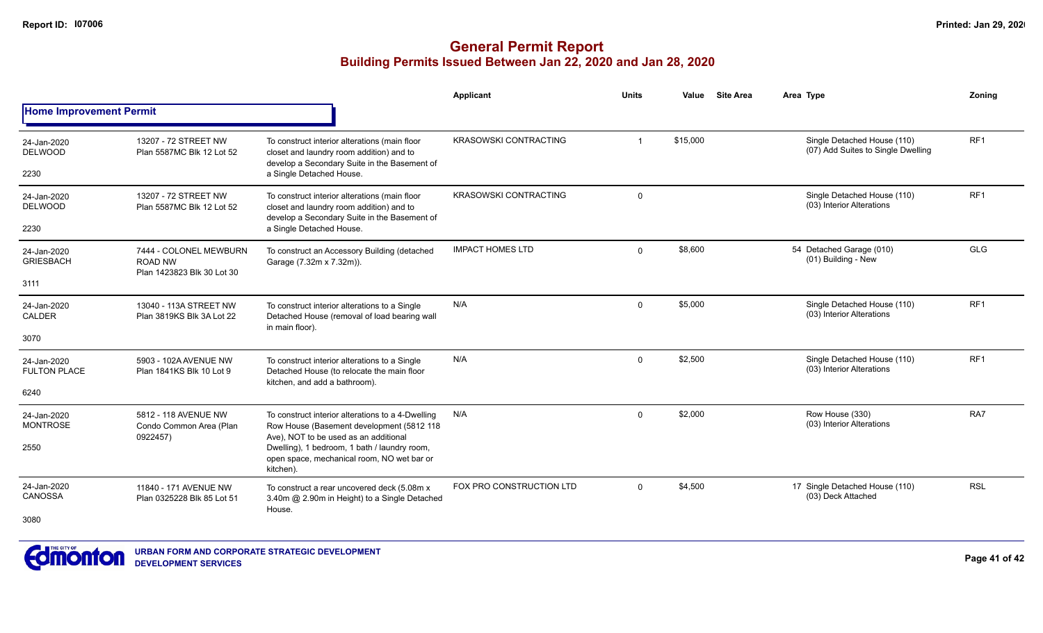# General Permit Report
## Building Permits Issued Between Jan 22, 2020 and Jan 28, 2020

### Home Improvement Permit

| Date / Neighbourhood / Code | Address / Legal | Description | Applicant | Units | Value | Site Area | Area | Type | Zoning |
|---|---|---|---|---|---|---|---|---|---|
| 24-Jan-2020 DELWOOD 2230 | 13207 - 72 STREET NW Plan 5587MC Blk 12 Lot 52 | To construct interior alterations (main floor closet and laundry room addition) and to develop a Secondary Suite in the Basement of a Single Detached House. | KRASOWSKI CONTRACTING | 1 | $15,000 | | | Single Detached House (110) (07) Add Suites to Single Dwelling | RF1 |
| 24-Jan-2020 DELWOOD 2230 | 13207 - 72 STREET NW Plan 5587MC Blk 12 Lot 52 | To construct interior alterations (main floor closet and laundry room addition) and to develop a Secondary Suite in the Basement of a Single Detached House. | KRASOWSKI CONTRACTING | 0 | | | | Single Detached House (110) (03) Interior Alterations | RF1 |
| 24-Jan-2020 GRIESBACH 3111 | 7444 - COLONEL MEWBURN ROAD NW Plan 1423823 Blk 30 Lot 30 | To construct an Accessory Building (detached Garage (7.32m x 7.32m)). | IMPACT HOMES LTD | 0 | $8,600 | | 54 | Detached Garage (010) (01) Building - New | GLG |
| 24-Jan-2020 CALDER 3070 | 13040 - 113A STREET NW Plan 3819KS Blk 3A Lot 22 | To construct interior alterations to a Single Detached House (removal of load bearing wall in main floor). | N/A | 0 | $5,000 | | | Single Detached House (110) (03) Interior Alterations | RF1 |
| 24-Jan-2020 FULTON PLACE 6240 | 5903 - 102A AVENUE NW Plan 1841KS Blk 10 Lot 9 | To construct interior alterations to a Single Detached House (to relocate the main floor kitchen, and add a bathroom). | N/A | 0 | $2,500 | | | Single Detached House (110) (03) Interior Alterations | RF1 |
| 24-Jan-2020 MONTROSE 2550 | 5812 - 118 AVENUE NW Condo Common Area (Plan 0922457) | To construct interior alterations to a 4-Dwelling Row House (Basement development (5812 118 Ave), NOT to be used as an additional Dwelling), 1 bedroom, 1 bath / laundry room, open space, mechanical room, NO wet bar or kitchen). | N/A | 0 | $2,000 | | | Row House (330) (03) Interior Alterations | RA7 |
| 24-Jan-2020 CANOSSA 3080 | 11840 - 171 AVENUE NW Plan 0325228 Blk 85 Lot 51 | To construct a rear uncovered deck (5.08m x 3.40m @ 2.90m in Height) to a Single Detached House. | FOX PRO CONSTRUCTION LTD | 0 | $4,500 | | 17 | Single Detached House (110) (03) Deck Attached | RSL |

URBAN FORM AND CORPORATE STRATEGIC DEVELOPMENT
DEVELOPMENT SERVICES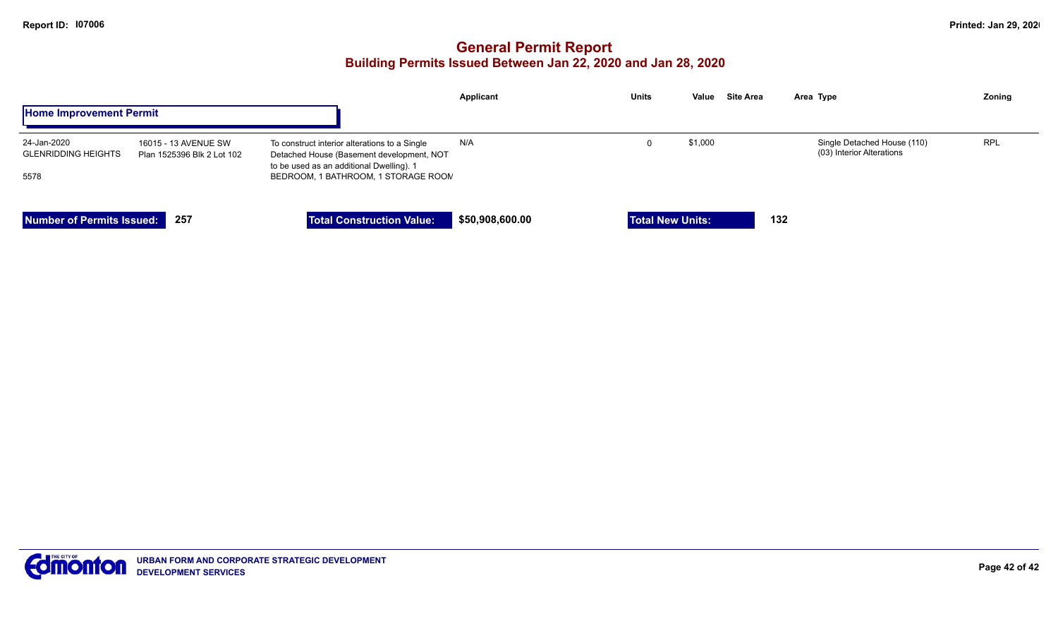# General Permit Report

## Building Permits Issued Between Jan 22, 2020 and Jan 28, 2020

| | | | Applicant | Units | Value | Site Area | Area Type | Zoning |
|---|---|---|---|---|---|---|---|---|
| **Home Improvement Permit** | | | | | | | | |
| 24-Jan-2020 GLENRIDDING HEIGHTS 5578 | 16015 - 13 AVENUE SW Plan 1525396 Blk 2 Lot 102 | To construct interior alterations to a Single Detached House (Basement development, NOT to be used as an additional Dwelling). 1 BEDROOM, 1 BATHROOM, 1 STORAGE ROOM | N/A | 0 | $1,000 | | Single Detached House (110) (03) Interior Alterations | RPL |

**Number of Permits Issued:** 257 **Total Construction Value:** $50,908,600.00 **Total New Units:** 132

URBAN FORM AND CORPORATE STRATEGIC DEVELOPMENT
DEVELOPMENT SERVICES